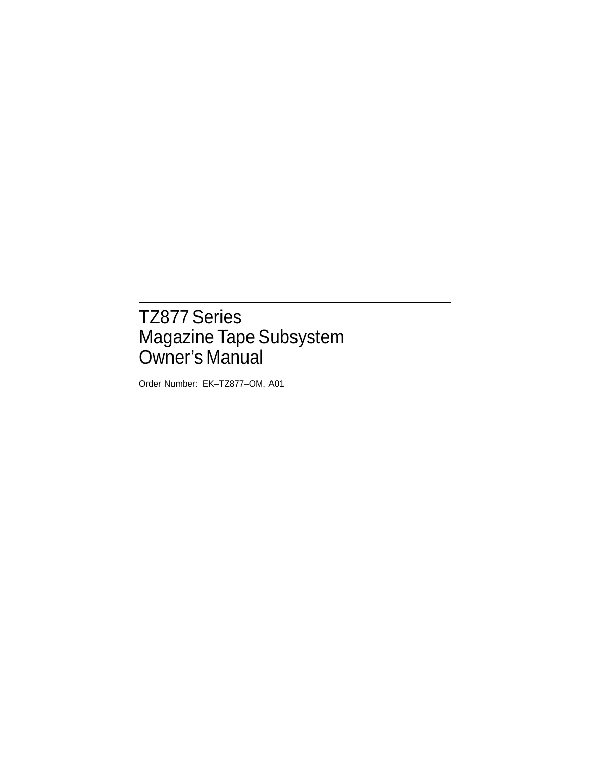# TZ877 Series Magazine Tape Subsystem Owner’s Manual

Order Number: EK–TZ877–OM. A01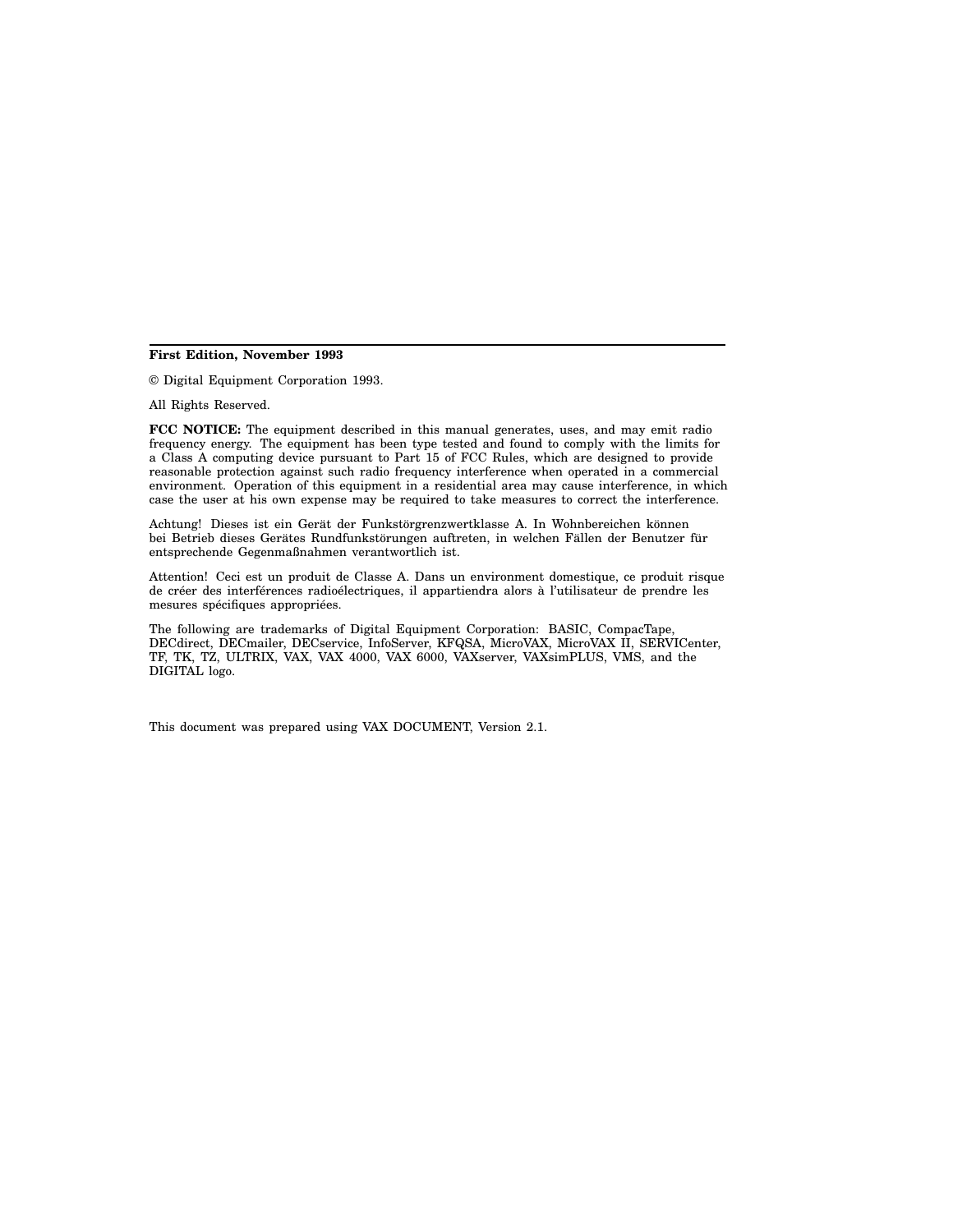**First Edition, November 1993**

© Digital Equipment Corporation 1993.

All Rights Reserved.

**FCC NOTICE:** The equipment described in this manual generates, uses, and may emit radio frequency energy. The equipment has been type tested and found to comply with the limits for a Class A computing device pursuant to Part 15 of FCC Rules, which are designed to provide reasonable protection against such radio frequency interference when operated in a commercial environment. Operation of this equipment in a residential area may cause interference, in which case the user at his own expense may be required to take measures to correct the interference.

Achtung! Dieses ist ein Gerät der Funkstörgrenzwertklasse A. In Wohnbereichen können bei Betrieb dieses Gerätes Rundfunkstörungen auftreten, in welchen Fällen der Benutzer für entsprechende Gegenmaßnahmen verantwortlich ist.

Attention! Ceci est un produit de Classe A. Dans un environment domestique, ce produit risque de créer des interférences radioélectriques, il appartiendra alors à l'utilisateur de prendre les mesures spécifiques appropriées.

The following are trademarks of Digital Equipment Corporation: BASIC, CompacTape, DECdirect, DECmailer, DECservice, InfoServer, KFQSA, MicroVAX, MicroVAX II, SERVICenter, TF, TK, TZ, ULTRIX, VAX, VAX 4000, VAX 6000, VAXserver, VAXsimPLUS, VMS, and the DIGITAL logo.

This document was prepared using VAX DOCUMENT, Version 2.1.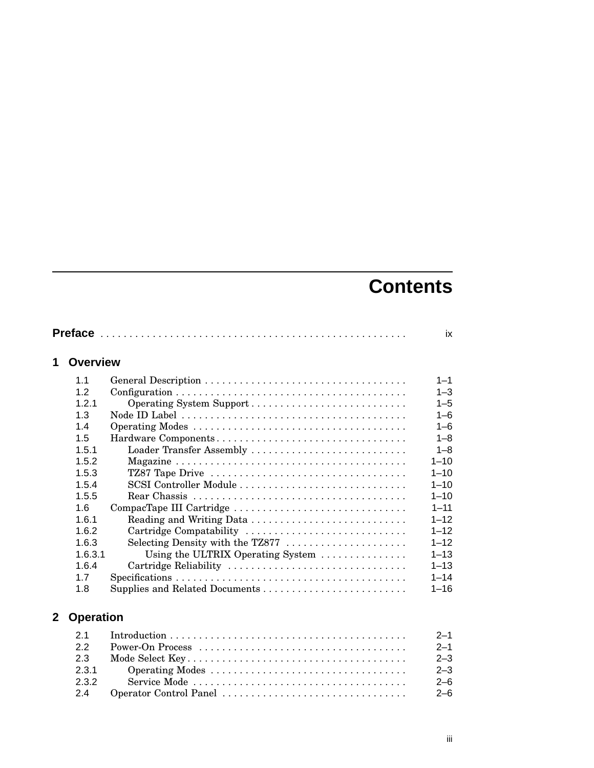# Contents

**Preface** . . . . . . . . . . . . . . . . . . . . . . . . . . . . . . . . . . . . . . . . . . . . . . . . . ix

## 1 Overview

| | | |
|---|---|---|
| 1.1 | General Description | 1–1 |
| 1.2 | Configuration | 1–3 |
| 1.2.1 | Operating System Support | 1–5 |
| 1.3 | Node ID Label | 1–6 |
| 1.4 | Operating Modes | 1–6 |
| 1.5 | Hardware Components | 1–8 |
| 1.5.1 | Loader Transfer Assembly | 1–8 |
| 1.5.2 | Magazine | 1–10 |
| 1.5.3 | TZ87 Tape Drive | 1–10 |
| 1.5.4 | SCSI Controller Module | 1–10 |
| 1.5.5 | Rear Chassis | 1–10 |
| 1.6 | CompacTape III Cartridge | 1–11 |
| 1.6.1 | Reading and Writing Data | 1–12 |
| 1.6.2 | Cartridge Compatability | 1–12 |
| 1.6.3 | Selecting Density with the TZ877 | 1–12 |
| 1.6.3.1 | Using the ULTRIX Operating System | 1–13 |
| 1.6.4 | Cartridge Reliability | 1–13 |
| 1.7 | Specifications | 1–14 |
| 1.8 | Supplies and Related Documents | 1–16 |

## 2 Operation

| | | |
|---|---|---|
| 2.1 | Introduction | 2–1 |
| 2.2 | Power-On Process | 2–1 |
| 2.3 | Mode Select Key | 2–3 |
| 2.3.1 | Operating Modes | 2–3 |
| 2.3.2 | Service Mode | 2–6 |
| 2.4 | Operator Control Panel | 2–6 |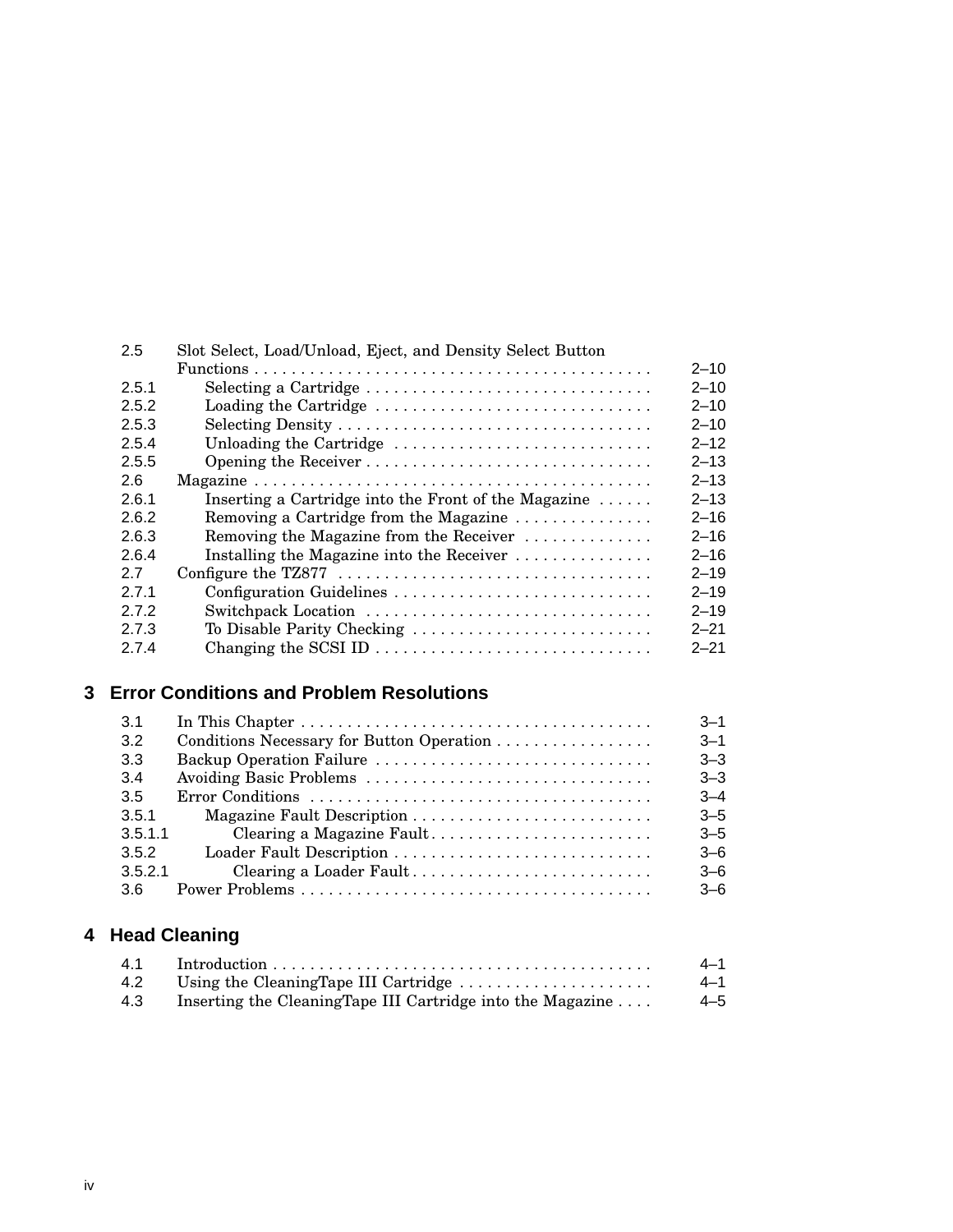| | | |
|---|---|---|
| 2.5 | Slot Select, Load/Unload, Eject, and Density Select Button Functions | 2–10 |
| 2.5.1 | Selecting a Cartridge | 2–10 |
| 2.5.2 | Loading the Cartridge | 2–10 |
| 2.5.3 | Selecting Density | 2–10 |
| 2.5.4 | Unloading the Cartridge | 2–12 |
| 2.5.5 | Opening the Receiver | 2–13 |
| 2.6 | Magazine | 2–13 |
| 2.6.1 | Inserting a Cartridge into the Front of the Magazine | 2–13 |
| 2.6.2 | Removing a Cartridge from the Magazine | 2–16 |
| 2.6.3 | Removing the Magazine from the Receiver | 2–16 |
| 2.6.4 | Installing the Magazine into the Receiver | 2–16 |
| 2.7 | Configure the TZ877 | 2–19 |
| 2.7.1 | Configuration Guidelines | 2–19 |
| 2.7.2 | Switchpack Location | 2–19 |
| 2.7.3 | To Disable Parity Checking | 2–21 |
| 2.7.4 | Changing the SCSI ID | 2–21 |

## 3 Error Conditions and Problem Resolutions

| | | |
|---|---|---|
| 3.1 | In This Chapter | 3–1 |
| 3.2 | Conditions Necessary for Button Operation | 3–1 |
| 3.3 | Backup Operation Failure | 3–3 |
| 3.4 | Avoiding Basic Problems | 3–3 |
| 3.5 | Error Conditions | 3–4 |
| 3.5.1 | Magazine Fault Description | 3–5 |
| 3.5.1.1 | Clearing a Magazine Fault | 3–5 |
| 3.5.2 | Loader Fault Description | 3–6 |
| 3.5.2.1 | Clearing a Loader Fault | 3–6 |
| 3.6 | Power Problems | 3–6 |

## 4 Head Cleaning

| | | |
|---|---|---|
| 4.1 | Introduction | 4–1 |
| 4.2 | Using the CleaningTape III Cartridge | 4–1 |
| 4.3 | Inserting the CleaningTape III Cartridge into the Magazine | 4–5 |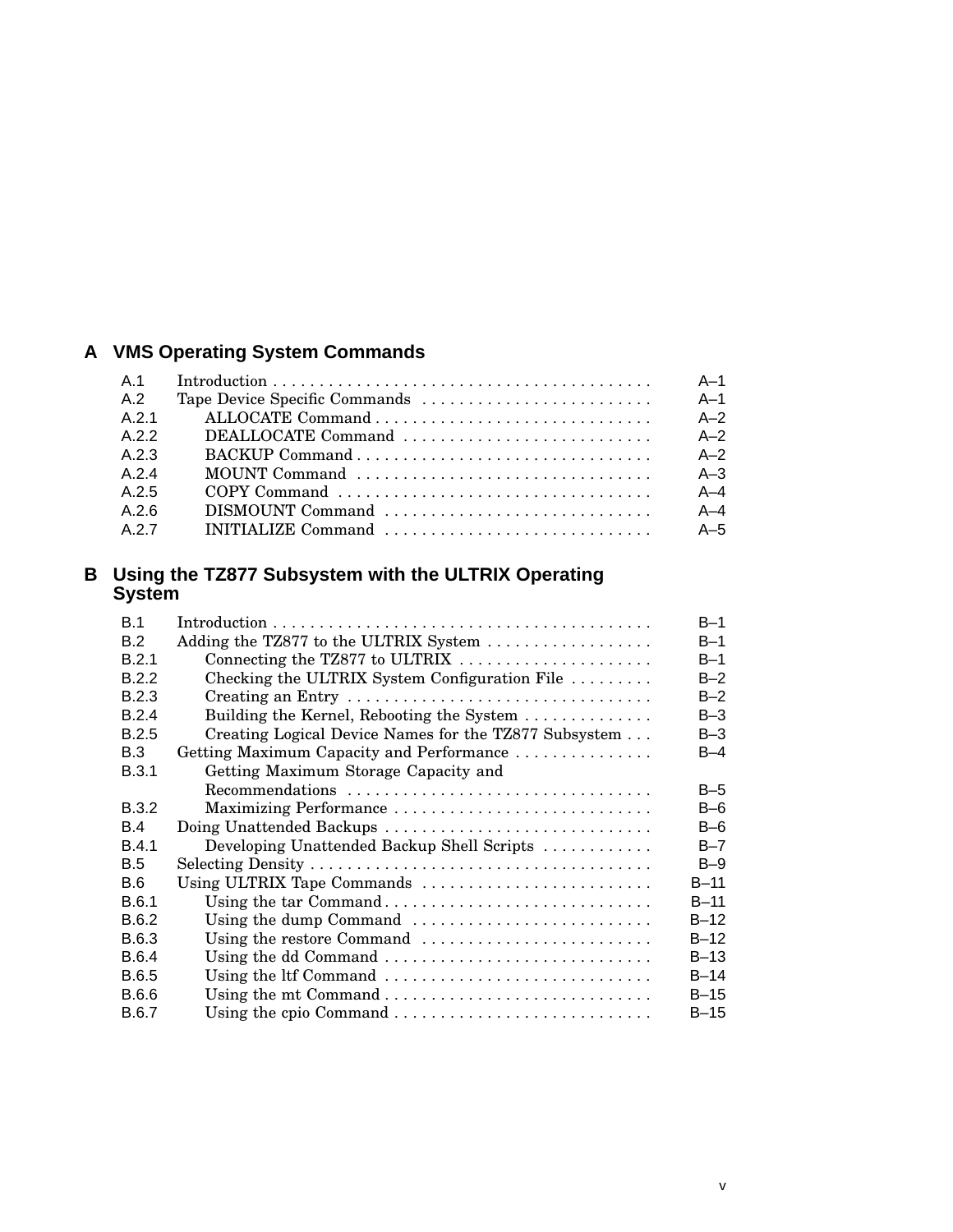## A VMS Operating System Commands

| | | |
|---|---|---|
| A.1 | Introduction | A–1 |
| A.2 | Tape Device Specific Commands | A–1 |
| A.2.1 | ALLOCATE Command | A–2 |
| A.2.2 | DEALLOCATE Command | A–2 |
| A.2.3 | BACKUP Command | A–2 |
| A.2.4 | MOUNT Command | A–3 |
| A.2.5 | COPY Command | A–4 |
| A.2.6 | DISMOUNT Command | A–4 |
| A.2.7 | INITIALIZE Command | A–5 |

## B Using the TZ877 Subsystem with the ULTRIX Operating System

| | | |
|---|---|---|
| B.1 | Introduction | B–1 |
| B.2 | Adding the TZ877 to the ULTRIX System | B–1 |
| B.2.1 | Connecting the TZ877 to ULTRIX | B–1 |
| B.2.2 | Checking the ULTRIX System Configuration File | B–2 |
| B.2.3 | Creating an Entry | B–2 |
| B.2.4 | Building the Kernel, Rebooting the System | B–3 |
| B.2.5 | Creating Logical Device Names for the TZ877 Subsystem | B–3 |
| B.3 | Getting Maximum Capacity and Performance | B–4 |
| B.3.1 | Getting Maximum Storage Capacity and Recommendations | B–5 |
| B.3.2 | Maximizing Performance | B–6 |
| B.4 | Doing Unattended Backups | B–6 |
| B.4.1 | Developing Unattended Backup Shell Scripts | B–7 |
| B.5 | Selecting Density | B–9 |
| B.6 | Using ULTRIX Tape Commands | B–11 |
| B.6.1 | Using the tar Command | B–11 |
| B.6.2 | Using the dump Command | B–12 |
| B.6.3 | Using the restore Command | B–12 |
| B.6.4 | Using the dd Command | B–13 |
| B.6.5 | Using the ltf Command | B–14 |
| B.6.6 | Using the mt Command | B–15 |
| B.6.7 | Using the cpio Command | B–15 |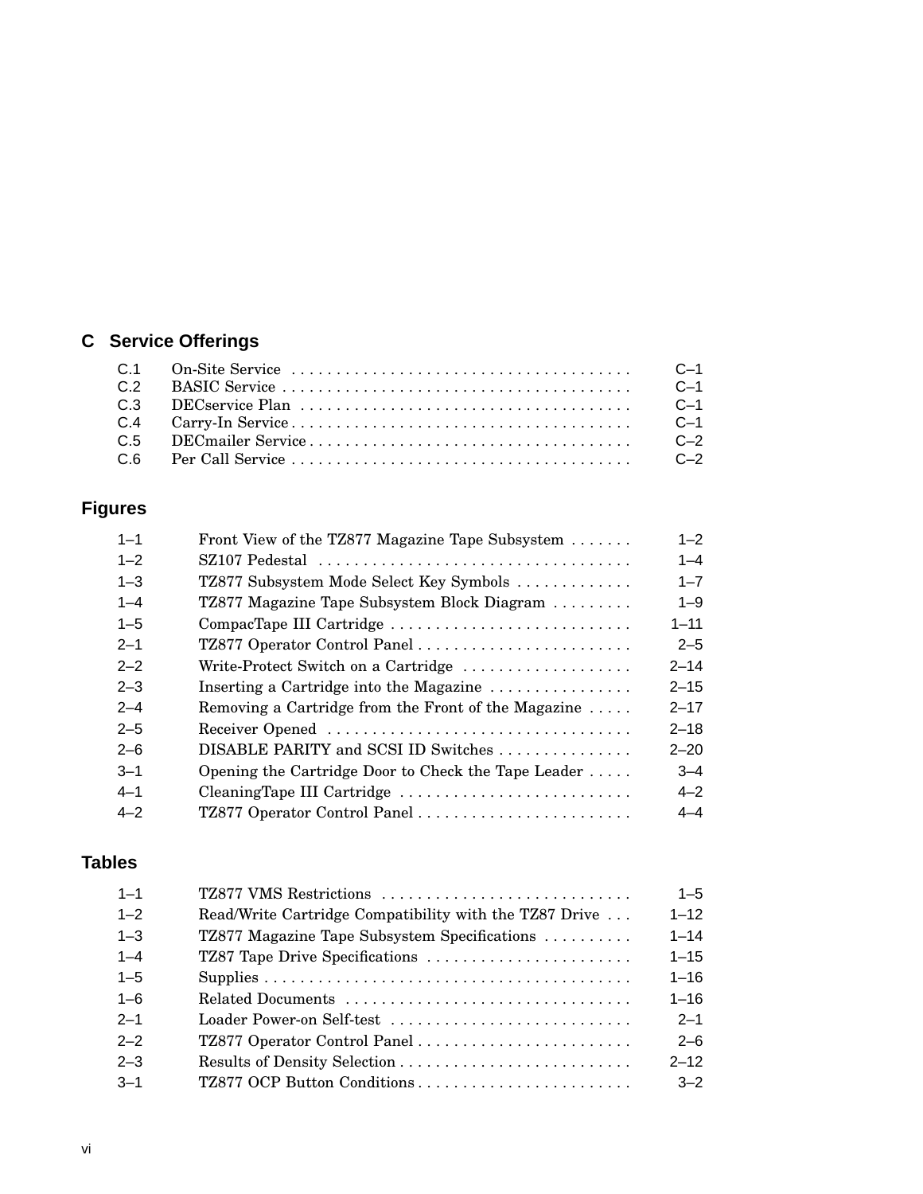## C Service Offerings

| | | |
|---|---|---|
| C.1 | On-Site Service | C–1 |
| C.2 | BASIC Service | C–1 |
| C.3 | DECservice Plan | C–1 |
| C.4 | Carry-In Service | C–1 |
| C.5 | DECmailer Service | C–2 |
| C.6 | Per Call Service | C–2 |

## Figures

| | | |
|---|---|---|
| 1–1 | Front View of the TZ877 Magazine Tape Subsystem | 1–2 |
| 1–2 | SZ107 Pedestal | 1–4 |
| 1–3 | TZ877 Subsystem Mode Select Key Symbols | 1–7 |
| 1–4 | TZ877 Magazine Tape Subsystem Block Diagram | 1–9 |
| 1–5 | CompacTape III Cartridge | 1–11 |
| 2–1 | TZ877 Operator Control Panel | 2–5 |
| 2–2 | Write-Protect Switch on a Cartridge | 2–14 |
| 2–3 | Inserting a Cartridge into the Magazine | 2–15 |
| 2–4 | Removing a Cartridge from the Front of the Magazine | 2–17 |
| 2–5 | Receiver Opened | 2–18 |
| 2–6 | DISABLE PARITY and SCSI ID Switches | 2–20 |
| 3–1 | Opening the Cartridge Door to Check the Tape Leader | 3–4 |
| 4–1 | CleaningTape III Cartridge | 4–2 |
| 4–2 | TZ877 Operator Control Panel | 4–4 |

## Tables

| | | |
|---|---|---|
| 1–1 | TZ877 VMS Restrictions | 1–5 |
| 1–2 | Read/Write Cartridge Compatibility with the TZ87 Drive | 1–12 |
| 1–3 | TZ877 Magazine Tape Subsystem Specifications | 1–14 |
| 1–4 | TZ87 Tape Drive Specifications | 1–15 |
| 1–5 | Supplies | 1–16 |
| 1–6 | Related Documents | 1–16 |
| 2–1 | Loader Power-on Self-test | 2–1 |
| 2–2 | TZ877 Operator Control Panel | 2–6 |
| 2–3 | Results of Density Selection | 2–12 |
| 3–1 | TZ877 OCP Button Conditions | 3–2 |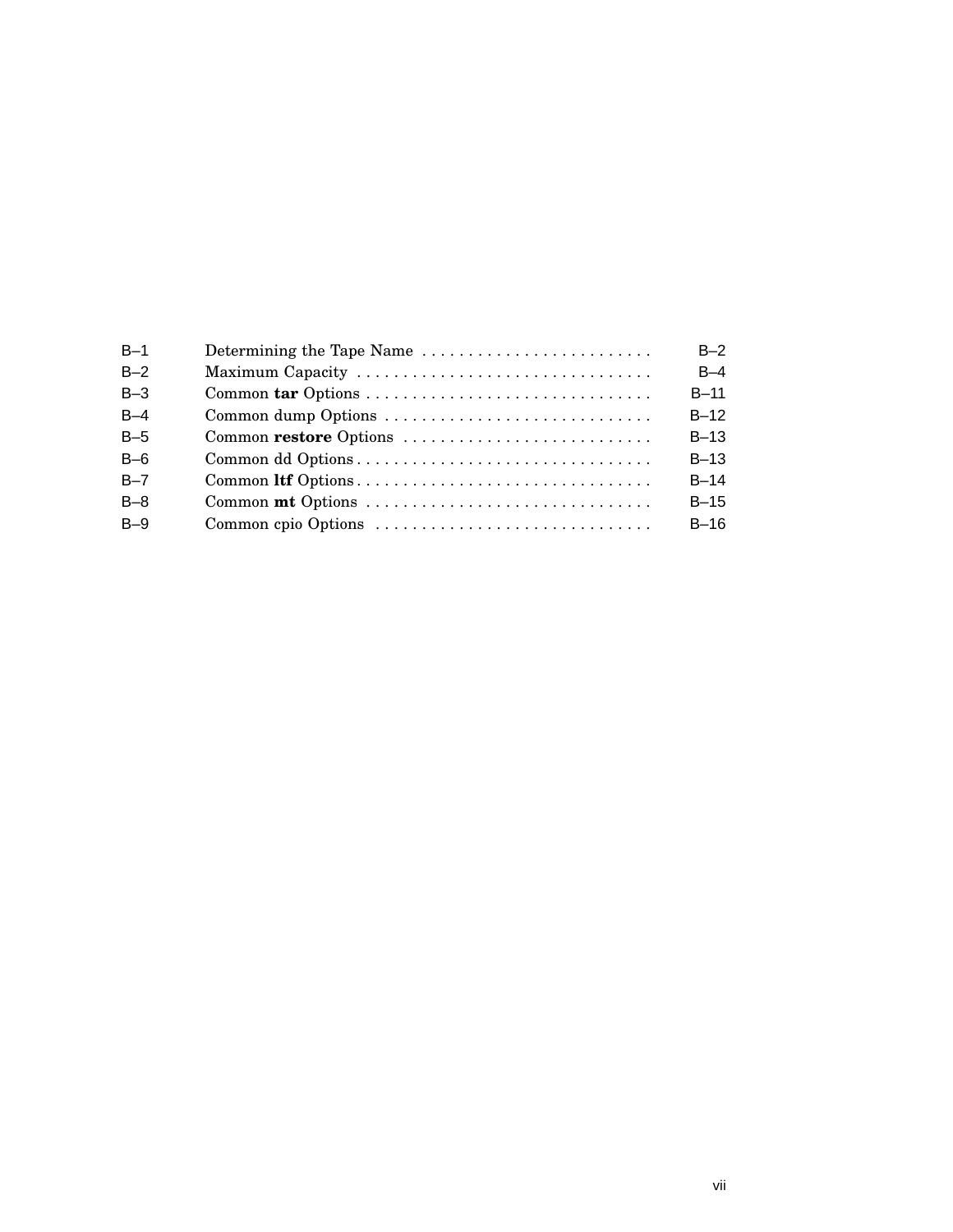| | | |
|---|---|---|
| B–1 | Determining the Tape Name | B–2 |
| B–2 | Maximum Capacity | B–4 |
| B–3 | Common **tar** Options | B–11 |
| B–4 | Common dump Options | B–12 |
| B–5 | Common **restore** Options | B–13 |
| B–6 | Common dd Options | B–13 |
| B–7 | Common **ltf** Options | B–14 |
| B–8 | Common **mt** Options | B–15 |
| B–9 | Common cpio Options | B–16 |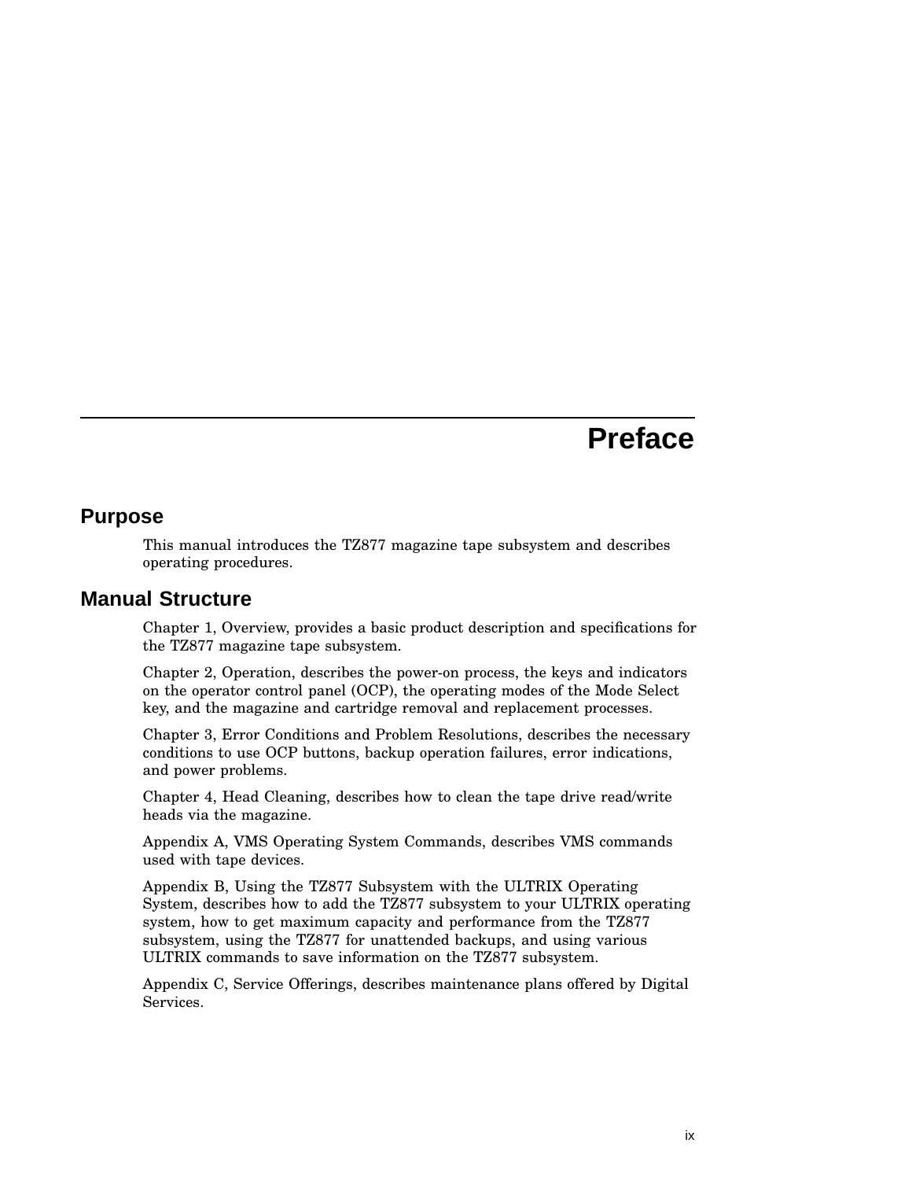# Preface

## Purpose

This manual introduces the TZ877 magazine tape subsystem and describes operating procedures.

## Manual Structure

Chapter 1, Overview, provides a basic product description and specifications for the TZ877 magazine tape subsystem.

Chapter 2, Operation, describes the power-on process, the keys and indicators on the operator control panel (OCP), the operating modes of the Mode Select key, and the magazine and cartridge removal and replacement processes.

Chapter 3, Error Conditions and Problem Resolutions, describes the necessary conditions to use OCP buttons, backup operation failures, error indications, and power problems.

Chapter 4, Head Cleaning, describes how to clean the tape drive read/write heads via the magazine.

Appendix A, VMS Operating System Commands, describes VMS commands used with tape devices.

Appendix B, Using the TZ877 Subsystem with the ULTRIX Operating System, describes how to add the TZ877 subsystem to your ULTRIX operating system, how to get maximum capacity and performance from the TZ877 subsystem, using the TZ877 for unattended backups, and using various ULTRIX commands to save information on the TZ877 subsystem.

Appendix C, Service Offerings, describes maintenance plans offered by Digital Services.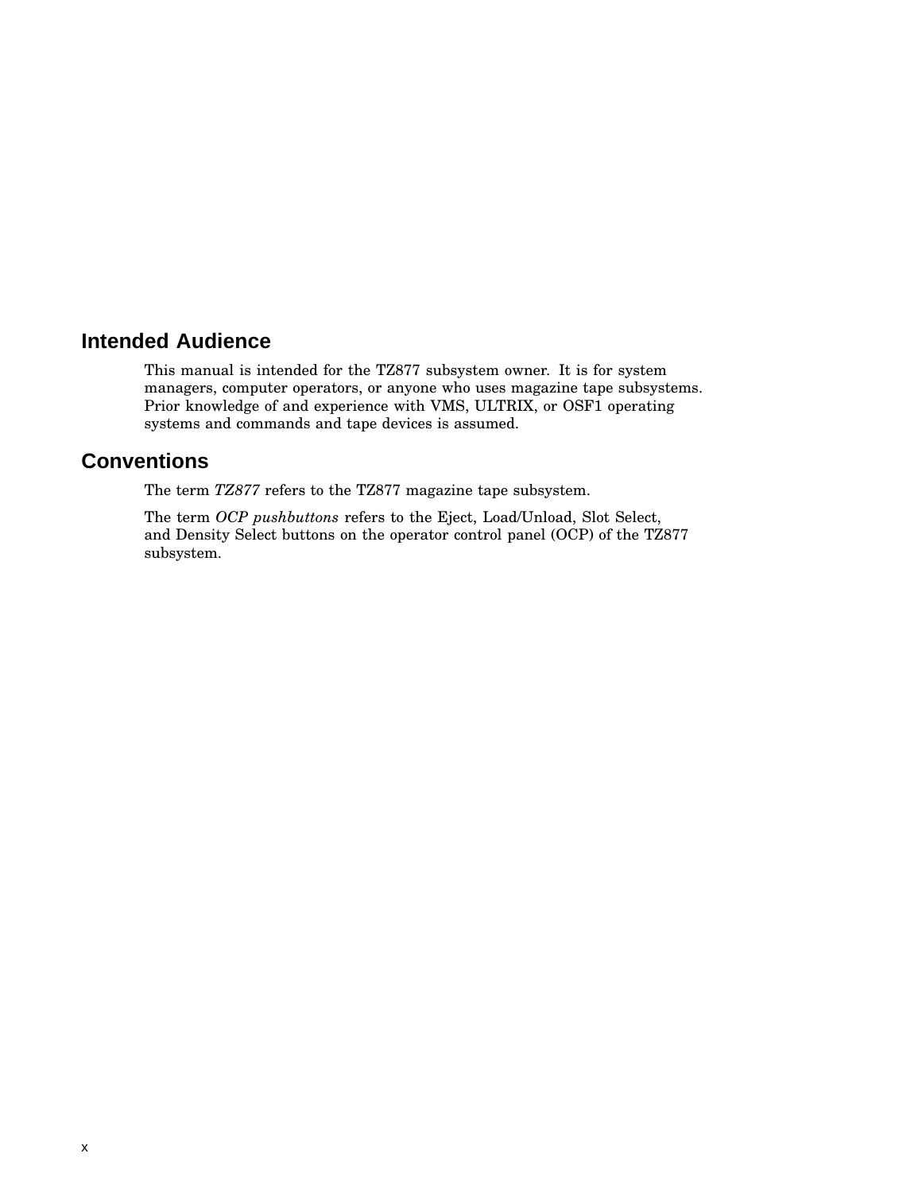## Intended Audience

This manual is intended for the TZ877 subsystem owner. It is for system managers, computer operators, or anyone who uses magazine tape subsystems. Prior knowledge of and experience with VMS, ULTRIX, or OSF1 operating systems and commands and tape devices is assumed.

## Conventions

The term *TZ877* refers to the TZ877 magazine tape subsystem.

The term *OCP pushbuttons* refers to the Eject, Load/Unload, Slot Select, and Density Select buttons on the operator control panel (OCP) of the TZ877 subsystem.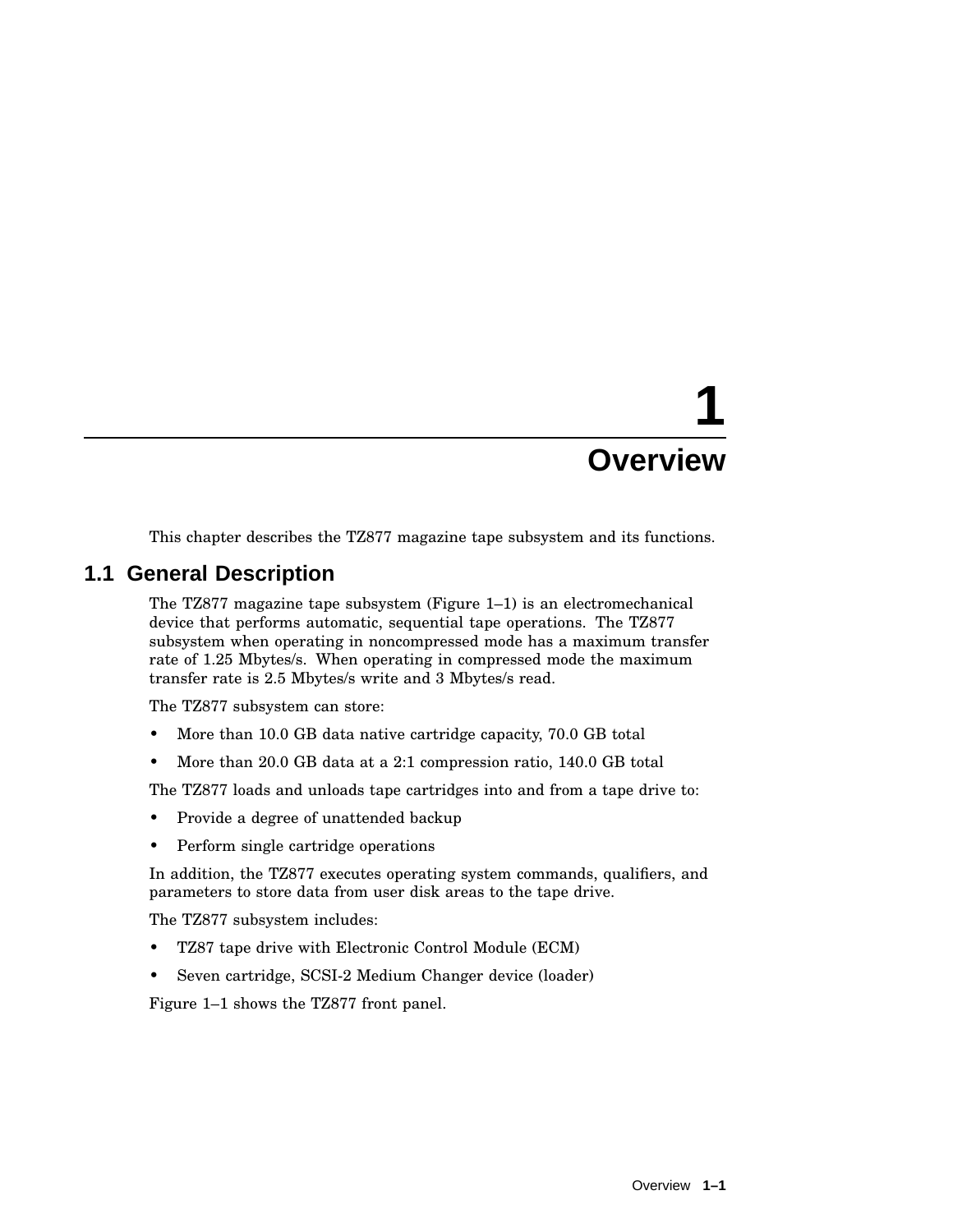# 1 Overview

This chapter describes the TZ877 magazine tape subsystem and its functions.

## 1.1 General Description

The TZ877 magazine tape subsystem (Figure 1–1) is an electromechanical device that performs automatic, sequential tape operations. The TZ877 subsystem when operating in noncompressed mode has a maximum transfer rate of 1.25 Mbytes/s. When operating in compressed mode the maximum transfer rate is 2.5 Mbytes/s write and 3 Mbytes/s read.

The TZ877 subsystem can store:

- More than 10.0 GB data native cartridge capacity, 70.0 GB total
- More than 20.0 GB data at a 2:1 compression ratio, 140.0 GB total

The TZ877 loads and unloads tape cartridges into and from a tape drive to:

- Provide a degree of unattended backup
- Perform single cartridge operations

In addition, the TZ877 executes operating system commands, qualifiers, and parameters to store data from user disk areas to the tape drive.

The TZ877 subsystem includes:

- TZ87 tape drive with Electronic Control Module (ECM)
- Seven cartridge, SCSI-2 Medium Changer device (loader)

Figure 1–1 shows the TZ877 front panel.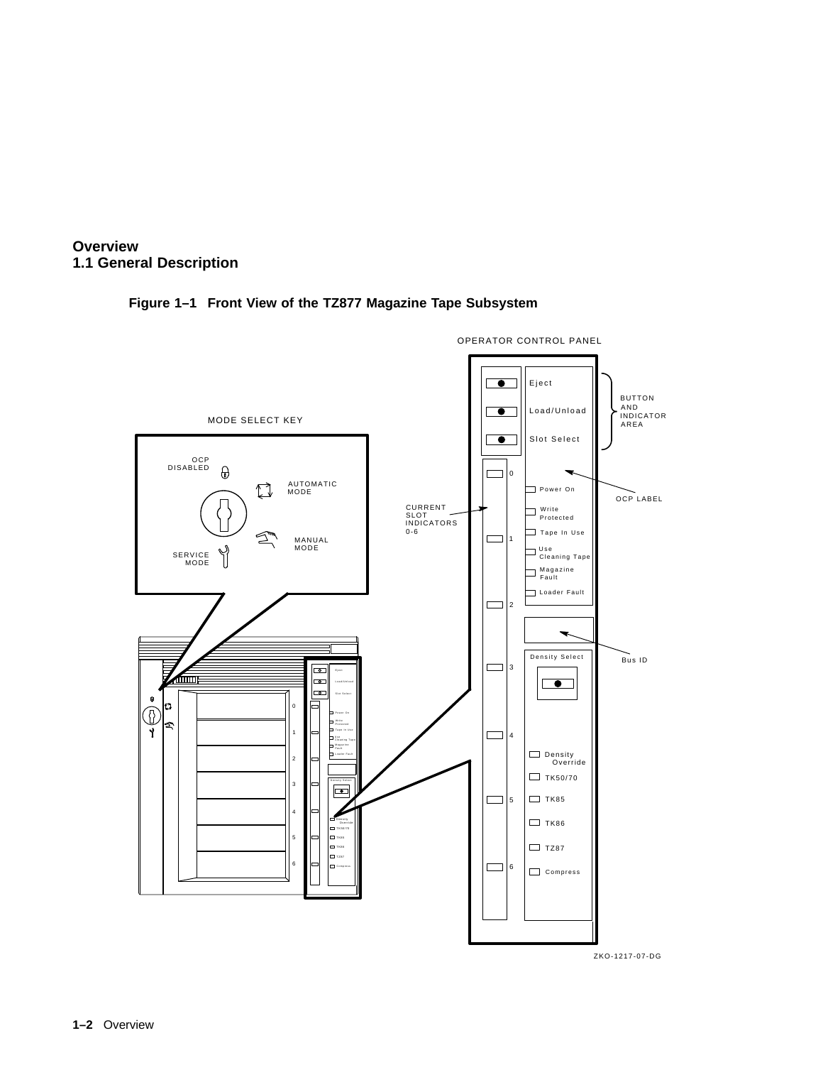# Overview

## 1.1 General Description

**Figure 1–1 Front View of the TZ877 Magazine Tape Subsystem**

OPERATOR CONTROL PANEL

MODE SELECT KEY

OCP DISABLED

AUTOMATIC MODE

MANUAL MODE

SERVICE MODE

BUTTON AND INDICATOR AREA

Eject

Load/Unload

Slot Select

CURRENT SLOT INDICATORS 0-6

OCP LABEL

Power On

Write Protected

Tape In Use

Use Cleaning Tape

Magazine Fault

Loader Fault

Bus ID

Density Select

Density Override

TK50/70

TK85

TK86

TZ87

Compress

ZKO-1217-07-DG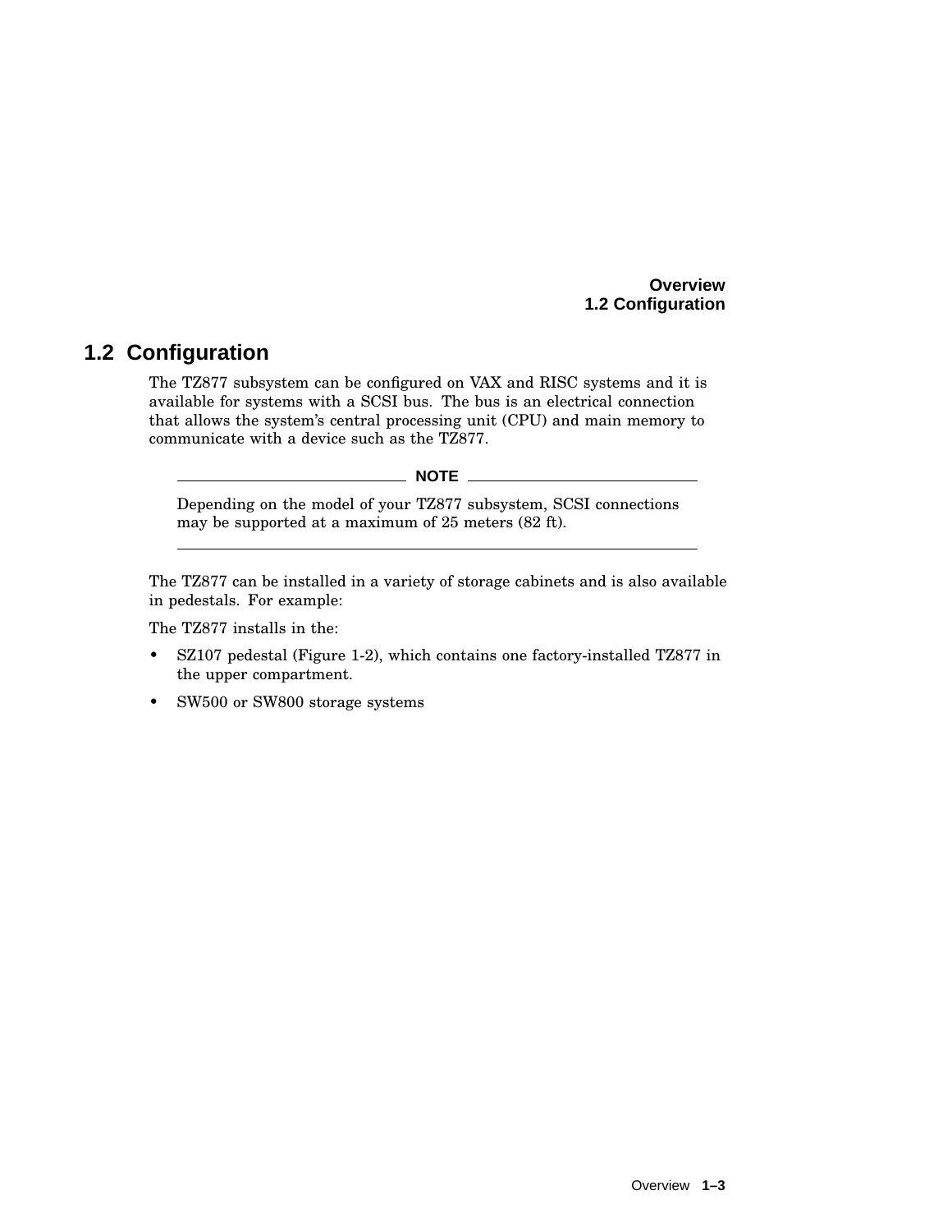## 1.2 Configuration

The TZ877 subsystem can be configured on VAX and RISC systems and it is available for systems with a SCSI bus. The bus is an electrical connection that allows the system's central processing unit (CPU) and main memory to communicate with a device such as the TZ877.

---

**NOTE**

Depending on the model of your TZ877 subsystem, SCSI connections may be supported at a maximum of 25 meters (82 ft).

---

The TZ877 can be installed in a variety of storage cabinets and is also available in pedestals. For example:

The TZ877 installs in the:

- SZ107 pedestal (Figure 1-2), which contains one factory-installed TZ877 in the upper compartment.
- SW500 or SW800 storage systems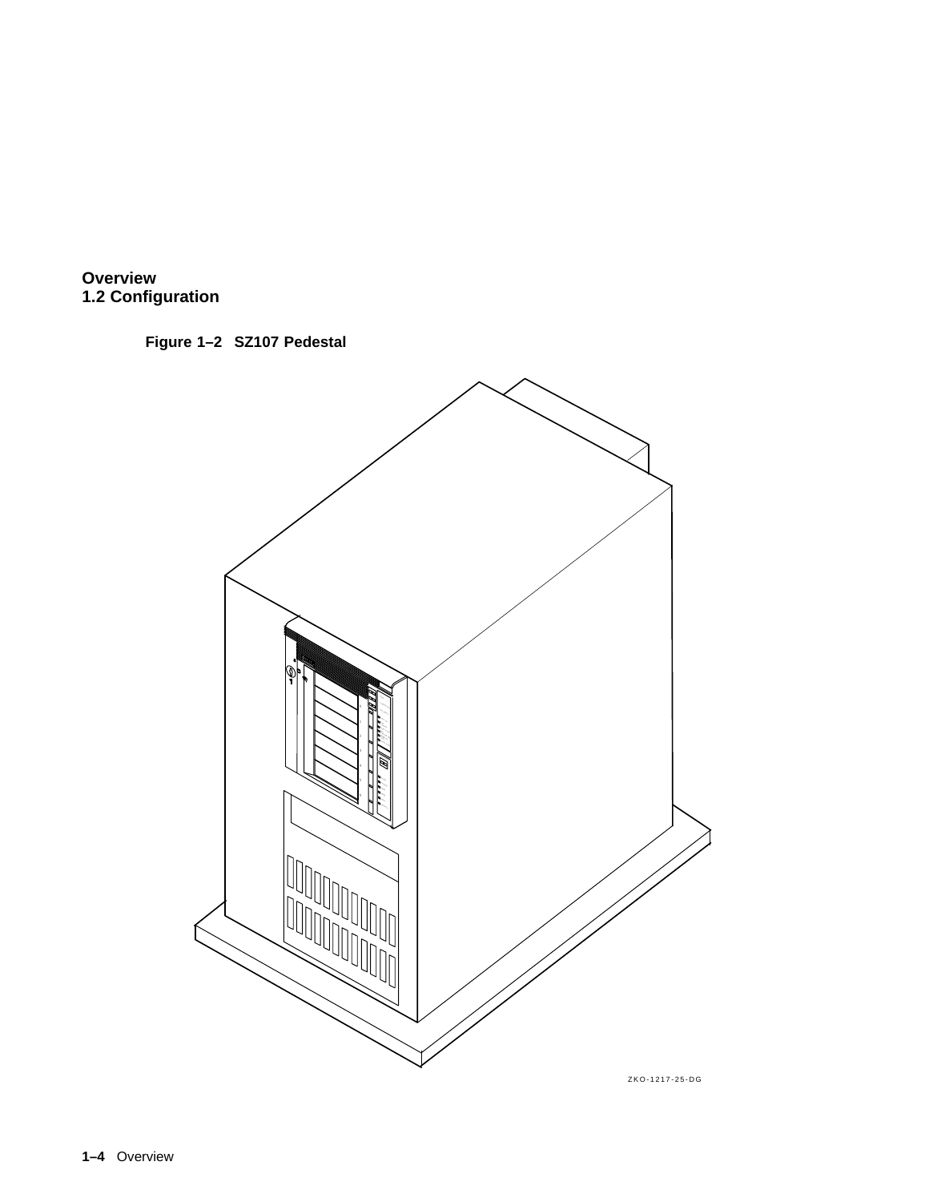**Figure 1–2 SZ107 Pedestal**

ZKO-1217-25-DG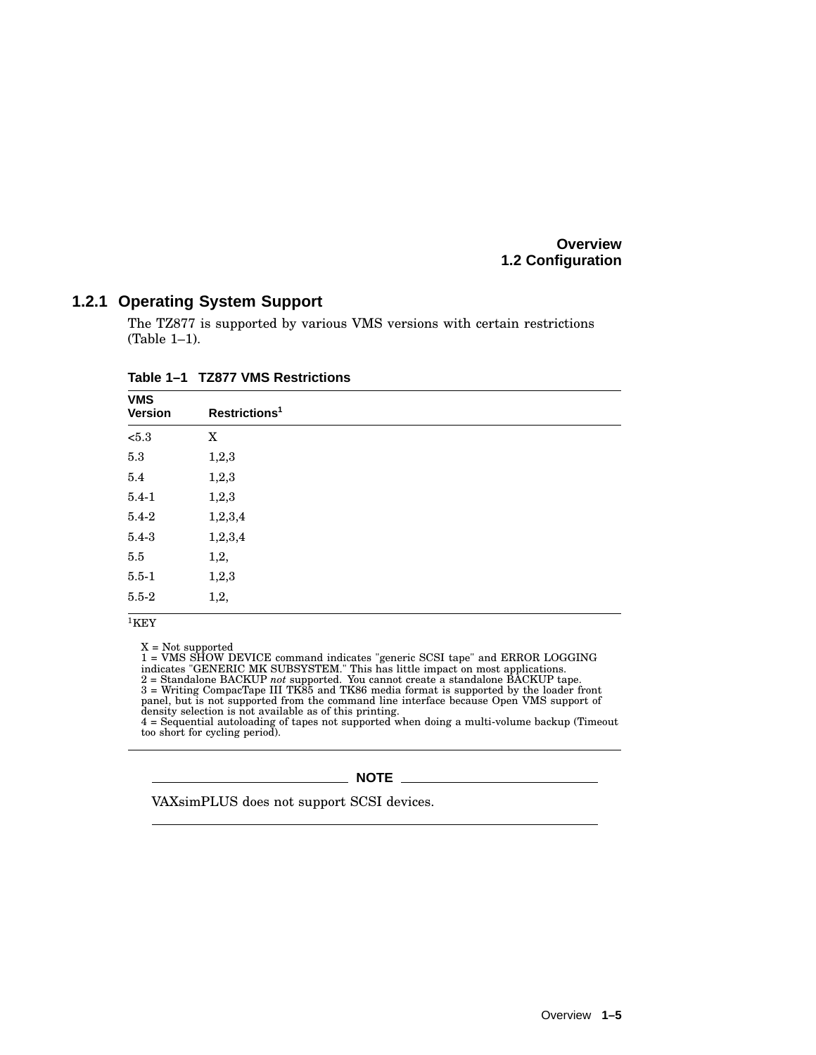### 1.2.1 Operating System Support

The TZ877 is supported by various VMS versions with certain restrictions (Table 1–1).

**Table 1–1 TZ877 VMS Restrictions**

| VMS Version | Restrictions[1] |
|---|---|
| <5.3 | X |
| 5.3 | 1,2,3 |
| 5.4 | 1,2,3 |
| 5.4-1 | 1,2,3 |
| 5.4-2 | 1,2,3,4 |
| 5.4-3 | 1,2,3,4 |
| 5.5 | 1,2, |
| 5.5-1 | 1,2,3 |
| 5.5-2 | 1,2, |

[1]KEY

X = Not supported
1 = VMS SHOW DEVICE command indicates "generic SCSI tape" and ERROR LOGGING indicates "GENERIC MK SUBSYSTEM." This has little impact on most applications.
2 = Standalone BACKUP *not* supported. You cannot create a standalone BACKUP tape.
3 = Writing CompacTape III TK85 and TK86 media format is supported by the loader front panel, but is not supported from the command line interface because Open VMS support of density selection is not available as of this printing.
4 = Sequential autoloading of tapes not supported when doing a multi-volume backup (Timeout too short for cycling period).

---

**NOTE**

VAXsimPLUS does not support SCSI devices.

---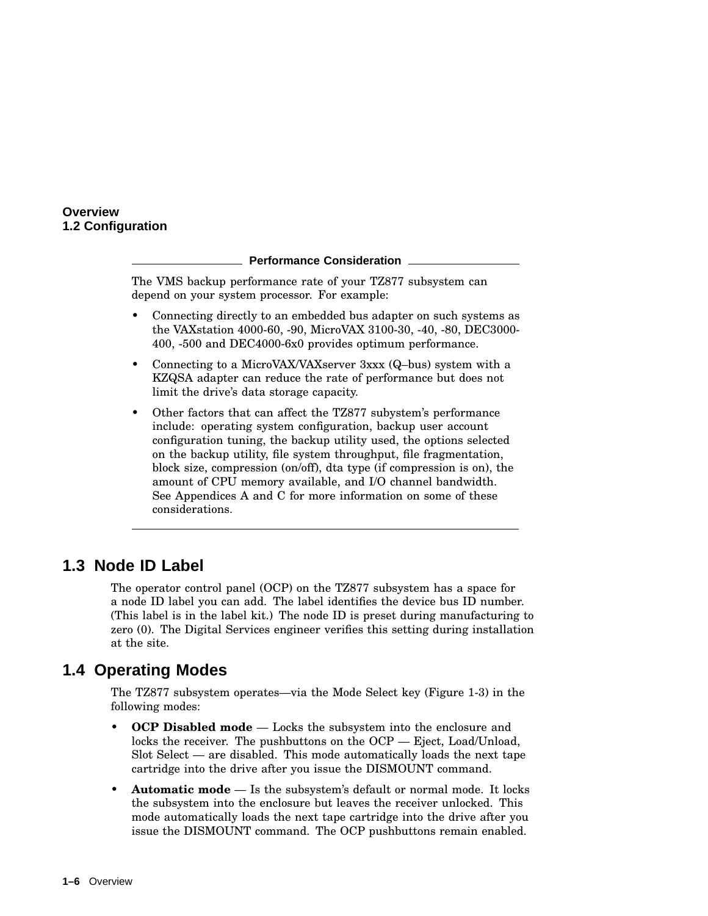**Performance Consideration**

The VMS backup performance rate of your TZ877 subsystem can depend on your system processor. For example:

- Connecting directly to an embedded bus adapter on such systems as the VAXstation 4000-60, -90, MicroVAX 3100-30, -40, -80, DEC3000-400, -500 and DEC4000-6x0 provides optimum performance.
- Connecting to a MicroVAX/VAXserver 3xxx (Q–bus) system with a KZQSA adapter can reduce the rate of performance but does not limit the drive's data storage capacity.
- Other factors that can affect the TZ877 subsystem's performance include: operating system configuration, backup user account configuration tuning, the backup utility used, the options selected on the backup utility, file system throughput, file fragmentation, block size, compression (on/off), dta type (if compression is on), the amount of CPU memory available, and I/O channel bandwidth. See Appendices A and C for more information on some of these considerations.

## 1.3 Node ID Label

The operator control panel (OCP) on the TZ877 subsystem has a space for a node ID label you can add. The label identifies the device bus ID number. (This label is in the label kit.) The node ID is preset during manufacturing to zero (0). The Digital Services engineer verifies this setting during installation at the site.

## 1.4 Operating Modes

The TZ877 subsystem operates—via the Mode Select key (Figure 1-3) in the following modes:

- **OCP Disabled mode** — Locks the subsystem into the enclosure and locks the receiver. The pushbuttons on the OCP — Eject, Load/Unload, Slot Select — are disabled. This mode automatically loads the next tape cartridge into the drive after you issue the DISMOUNT command.
- **Automatic mode** — Is the subsystem's default or normal mode. It locks the subsystem into the enclosure but leaves the receiver unlocked. This mode automatically loads the next tape cartridge into the drive after you issue the DISMOUNT command. The OCP pushbuttons remain enabled.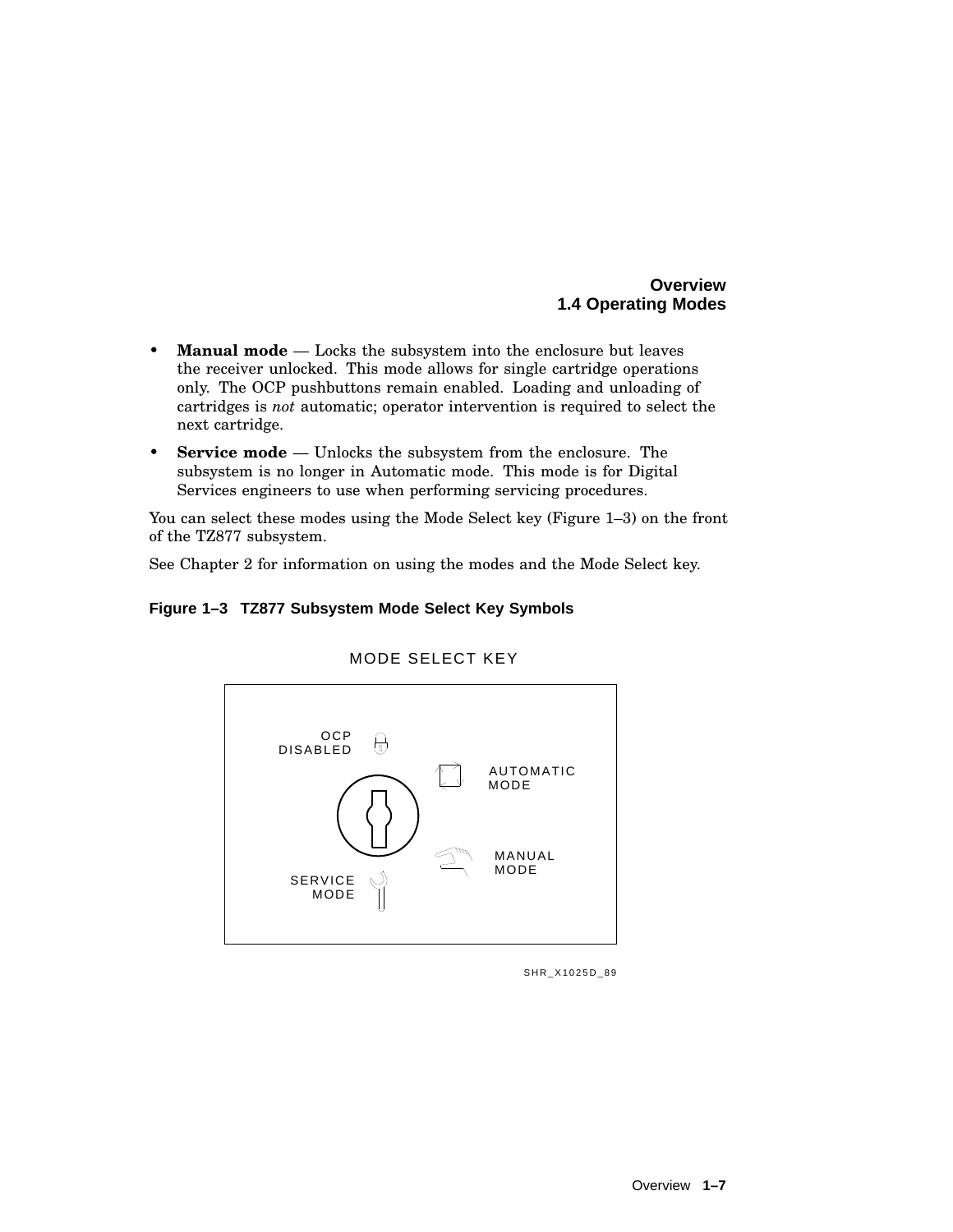- **Manual mode** — Locks the subsystem into the enclosure but leaves the receiver unlocked. This mode allows for single cartridge operations only. The OCP pushbuttons remain enabled. Loading and unloading of cartridges is *not* automatic; operator intervention is required to select the next cartridge.
- **Service mode** — Unlocks the subsystem from the enclosure. The subsystem is no longer in Automatic mode. This mode is for Digital Services engineers to use when performing servicing procedures.

You can select these modes using the Mode Select key (Figure 1–3) on the front of the TZ877 subsystem.

See Chapter 2 for information on using the modes and the Mode Select key.

**Figure 1–3 TZ877 Subsystem Mode Select Key Symbols**

MODE SELECT KEY

OCP DISABLED

AUTOMATIC MODE

MANUAL MODE

SERVICE MODE

SHR_X1025D_89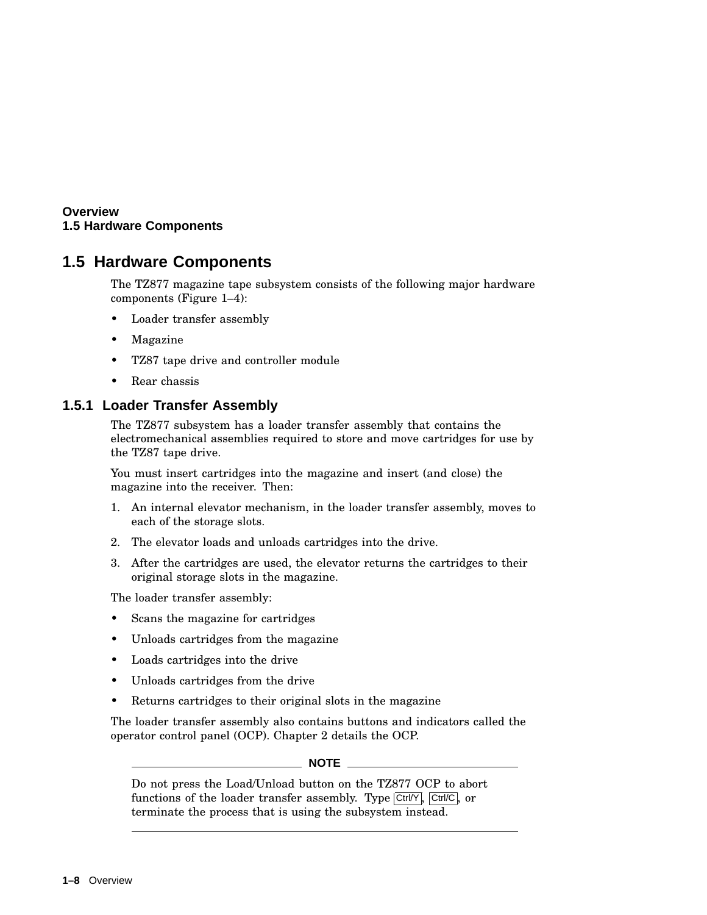## 1.5 Hardware Components

The TZ877 magazine tape subsystem consists of the following major hardware components (Figure 1–4):

- Loader transfer assembly
- Magazine
- TZ87 tape drive and controller module
- Rear chassis

### 1.5.1 Loader Transfer Assembly

The TZ877 subsystem has a loader transfer assembly that contains the electromechanical assemblies required to store and move cartridges for use by the TZ87 tape drive.

You must insert cartridges into the magazine and insert (and close) the magazine into the receiver. Then:

1. An internal elevator mechanism, in the loader transfer assembly, moves to each of the storage slots.
2. The elevator loads and unloads cartridges into the drive.
3. After the cartridges are used, the elevator returns the cartridges to their original storage slots in the magazine.

The loader transfer assembly:

- Scans the magazine for cartridges
- Unloads cartridges from the magazine
- Loads cartridges into the drive
- Unloads cartridges from the drive
- Returns cartridges to their original slots in the magazine

The loader transfer assembly also contains buttons and indicators called the operator control panel (OCP). Chapter 2 details the OCP.

---

**NOTE**

Do not press the Load/Unload button on the TZ877 OCP to abort functions of the loader transfer assembly. Type Ctrl/Y, Ctrl/C, or terminate the process that is using the subsystem instead.

---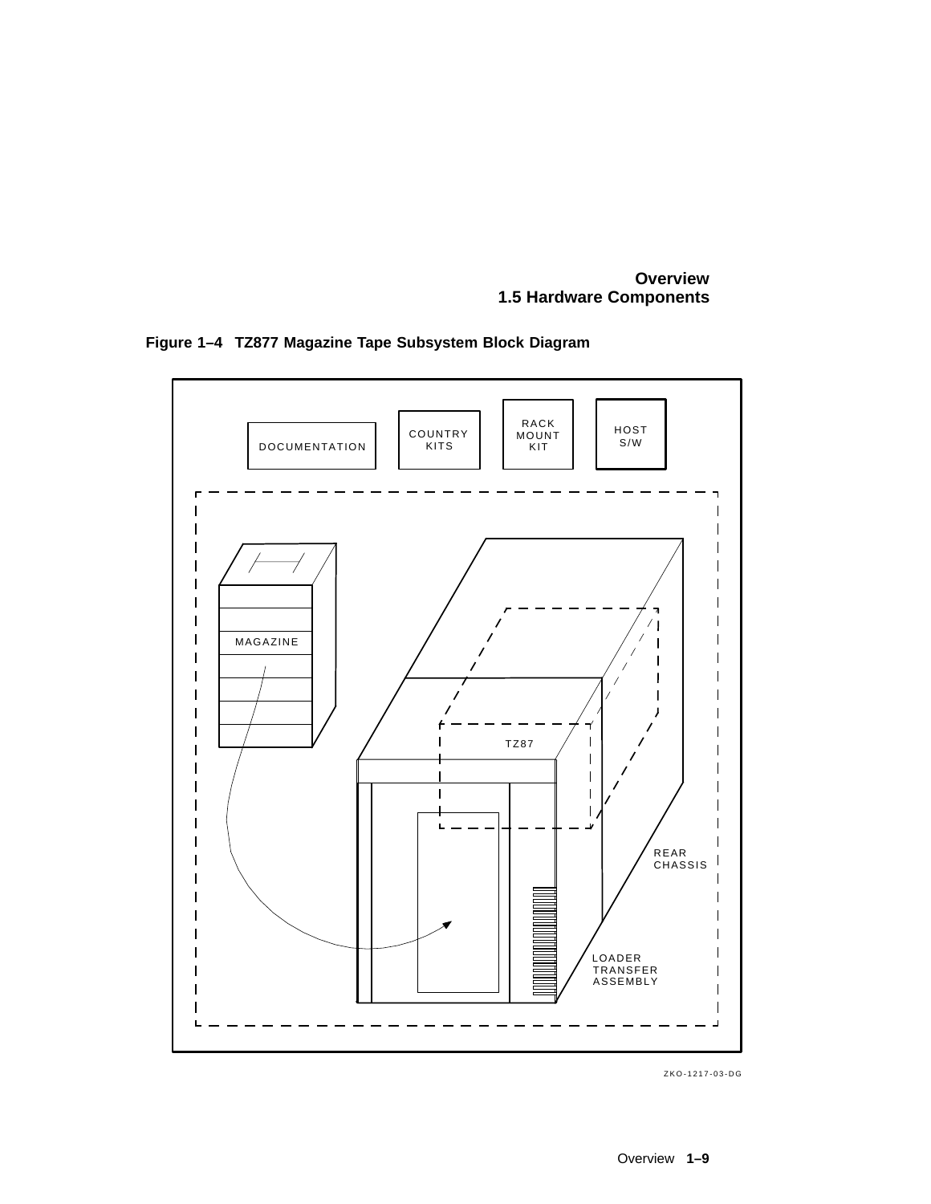**Figure 1–4 TZ877 Magazine Tape Subsystem Block Diagram**

DOCUMENTATION

COUNTRY KITS

RACK MOUNT KIT

HOST S/W

MAGAZINE

TZ87

REAR CHASSIS

LOADER TRANSFER ASSEMBLY

ZKO-1217-03-DG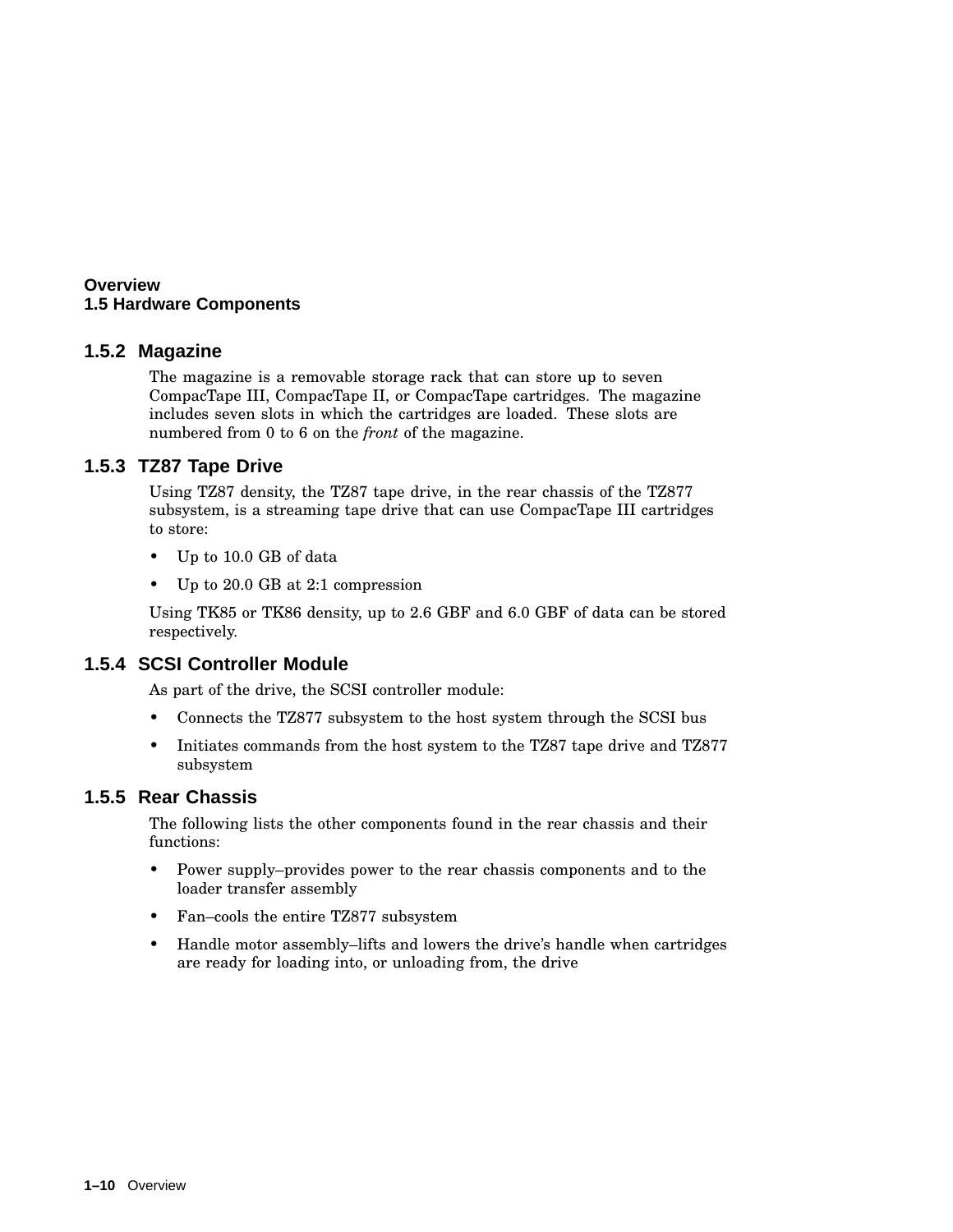### 1.5.2 Magazine

The magazine is a removable storage rack that can store up to seven CompacTape III, CompacTape II, or CompacTape cartridges. The magazine includes seven slots in which the cartridges are loaded. These slots are numbered from 0 to 6 on the *front* of the magazine.

### 1.5.3 TZ87 Tape Drive

Using TZ87 density, the TZ87 tape drive, in the rear chassis of the TZ877 subsystem, is a streaming tape drive that can use CompacTape III cartridges to store:

- Up to 10.0 GB of data
- Up to 20.0 GB at 2:1 compression

Using TK85 or TK86 density, up to 2.6 GBF and 6.0 GBF of data can be stored respectively.

### 1.5.4 SCSI Controller Module

As part of the drive, the SCSI controller module:

- Connects the TZ877 subsystem to the host system through the SCSI bus
- Initiates commands from the host system to the TZ87 tape drive and TZ877 subsystem

### 1.5.5 Rear Chassis

The following lists the other components found in the rear chassis and their functions:

- Power supply–provides power to the rear chassis components and to the loader transfer assembly
- Fan–cools the entire TZ877 subsystem
- Handle motor assembly–lifts and lowers the drive's handle when cartridges are ready for loading into, or unloading from, the drive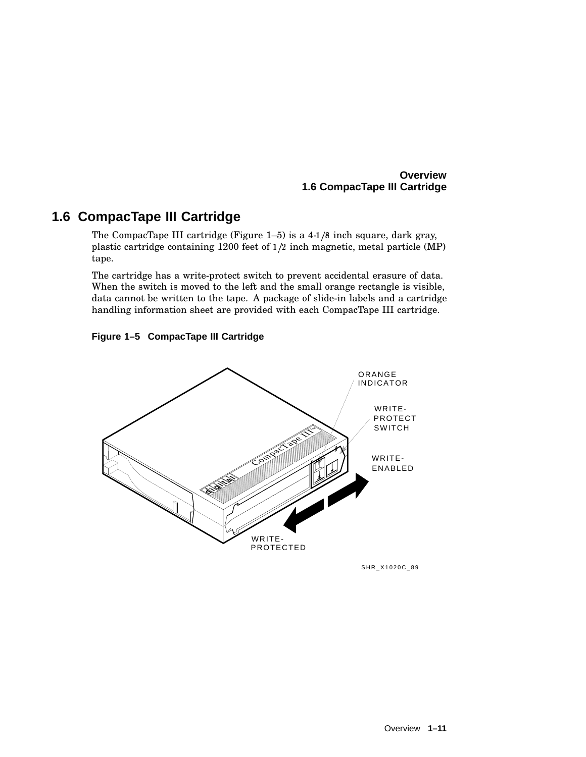## 1.6 CompacTape III Cartridge

The CompacTape III cartridge (Figure 1–5) is a 4-1/8 inch square, dark gray, plastic cartridge containing 1200 feet of 1/2 inch magnetic, metal particle (MP) tape.

The cartridge has a write-protect switch to prevent accidental erasure of data. When the switch is moved to the left and the small orange rectangle is visible, data cannot be written to the tape. A package of slide-in labels and a cartridge handling information sheet are provided with each CompacTape III cartridge.

**Figure 1–5 CompacTape III Cartridge**

ORANGE INDICATOR

WRITE-PROTECT SWITCH

WRITE-ENABLED

WRITE-PROTECTED

SHR_X1020C_89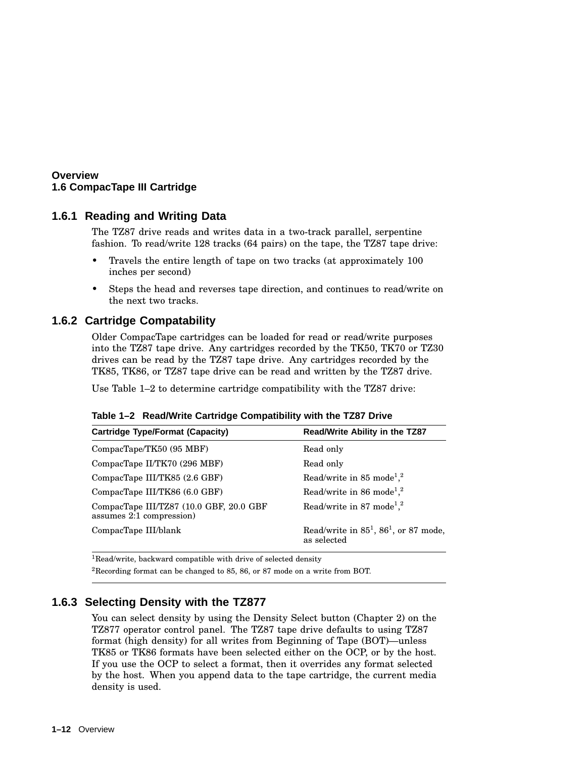## 1.6.1 Reading and Writing Data

The TZ87 drive reads and writes data in a two-track parallel, serpentine fashion. To read/write 128 tracks (64 pairs) on the tape, the TZ87 tape drive:

- Travels the entire length of tape on two tracks (at approximately 100 inches per second)
- Steps the head and reverses tape direction, and continues to read/write on the next two tracks.

## 1.6.2 Cartridge Compatability

Older CompacTape cartridges can be loaded for read or read/write purposes into the TZ87 tape drive. Any cartridges recorded by the TK50, TK70 or TZ30 drives can be read by the TZ87 tape drive. Any cartridges recorded by the TK85, TK86, or TZ87 tape drive can be read and written by the TZ87 drive.

Use Table 1–2 to determine cartridge compatibility with the TZ87 drive:

**Table 1–2 Read/Write Cartridge Compatibility with the TZ87 Drive**

| Cartridge Type/Format (Capacity) | Read/Write Ability in the TZ87 |
|---|---|
| CompacTape/TK50 (95 MBF) | Read only |
| CompacTape II/TK70 (296 MBF) | Read only |
| CompacTape III/TK85 (2.6 GBF) | Read/write in 85 mode[1,2] |
| CompacTape III/TK86 (6.0 GBF) | Read/write in 86 mode[1,2] |
| CompacTape III/TZ87 (10.0 GBF, 20.0 GBF assumes 2:1 compression) | Read/write in 87 mode[1,2] |
| CompacTape III/blank | Read/write in 85[1], 86[1], or 87 mode, as selected |

[1]Read/write, backward compatible with drive of selected density

[2]Recording format can be changed to 85, 86, or 87 mode on a write from BOT.

## 1.6.3 Selecting Density with the TZ877

You can select density by using the Density Select button (Chapter 2) on the TZ877 operator control panel. The TZ87 tape drive defaults to using TZ87 format (high density) for all writes from Beginning of Tape (BOT)—unless TK85 or TK86 formats have been selected either on the OCP, or by the host. If you use the OCP to select a format, then it overrides any format selected by the host. When you append data to the tape cartridge, the current media density is used.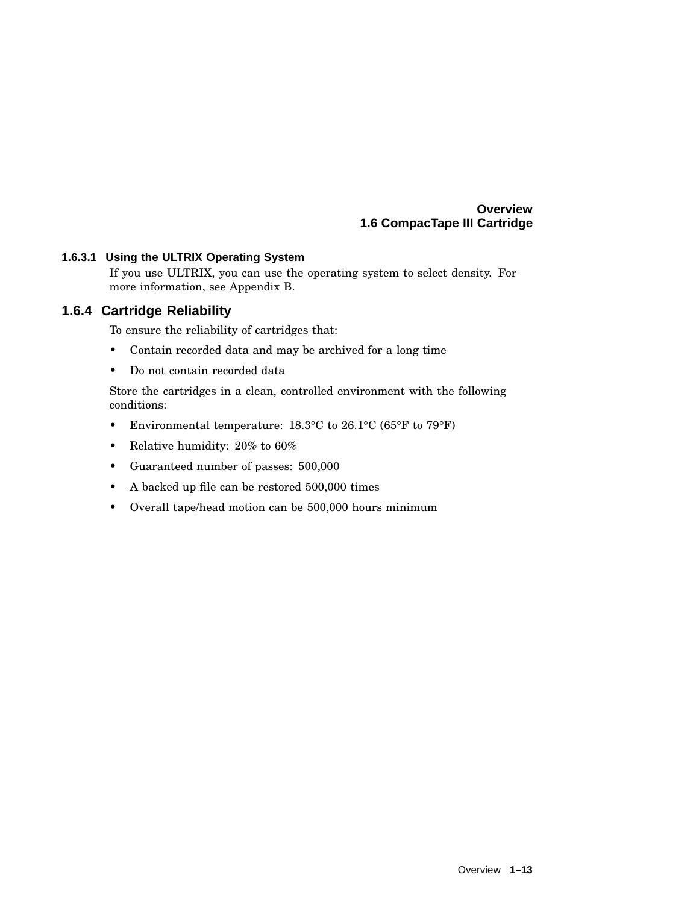#### 1.6.3.1 Using the ULTRIX Operating System

If you use ULTRIX, you can use the operating system to select density. For more information, see Appendix B.

### 1.6.4 Cartridge Reliability

To ensure the reliability of cartridges that:

- Contain recorded data and may be archived for a long time
- Do not contain recorded data

Store the cartridges in a clean, controlled environment with the following conditions:

- Environmental temperature: 18.3°C to 26.1°C (65°F to 79°F)
- Relative humidity: 20% to 60%
- Guaranteed number of passes: 500,000
- A backed up file can be restored 500,000 times
- Overall tape/head motion can be 500,000 hours minimum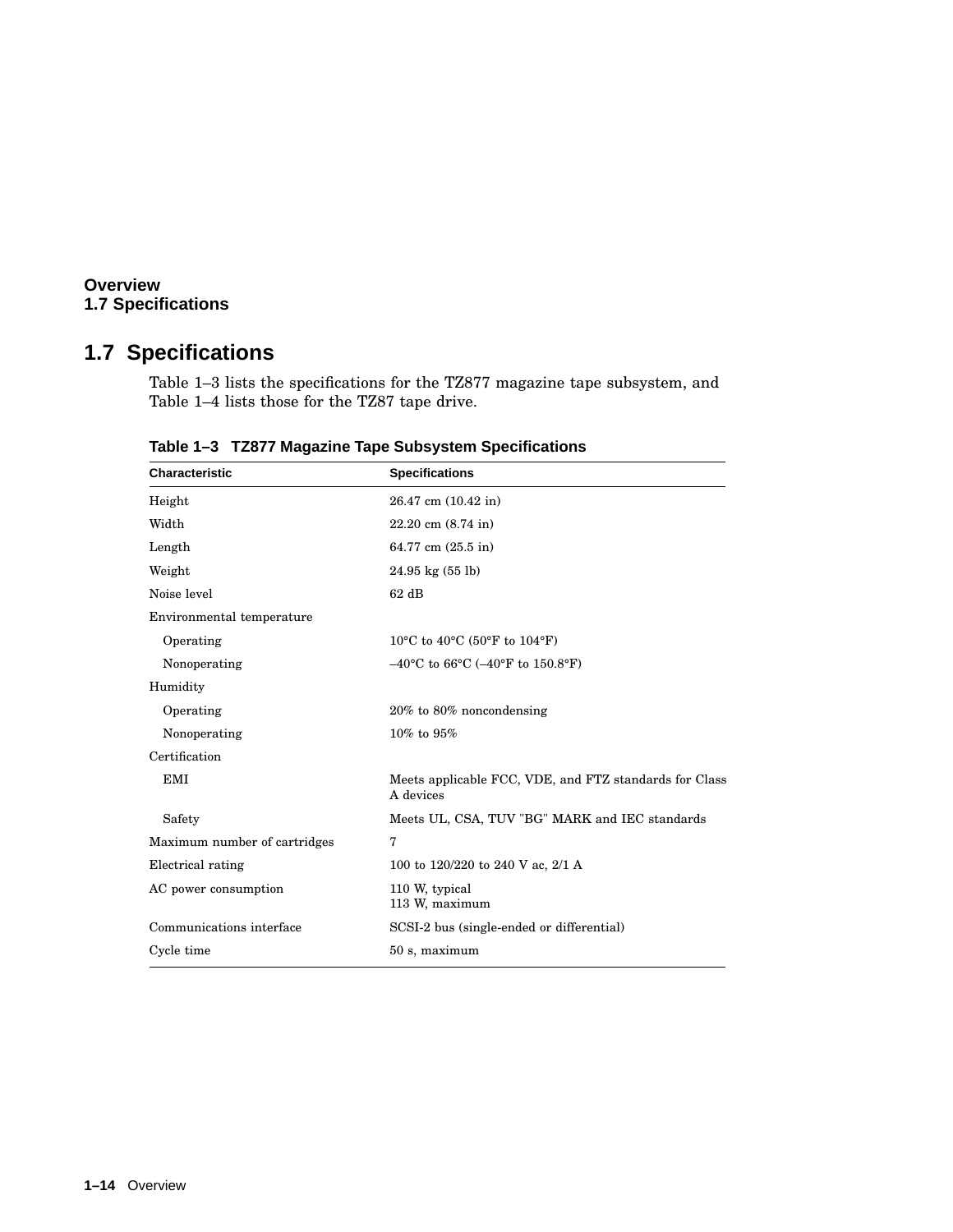## 1.7 Specifications

Table 1–3 lists the specifications for the TZ877 magazine tape subsystem, and Table 1–4 lists those for the TZ87 tape drive.

**Table 1–3 TZ877 Magazine Tape Subsystem Specifications**

| Characteristic | Specifications |
|---|---|
| Height | 26.47 cm (10.42 in) |
| Width | 22.20 cm (8.74 in) |
| Length | 64.77 cm (25.5 in) |
| Weight | 24.95 kg (55 lb) |
| Noise level | 62 dB |
| Environmental temperature | |
| Operating | 10°C to 40°C (50°F to 104°F) |
| Nonoperating | –40°C to 66°C (–40°F to 150.8°F) |
| Humidity | |
| Operating | 20% to 80% noncondensing |
| Nonoperating | 10% to 95% |
| Certification | |
| EMI | Meets applicable FCC, VDE, and FTZ standards for Class A devices |
| Safety | Meets UL, CSA, TUV "BG" MARK and IEC standards |
| Maximum number of cartridges | 7 |
| Electrical rating | 100 to 120/220 to 240 V ac, 2/1 A |
| AC power consumption | 110 W, typical<br>113 W, maximum |
| Communications interface | SCSI-2 bus (single-ended or differential) |
| Cycle time | 50 s, maximum |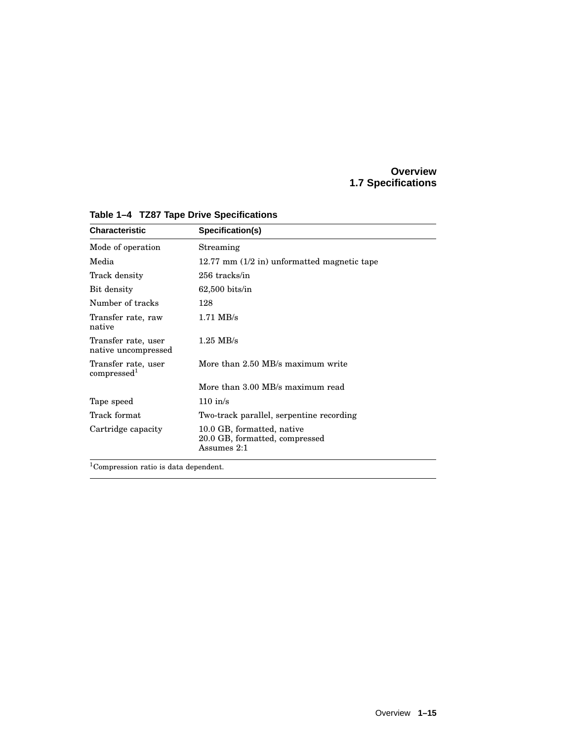**Table 1–4 TZ87 Tape Drive Specifications**

| Characteristic | Specification(s) |
|---|---|
| Mode of operation | Streaming |
| Media | 12.77 mm (1/2 in) unformatted magnetic tape |
| Track density | 256 tracks/in |
| Bit density | 62,500 bits/in |
| Number of tracks | 128 |
| Transfer rate, raw native | 1.71 MB/s |
| Transfer rate, user native uncompressed | 1.25 MB/s |
| Transfer rate, user compressed[1] | More than 2.50 MB/s maximum write |
| | More than 3.00 MB/s maximum read |
| Tape speed | 110 in/s |
| Track format | Two-track parallel, serpentine recording |
| Cartridge capacity | 10.0 GB, formatted, native<br>20.0 GB, formatted, compressed<br>Assumes 2:1 |

[1]Compression ratio is data dependent.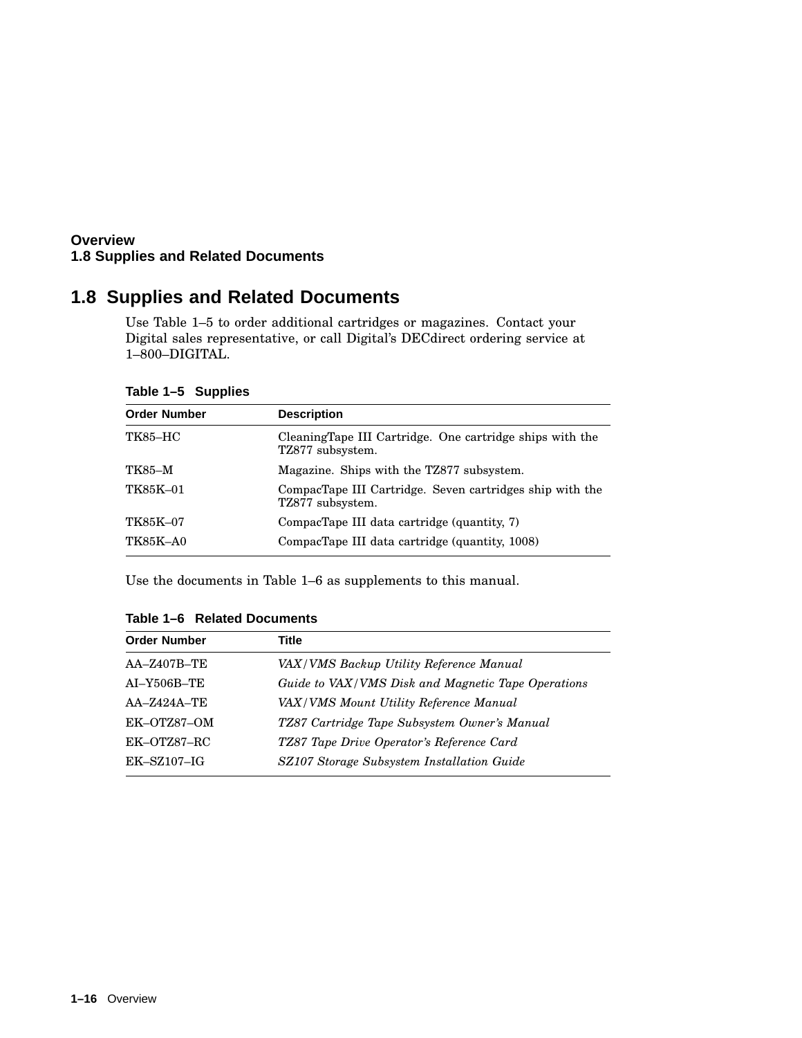## 1.8 Supplies and Related Documents

Use Table 1–5 to order additional cartridges or magazines. Contact your Digital sales representative, or call Digital's DECdirect ordering service at 1–800–DIGITAL.

**Table 1–5 Supplies**

| Order Number | Description |
|---|---|
| TK85–HC | CleaningTape III Cartridge. One cartridge ships with the TZ877 subsystem. |
| TK85–M | Magazine. Ships with the TZ877 subsystem. |
| TK85K–01 | CompacTape III Cartridge. Seven cartridges ship with the TZ877 subsystem. |
| TK85K–07 | CompacTape III data cartridge (quantity, 7) |
| TK85K–A0 | CompacTape III data cartridge (quantity, 1008) |

Use the documents in Table 1–6 as supplements to this manual.

**Table 1–6 Related Documents**

| Order Number | Title |
|---|---|
| AA–Z407B–TE | *VAX/VMS Backup Utility Reference Manual* |
| AI–Y506B–TE | *Guide to VAX/VMS Disk and Magnetic Tape Operations* |
| AA–Z424A–TE | *VAX/VMS Mount Utility Reference Manual* |
| EK–OTZ87–OM | *TZ87 Cartridge Tape Subsystem Owner's Manual* |
| EK–OTZ87–RC | *TZ87 Tape Drive Operator's Reference Card* |
| EK–SZ107–IG | *SZ107 Storage Subsystem Installation Guide* |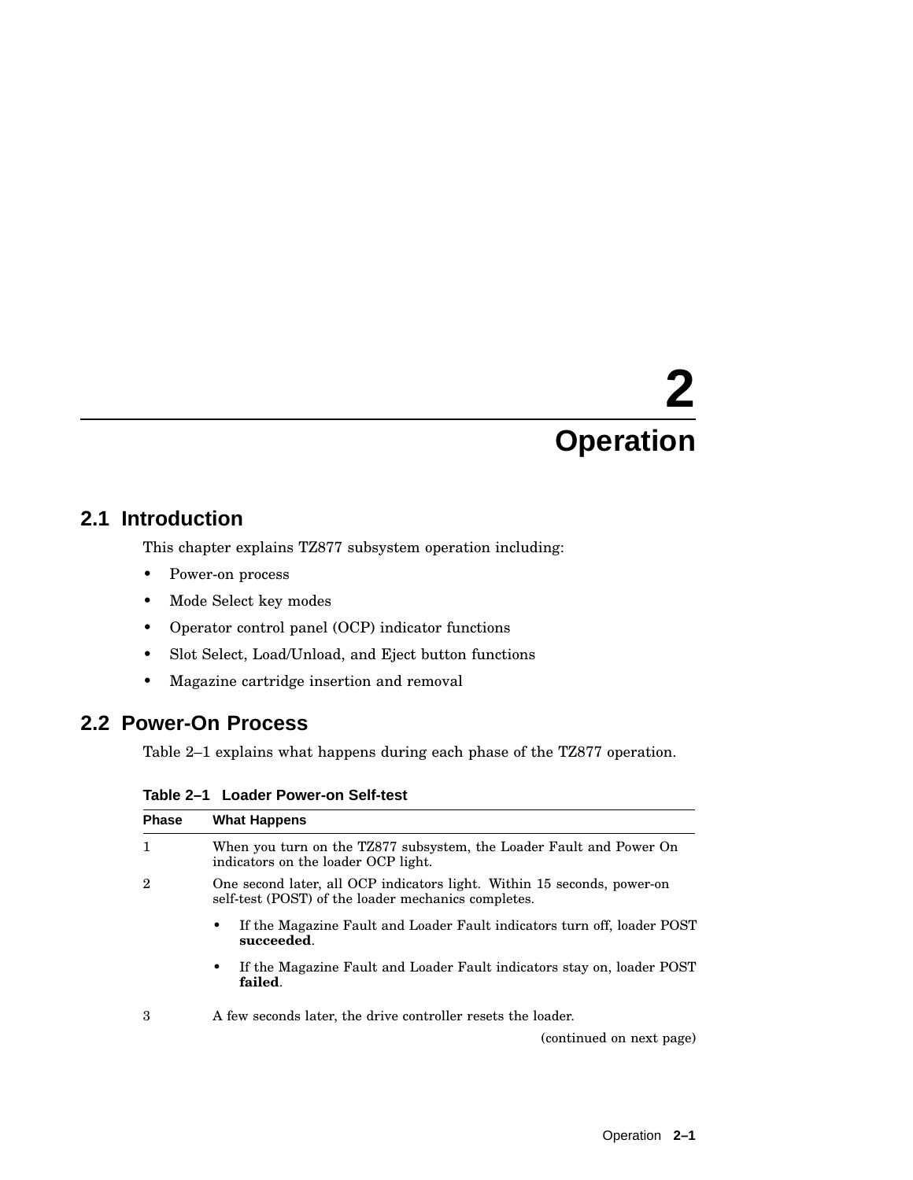# 2 Operation

## 2.1 Introduction

This chapter explains TZ877 subsystem operation including:

- Power-on process
- Mode Select key modes
- Operator control panel (OCP) indicator functions
- Slot Select, Load/Unload, and Eject button functions
- Magazine cartridge insertion and removal

## 2.2 Power-On Process

Table 2–1 explains what happens during each phase of the TZ877 operation.

**Table 2–1 Loader Power-on Self-test**

| Phase | What Happens |
|---|---|
| 1 | When you turn on the TZ877 subsystem, the Loader Fault and Power On indicators on the loader OCP light. |
| 2 | One second later, all OCP indicators light. Within 15 seconds, power-on self-test (POST) of the loader mechanics completes.<br>• If the Magazine Fault and Loader Fault indicators turn off, loader POST **succeeded**.<br>• If the Magazine Fault and Loader Fault indicators stay on, loader POST **failed**. |
| 3 | A few seconds later, the drive controller resets the loader. |

(continued on next page)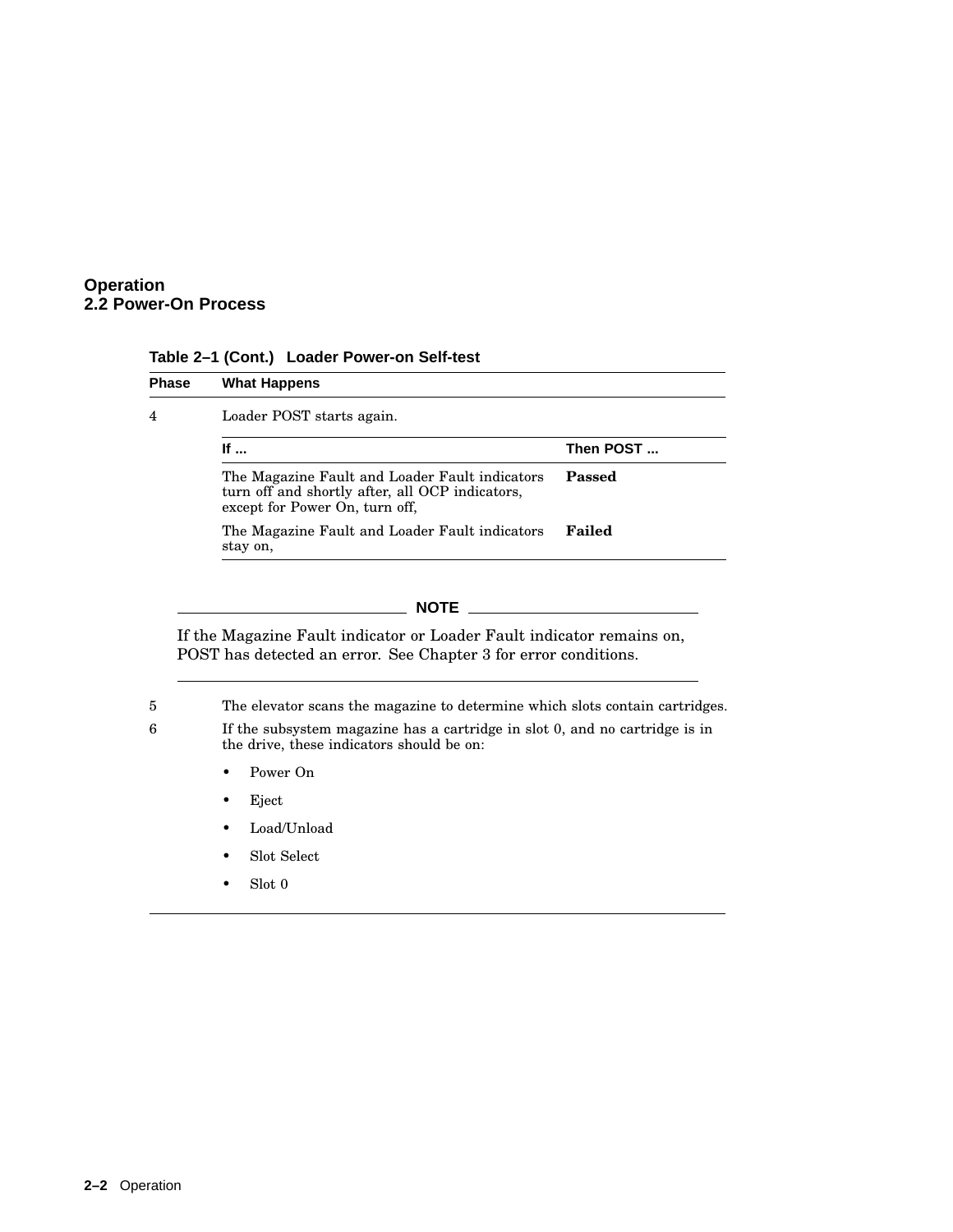**Table 2–1 (Cont.) Loader Power-on Self-test**

| Phase | What Happens |
|---|---|
| 4 | Loader POST starts again. |

| If ... | Then POST ... |
|---|---|
| The Magazine Fault and Loader Fault indicators turn off and shortly after, all OCP indicators, except for Power On, turn off, | **Passed** |
| The Magazine Fault and Loader Fault indicators stay on, | **Failed** |

**NOTE**

If the Magazine Fault indicator or Loader Fault indicator remains on, POST has detected an error. See Chapter 3 for error conditions.

| Phase | What Happens |
|---|---|
| 5 | The elevator scans the magazine to determine which slots contain cartridges. |
| 6 | If the subsystem magazine has a cartridge in slot 0, and no cartridge is in the drive, these indicators should be on: |

- Power On
- Eject
- Load/Unload
- Slot Select
- Slot 0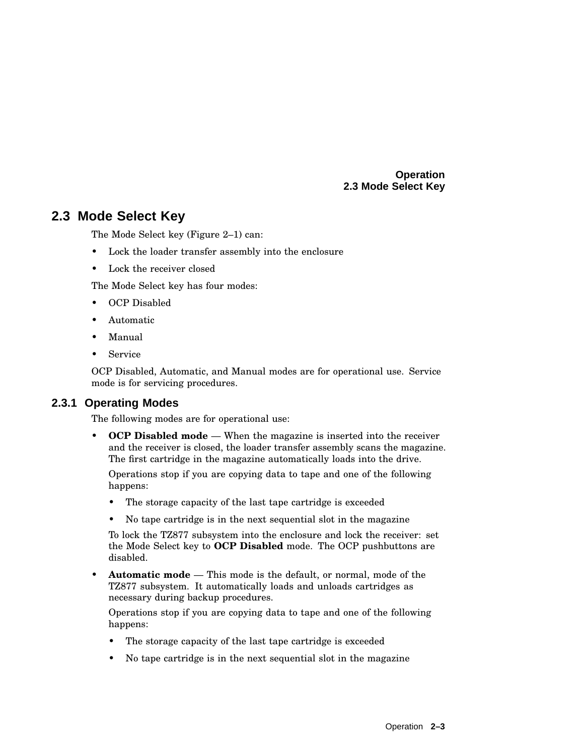## 2.3 Mode Select Key

The Mode Select key (Figure 2–1) can:

- Lock the loader transfer assembly into the enclosure
- Lock the receiver closed

The Mode Select key has four modes:

- OCP Disabled
- Automatic
- Manual
- Service

OCP Disabled, Automatic, and Manual modes are for operational use. Service mode is for servicing procedures.

### 2.3.1 Operating Modes

The following modes are for operational use:

- **OCP Disabled mode** — When the magazine is inserted into the receiver and the receiver is closed, the loader transfer assembly scans the magazine. The first cartridge in the magazine automatically loads into the drive.

  Operations stop if you are copying data to tape and one of the following happens:

  - The storage capacity of the last tape cartridge is exceeded
  - No tape cartridge is in the next sequential slot in the magazine

  To lock the TZ877 subsystem into the enclosure and lock the receiver: set the Mode Select key to **OCP Disabled** mode. The OCP pushbuttons are disabled.

- **Automatic mode** — This mode is the default, or normal, mode of the TZ877 subsystem. It automatically loads and unloads cartridges as necessary during backup procedures.

  Operations stop if you are copying data to tape and one of the following happens:

  - The storage capacity of the last tape cartridge is exceeded
  - No tape cartridge is in the next sequential slot in the magazine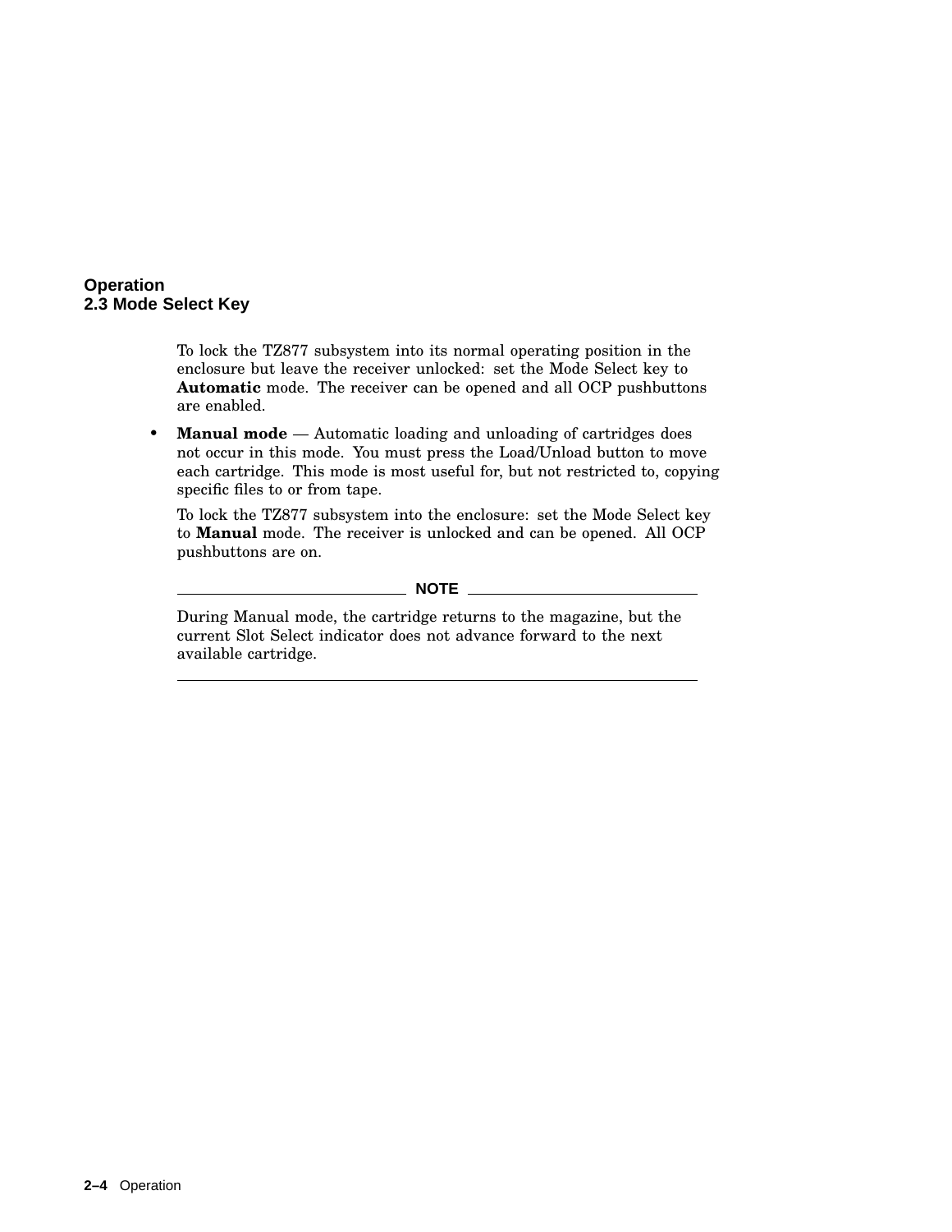To lock the TZ877 subsystem into its normal operating position in the enclosure but leave the receiver unlocked: set the Mode Select key to **Automatic** mode. The receiver can be opened and all OCP pushbuttons are enabled.

- **Manual mode** — Automatic loading and unloading of cartridges does not occur in this mode. You must press the Load/Unload button to move each cartridge. This mode is most useful for, but not restricted to, copying specific files to or from tape.

  To lock the TZ877 subsystem into the enclosure: set the Mode Select key to **Manual** mode. The receiver is unlocked and can be opened. All OCP pushbuttons are on.

---

**NOTE**

During Manual mode, the cartridge returns to the magazine, but the current Slot Select indicator does not advance forward to the next available cartridge.

---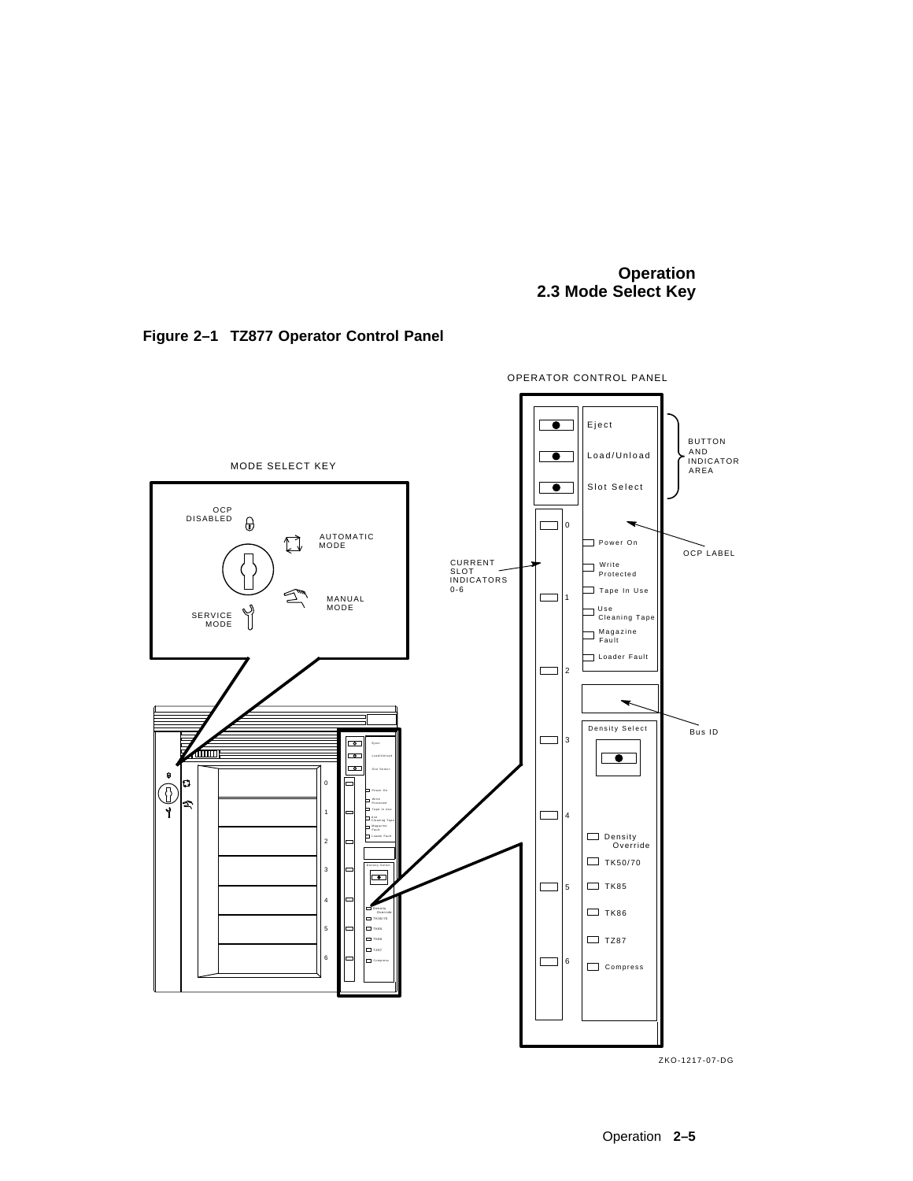**Figure 2–1 TZ877 Operator Control Panel**

OPERATOR CONTROL PANEL

Eject

Load/Unload

Slot Select

BUTTON AND INDICATOR AREA

MODE SELECT KEY

OCP DISABLED

AUTOMATIC MODE

MANUAL MODE

SERVICE MODE

CURRENT SLOT INDICATORS 0-6

OCP LABEL

Power On

Write Protected

Tape In Use

Use Cleaning Tape

Magazine Fault

Loader Fault

Bus ID

Density Select

Density Override

TK50/70

TK85

TK86

TZ87

Compress

ZKO-1217-07-DG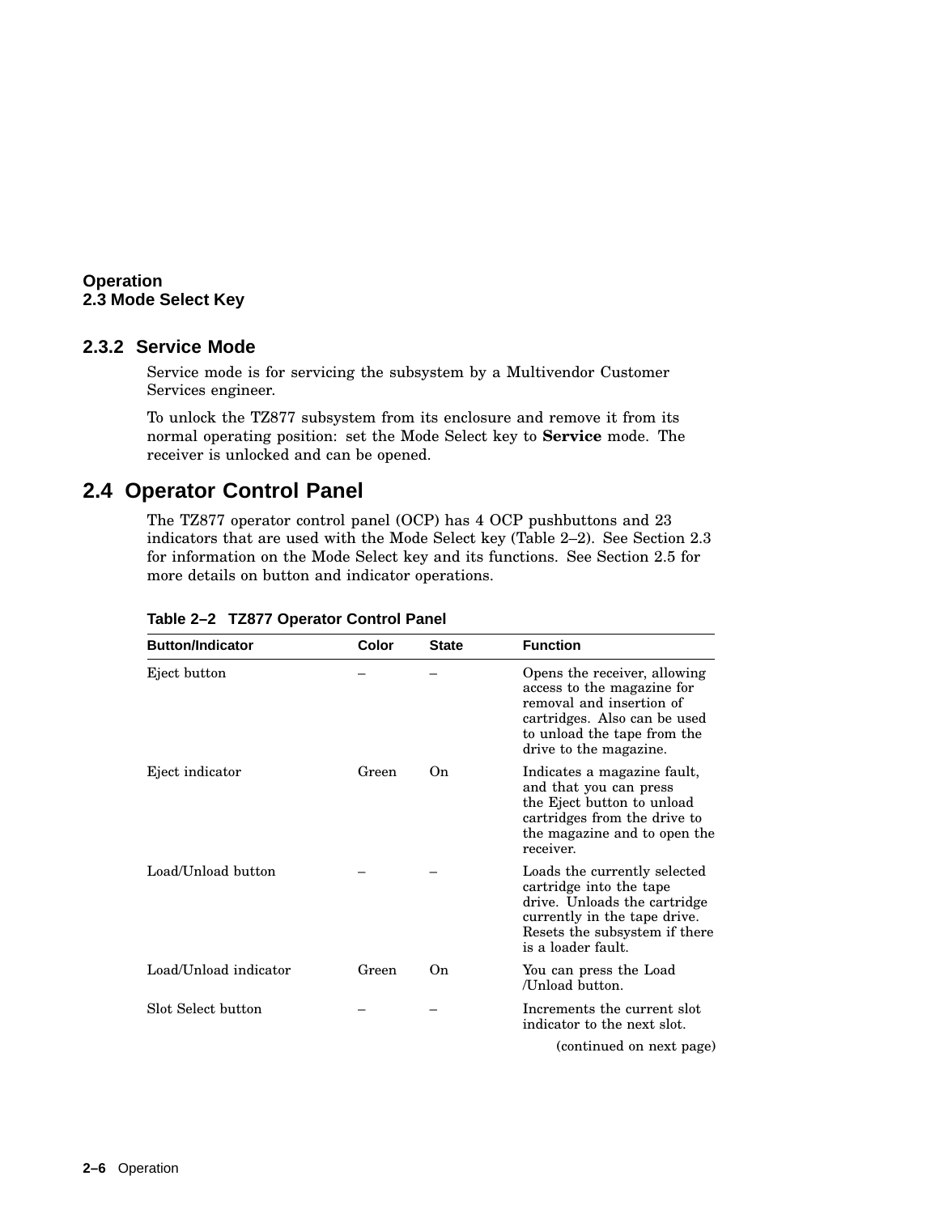### 2.3.2 Service Mode

Service mode is for servicing the subsystem by a Multivendor Customer Services engineer.

To unlock the TZ877 subsystem from its enclosure and remove it from its normal operating position: set the Mode Select key to **Service** mode. The receiver is unlocked and can be opened.

## 2.4 Operator Control Panel

The TZ877 operator control panel (OCP) has 4 OCP pushbuttons and 23 indicators that are used with the Mode Select key (Table 2–2). See Section 2.3 for information on the Mode Select key and its functions. See Section 2.5 for more details on button and indicator operations.

**Table 2–2 TZ877 Operator Control Panel**

| Button/Indicator | Color | State | Function |
|---|---|---|---|
| Eject button | – | – | Opens the receiver, allowing access to the magazine for removal and insertion of cartridges. Also can be used to unload the tape from the drive to the magazine. |
| Eject indicator | Green | On | Indicates a magazine fault, and that you can press the Eject button to unload cartridges from the drive to the magazine and to open the receiver. |
| Load/Unload button | – | – | Loads the currently selected cartridge into the tape drive. Unloads the cartridge currently in the tape drive. Resets the subsystem if there is a loader fault. |
| Load/Unload indicator | Green | On | You can press the Load /Unload button. |
| Slot Select button | – | – | Increments the current slot indicator to the next slot. |

(continued on next page)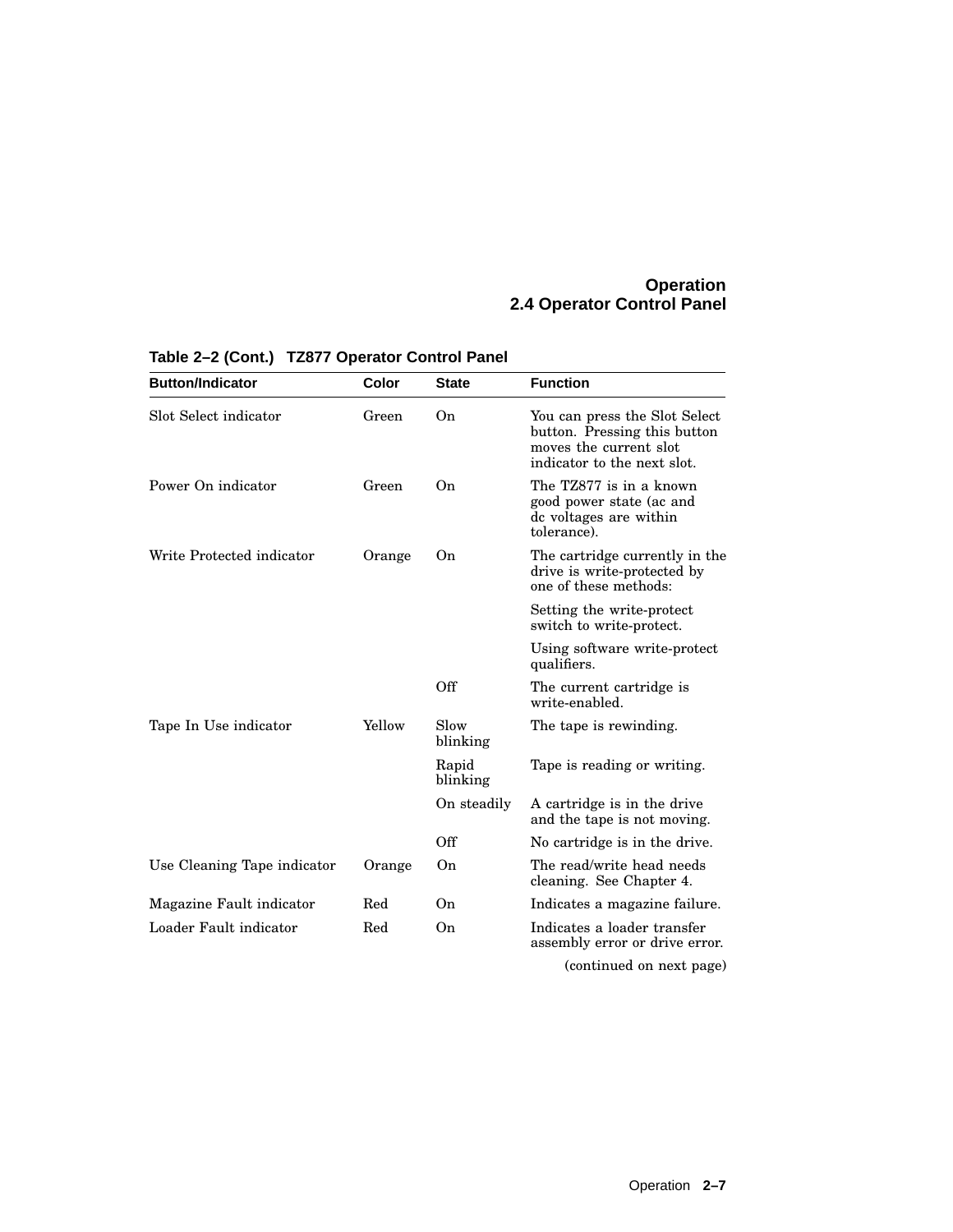**Table 2–2 (Cont.) TZ877 Operator Control Panel**

| Button/Indicator | Color | State | Function |
|---|---|---|---|
| Slot Select indicator | Green | On | You can press the Slot Select button. Pressing this button moves the current slot indicator to the next slot. |
| Power On indicator | Green | On | The TZ877 is in a known good power state (ac and dc voltages are within tolerance). |
| Write Protected indicator | Orange | On | The cartridge currently in the drive is write-protected by one of these methods: |
| | | | Setting the write-protect switch to write-protect. |
| | | | Using software write-protect qualifiers. |
| | | Off | The current cartridge is write-enabled. |
| Tape In Use indicator | Yellow | Slow blinking | The tape is rewinding. |
| | | Rapid blinking | Tape is reading or writing. |
| | | On steadily | A cartridge is in the drive and the tape is not moving. |
| | | Off | No cartridge is in the drive. |
| Use Cleaning Tape indicator | Orange | On | The read/write head needs cleaning. See Chapter 4. |
| Magazine Fault indicator | Red | On | Indicates a magazine failure. |
| Loader Fault indicator | Red | On | Indicates a loader transfer assembly error or drive error. |

(continued on next page)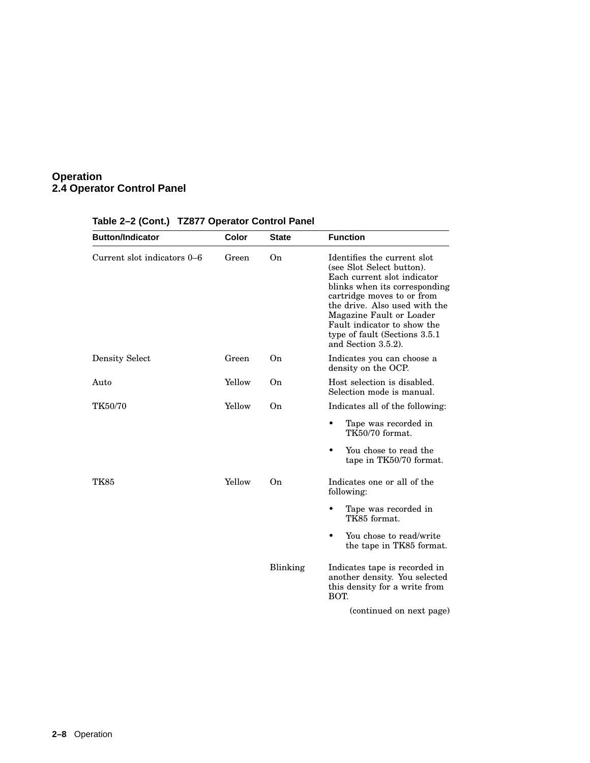# Operation
## 2.4 Operator Control Panel

**Table 2–2 (Cont.) TZ877 Operator Control Panel**

| Button/Indicator | Color | State | Function |
|---|---|---|---|
| Current slot indicators 0–6 | Green | On | Identifies the current slot (see Slot Select button). Each current slot indicator blinks when its corresponding cartridge moves to or from the drive. Also used with the Magazine Fault or Loader Fault indicator to show the type of fault (Sections 3.5.1 and Section 3.5.2). |
| Density Select | Green | On | Indicates you can choose a density on the OCP. |
| Auto | Yellow | On | Host selection is disabled. Selection mode is manual. |
| TK50/70 | Yellow | On | Indicates all of the following:<br>• Tape was recorded in TK50/70 format.<br>• You chose to read the tape in TK50/70 format. |
| TK85 | Yellow | On | Indicates one or all of the following:<br>• Tape was recorded in TK85 format.<br>• You chose to read/write the tape in TK85 format. |
| | | Blinking | Indicates tape is recorded in another density. You selected this density for a write from BOT. |

(continued on next page)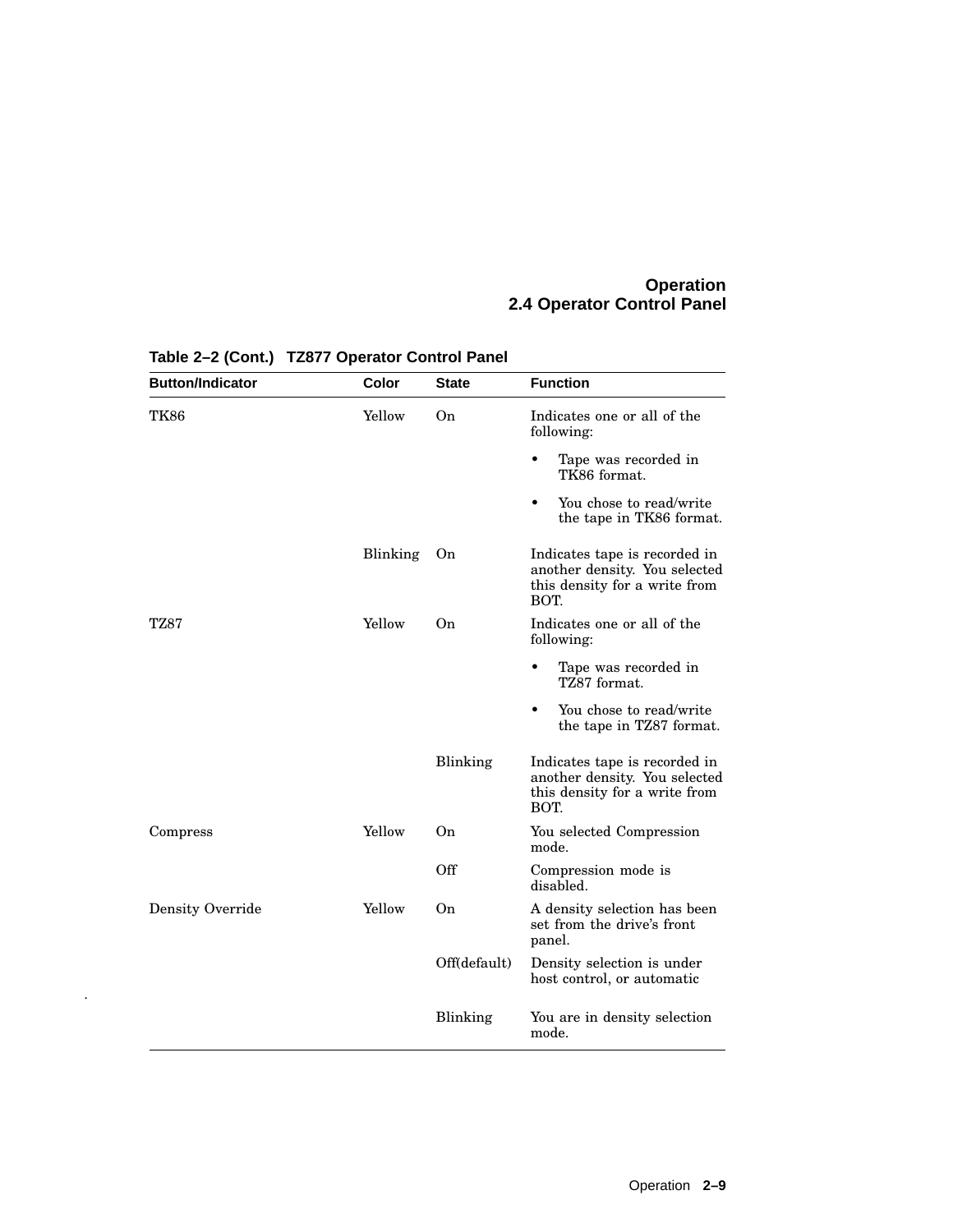**Table 2–2 (Cont.) TZ877 Operator Control Panel**

| Button/Indicator | Color | State | Function |
| --- | --- | --- | --- |
| TK86 | Yellow | On | Indicates one or all of the following:<br>• Tape was recorded in TK86 format.<br>• You chose to read/write the tape in TK86 format. |
| | Blinking | On | Indicates tape is recorded in another density. You selected this density for a write from BOT. |
| TZ87 | Yellow | On | Indicates one or all of the following:<br>• Tape was recorded in TZ87 format.<br>• You chose to read/write the tape in TZ87 format. |
| | | Blinking | Indicates tape is recorded in another density. You selected this density for a write from BOT. |
| Compress | Yellow | On | You selected Compression mode. |
| | | Off | Compression mode is disabled. |
| Density Override | Yellow | On | A density selection has been set from the drive's front panel. |
| | | Off(default) | Density selection is under host control, or automatic |
| | | Blinking | You are in density selection mode. |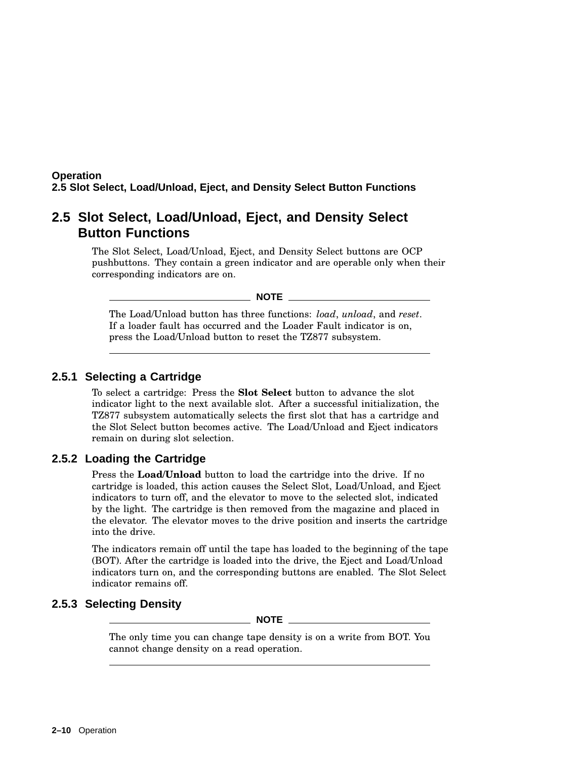## 2.5 Slot Select, Load/Unload, Eject, and Density Select Button Functions

The Slot Select, Load/Unload, Eject, and Density Select buttons are OCP pushbuttons. They contain a green indicator and are operable only when their corresponding indicators are on.

**NOTE**

The Load/Unload button has three functions: *load*, *unload*, and *reset*. If a loader fault has occurred and the Loader Fault indicator is on, press the Load/Unload button to reset the TZ877 subsystem.

---

### 2.5.1 Selecting a Cartridge

To select a cartridge: Press the **Slot Select** button to advance the slot indicator light to the next available slot. After a successful initialization, the TZ877 subsystem automatically selects the first slot that has a cartridge and the Slot Select button becomes active. The Load/Unload and Eject indicators remain on during slot selection.

### 2.5.2 Loading the Cartridge

Press the **Load/Unload** button to load the cartridge into the drive. If no cartridge is loaded, this action causes the Select Slot, Load/Unload, and Eject indicators to turn off, and the elevator to move to the selected slot, indicated by the light. The cartridge is then removed from the magazine and placed in the elevator. The elevator moves to the drive position and inserts the cartridge into the drive.

The indicators remain off until the tape has loaded to the beginning of the tape (BOT). After the cartridge is loaded into the drive, the Eject and Load/Unload indicators turn on, and the corresponding buttons are enabled. The Slot Select indicator remains off.

### 2.5.3 Selecting Density

**NOTE**

The only time you can change tape density is on a write from BOT. You cannot change density on a read operation.

---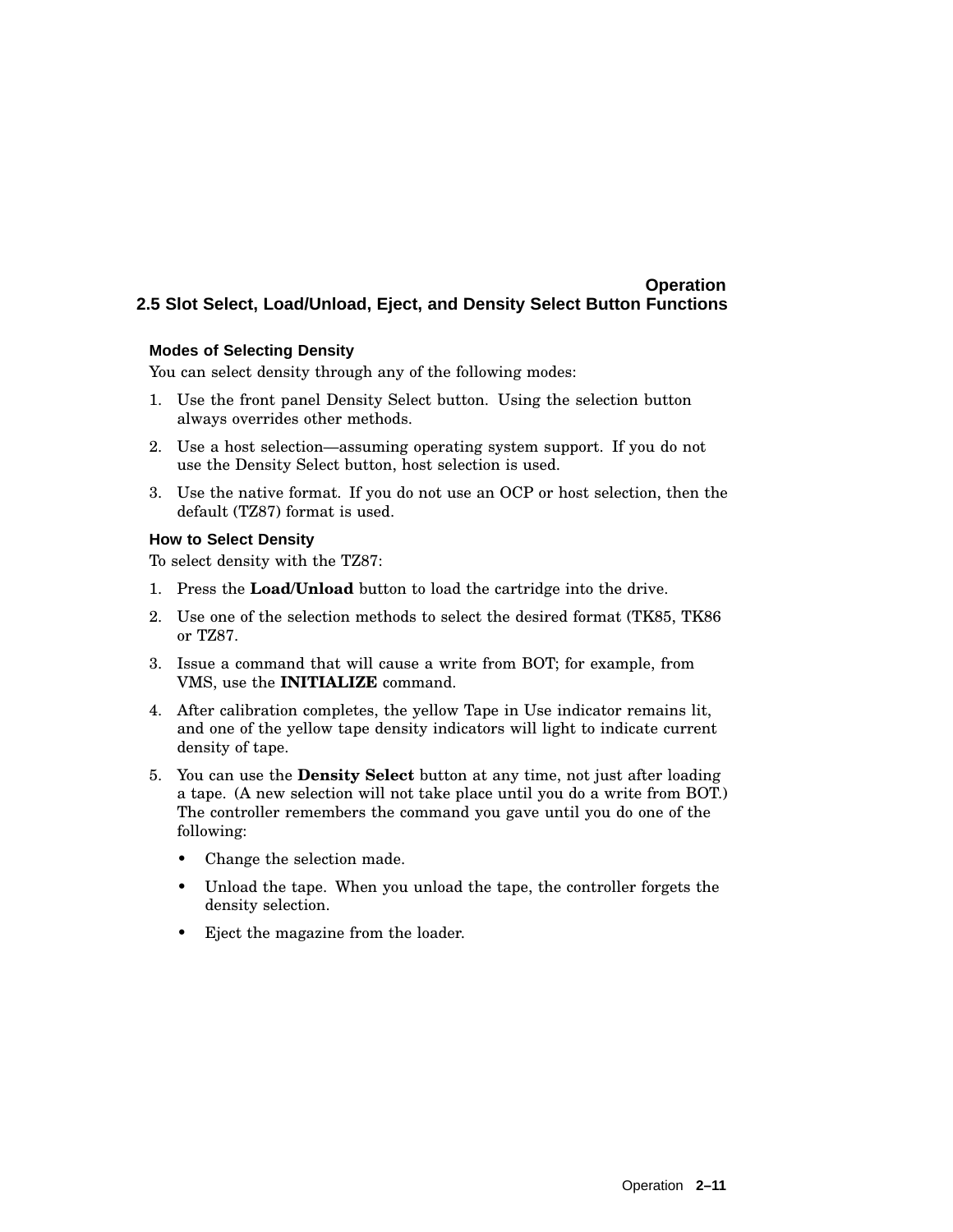### Modes of Selecting Density

You can select density through any of the following modes:

1. Use the front panel Density Select button. Using the selection button always overrides other methods.
2. Use a host selection—assuming operating system support. If you do not use the Density Select button, host selection is used.
3. Use the native format. If you do not use an OCP or host selection, then the default (TZ87) format is used.

### How to Select Density

To select density with the TZ87:

1. Press the **Load/Unload** button to load the cartridge into the drive.
2. Use one of the selection methods to select the desired format (TK85, TK86 or TZ87.
3. Issue a command that will cause a write from BOT; for example, from VMS, use the **INITIALIZE** command.
4. After calibration completes, the yellow Tape in Use indicator remains lit, and one of the yellow tape density indicators will light to indicate current density of tape.
5. You can use the **Density Select** button at any time, not just after loading a tape. (A new selection will not take place until you do a write from BOT.) The controller remembers the command you gave until you do one of the following:
   - Change the selection made.
   - Unload the tape. When you unload the tape, the controller forgets the density selection.
   - Eject the magazine from the loader.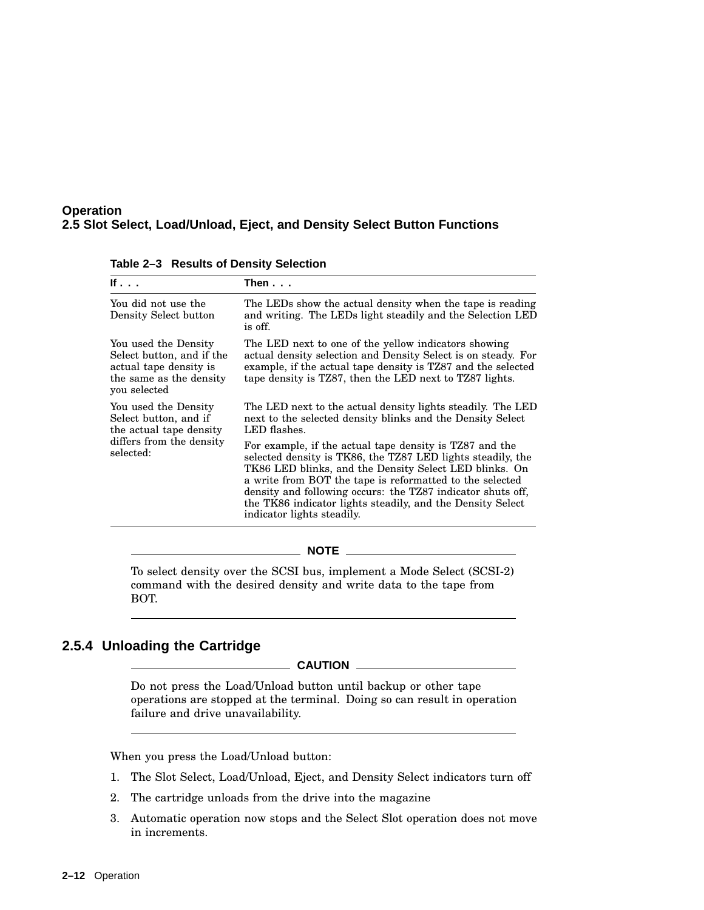**Table 2–3 Results of Density Selection**

| If . . . | Then . . . |
|---|---|
| You did not use the Density Select button | The LEDs show the actual density when the tape is reading and writing. The LEDs light steadily and the Selection LED is off. |
| You used the Density Select button, and if the actual tape density is the same as the density you selected | The LED next to one of the yellow indicators showing actual density selection and Density Select is on steady. For example, if the actual tape density is TZ87 and the selected tape density is TZ87, then the LED next to TZ87 lights. |
| You used the Density Select button, and if the actual tape density differs from the density selected: | The LED next to the actual density lights steadily. The LED next to the selected density blinks and the Density Select LED flashes.<br><br>For example, if the actual tape density is TZ87 and the selected density is TK86, the TZ87 LED lights steadily, the TK86 LED blinks, and the Density Select LED blinks. On a write from BOT the tape is reformatted to the selected density and following occurs: the TZ87 indicator shuts off, the TK86 indicator lights steadily, and the Density Select indicator lights steadily. |

**NOTE**

To select density over the SCSI bus, implement a Mode Select (SCSI-2) command with the desired density and write data to the tape from BOT.

### 2.5.4 Unloading the Cartridge

**CAUTION**

Do not press the Load/Unload button until backup or other tape operations are stopped at the terminal. Doing so can result in operation failure and drive unavailability.

When you press the Load/Unload button:

1. The Slot Select, Load/Unload, Eject, and Density Select indicators turn off
2. The cartridge unloads from the drive into the magazine
3. Automatic operation now stops and the Select Slot operation does not move in increments.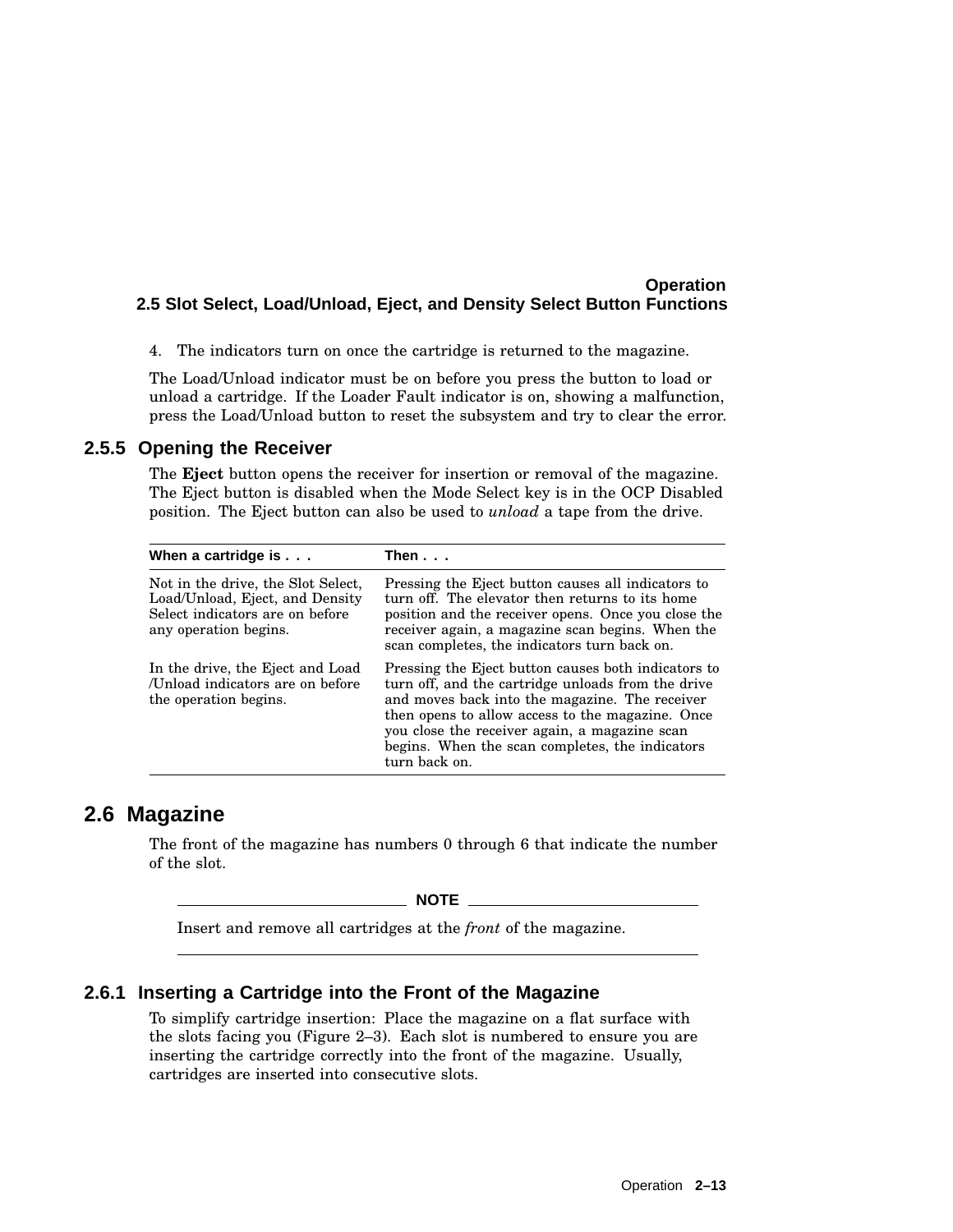4. The indicators turn on once the cartridge is returned to the magazine.

The Load/Unload indicator must be on before you press the button to load or unload a cartridge. If the Loader Fault indicator is on, showing a malfunction, press the Load/Unload button to reset the subsystem and try to clear the error.

### 2.5.5 Opening the Receiver

The **Eject** button opens the receiver for insertion or removal of the magazine. The Eject button is disabled when the Mode Select key is in the OCP Disabled position. The Eject button can also be used to *unload* a tape from the drive.

| When a cartridge is . . . | Then . . . |
|---|---|
| Not in the drive, the Slot Select, Load/Unload, Eject, and Density Select indicators are on before any operation begins. | Pressing the Eject button causes all indicators to turn off. The elevator then returns to its home position and the receiver opens. Once you close the receiver again, a magazine scan begins. When the scan completes, the indicators turn back on. |
| In the drive, the Eject and Load /Unload indicators are on before the operation begins. | Pressing the Eject button causes both indicators to turn off, and the cartridge unloads from the drive and moves back into the magazine. The receiver then opens to allow access to the magazine. Once you close the receiver again, a magazine scan begins. When the scan completes, the indicators turn back on. |

## 2.6 Magazine

The front of the magazine has numbers 0 through 6 that indicate the number of the slot.

**NOTE**

Insert and remove all cartridges at the *front* of the magazine.

### 2.6.1 Inserting a Cartridge into the Front of the Magazine

To simplify cartridge insertion: Place the magazine on a flat surface with the slots facing you (Figure 2–3). Each slot is numbered to ensure you are inserting the cartridge correctly into the front of the magazine. Usually, cartridges are inserted into consecutive slots.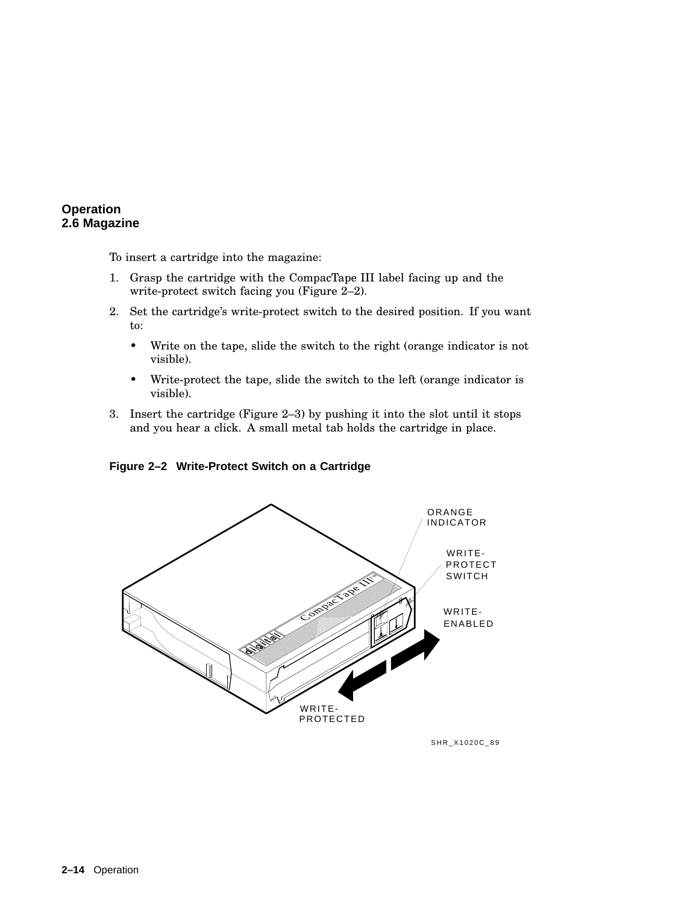To insert a cartridge into the magazine:

1. Grasp the cartridge with the CompacTape III label facing up and the write-protect switch facing you (Figure 2–2).
2. Set the cartridge's write-protect switch to the desired position. If you want to:
   - Write on the tape, slide the switch to the right (orange indicator is not visible).
   - Write-protect the tape, slide the switch to the left (orange indicator is visible).
3. Insert the cartridge (Figure 2–3) by pushing it into the slot until it stops and you hear a click. A small metal tab holds the cartridge in place.

**Figure 2–2 Write-Protect Switch on a Cartridge**

ORANGE INDICATOR

WRITE-PROTECT SWITCH

WRITE-ENABLED

WRITE-PROTECTED

SHR_X1020C_89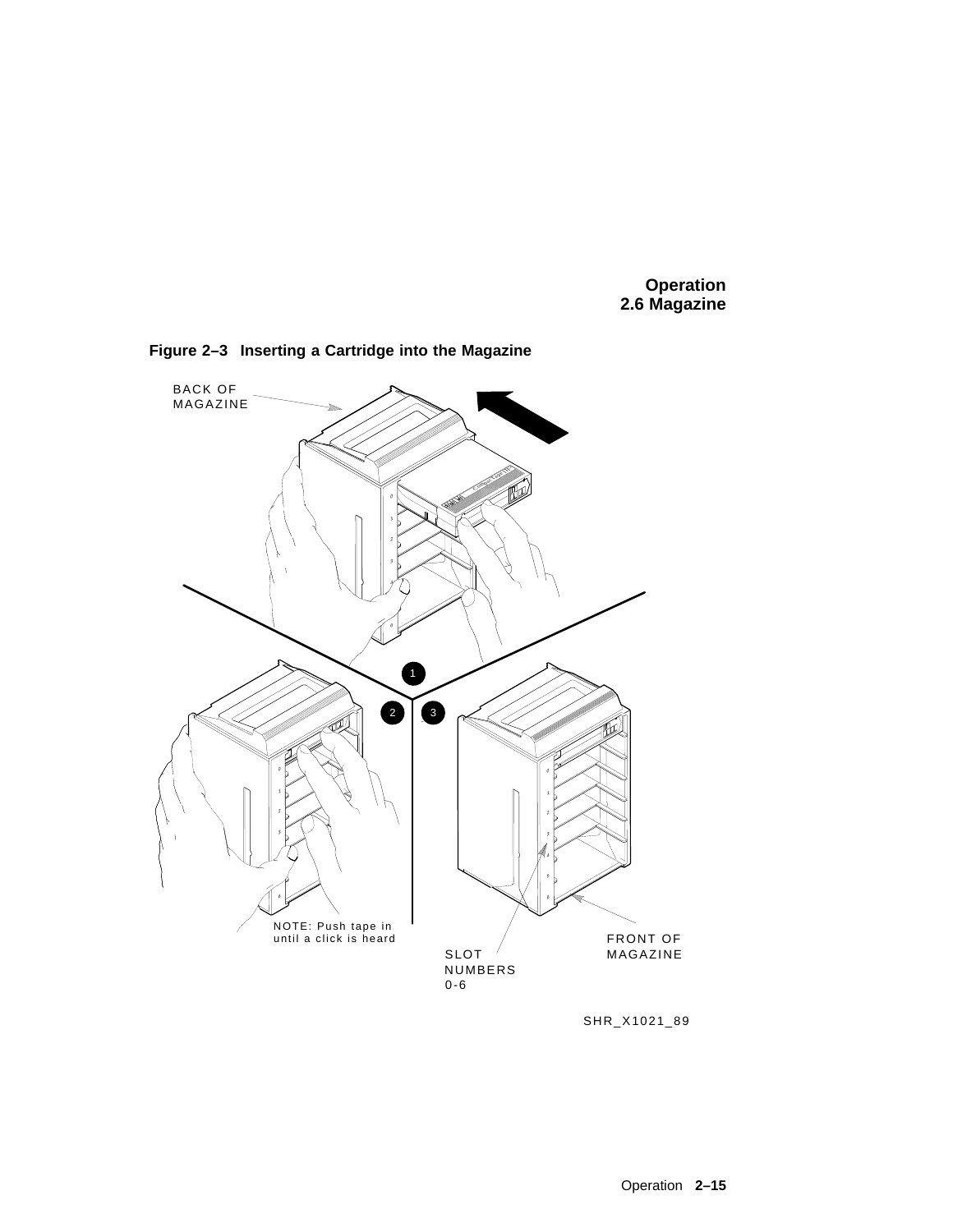**Figure 2–3 Inserting a Cartridge into the Magazine**

BACK OF MAGAZINE

NOTE: Push tape in until a click is heard

SLOT NUMBERS 0-6

FRONT OF MAGAZINE

SHR_X1021_89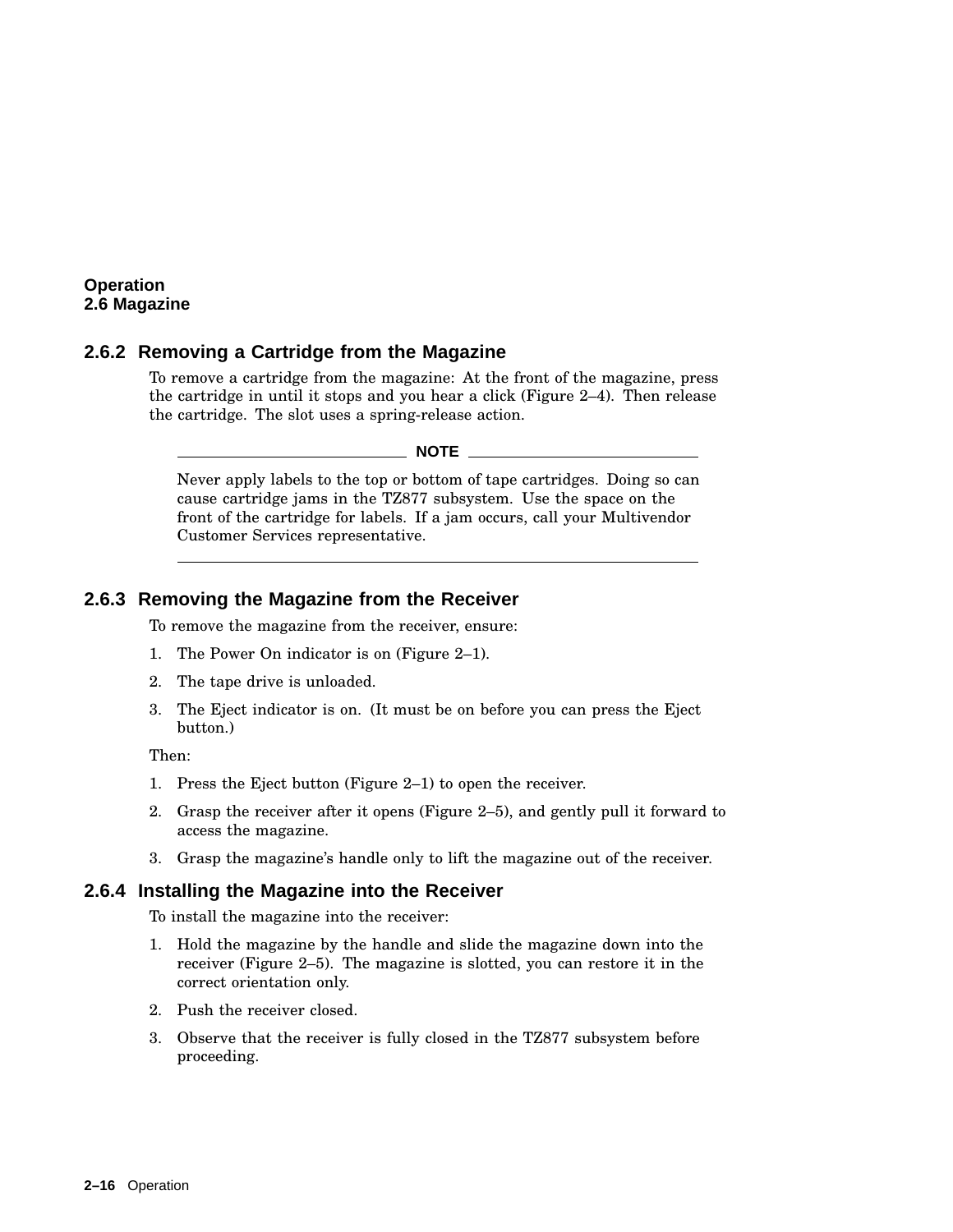### 2.6.2 Removing a Cartridge from the Magazine

To remove a cartridge from the magazine: At the front of the magazine, press the cartridge in until it stops and you hear a click (Figure 2–4). Then release the cartridge. The slot uses a spring-release action.

**NOTE**

Never apply labels to the top or bottom of tape cartridges. Doing so can cause cartridge jams in the TZ877 subsystem. Use the space on the front of the cartridge for labels. If a jam occurs, call your Multivendor Customer Services representative.

### 2.6.3 Removing the Magazine from the Receiver

To remove the magazine from the receiver, ensure:

1. The Power On indicator is on (Figure 2–1).
2. The tape drive is unloaded.
3. The Eject indicator is on. (It must be on before you can press the Eject button.)

Then:

1. Press the Eject button (Figure 2–1) to open the receiver.
2. Grasp the receiver after it opens (Figure 2–5), and gently pull it forward to access the magazine.
3. Grasp the magazine's handle only to lift the magazine out of the receiver.

### 2.6.4 Installing the Magazine into the Receiver

To install the magazine into the receiver:

1. Hold the magazine by the handle and slide the magazine down into the receiver (Figure 2–5). The magazine is slotted, you can restore it in the correct orientation only.
2. Push the receiver closed.
3. Observe that the receiver is fully closed in the TZ877 subsystem before proceeding.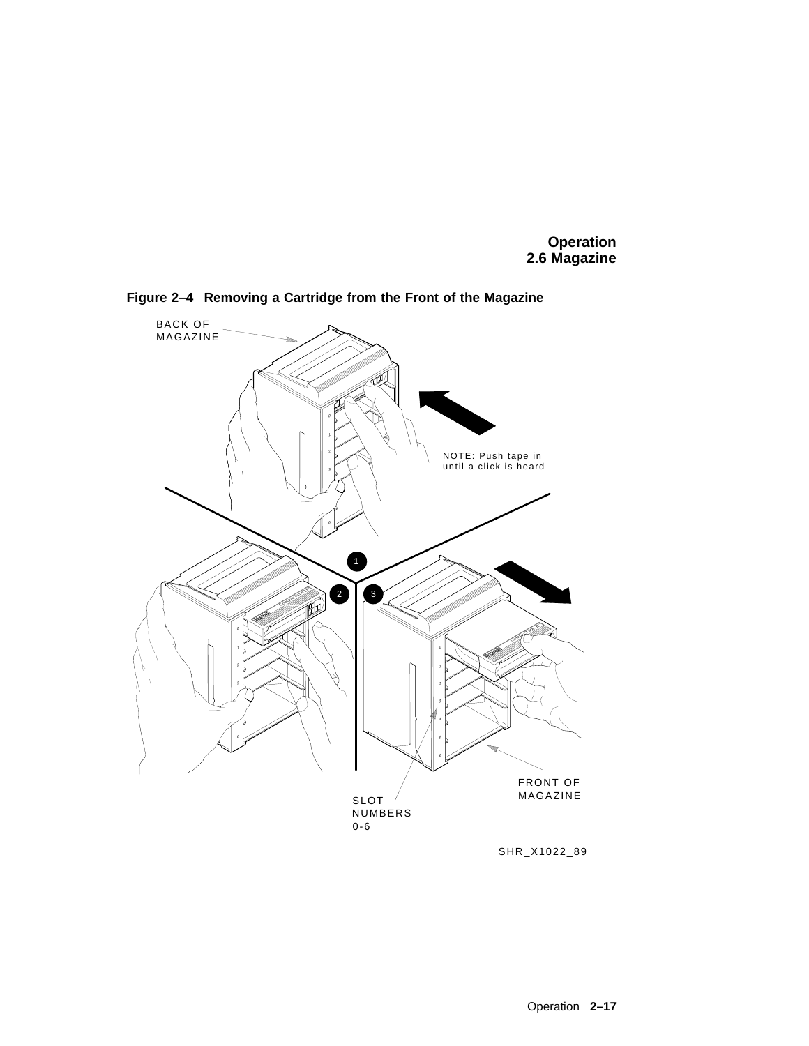**Figure 2–4 Removing a Cartridge from the Front of the Magazine**

BACK OF MAGAZINE

NOTE: Push tape in until a click is heard

FRONT OF MAGAZINE

SLOT NUMBERS 0-6

SHR_X1022_89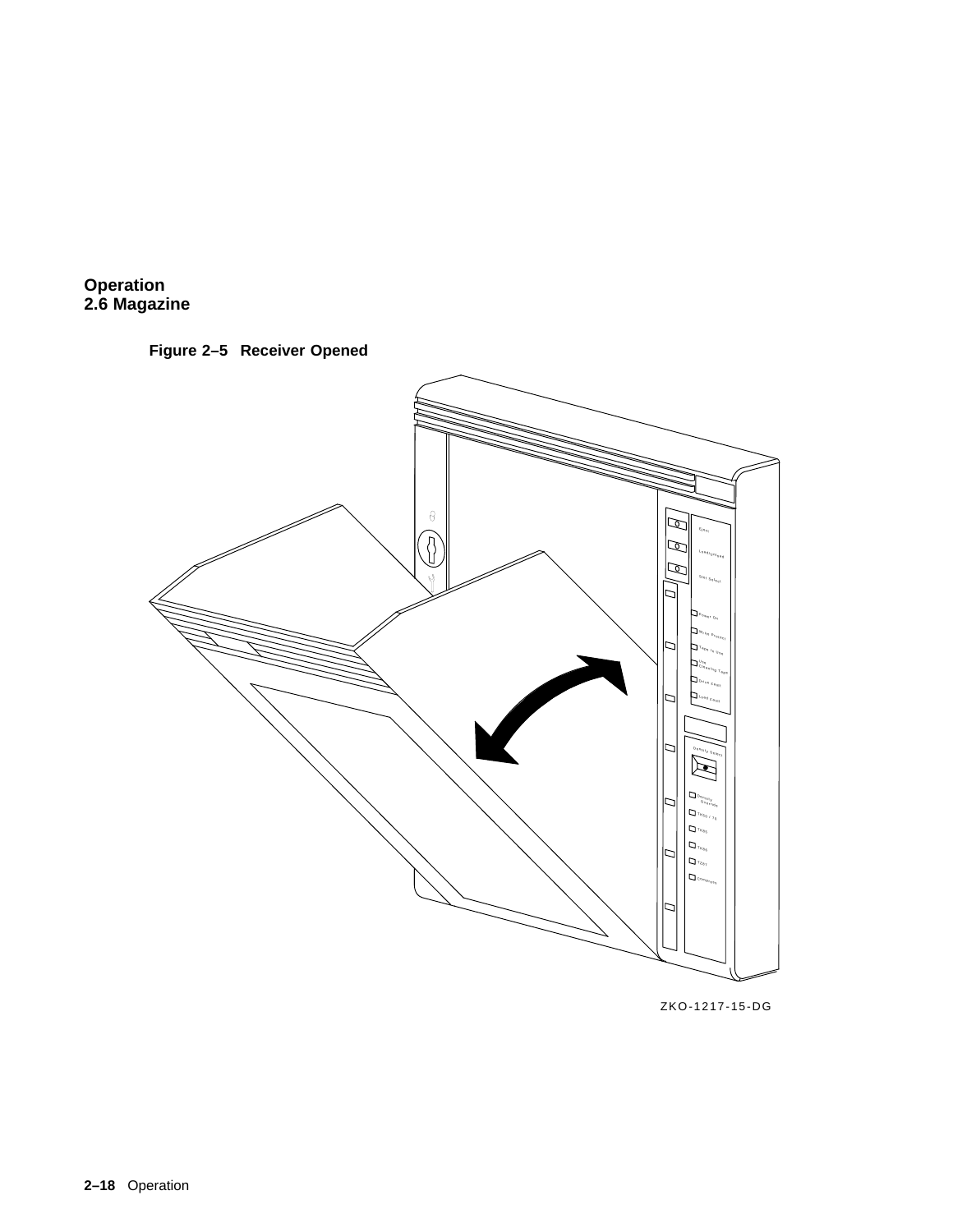**Figure 2–5 Receiver Opened**

ZKO-1217-15-DG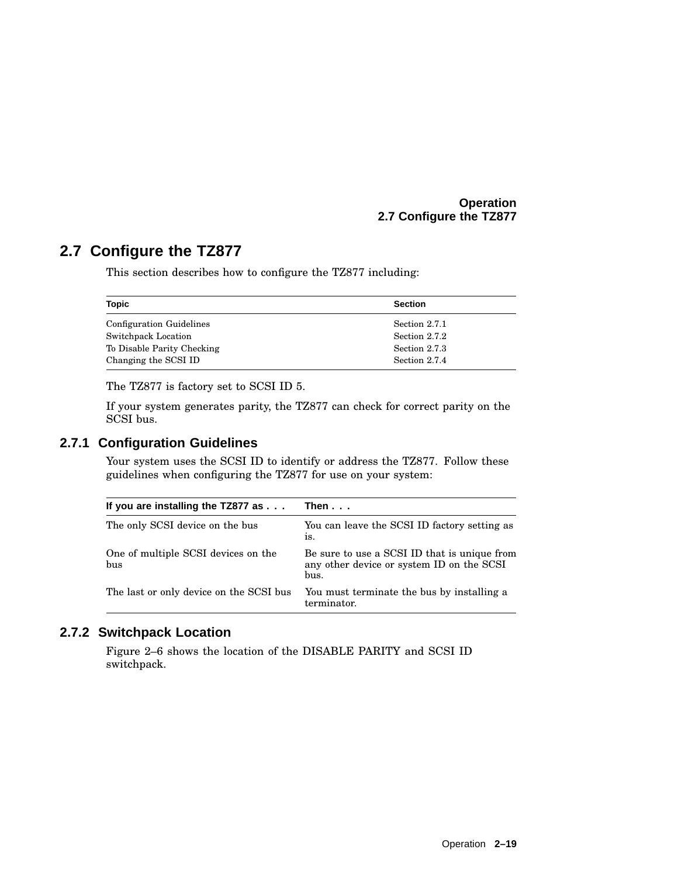## 2.7 Configure the TZ877

This section describes how to configure the TZ877 including:

| Topic | Section |
|---|---|
| Configuration Guidelines | Section 2.7.1 |
| Switchpack Location | Section 2.7.2 |
| To Disable Parity Checking | Section 2.7.3 |
| Changing the SCSI ID | Section 2.7.4 |

The TZ877 is factory set to SCSI ID 5.

If your system generates parity, the TZ877 can check for correct parity on the SCSI bus.

### 2.7.1 Configuration Guidelines

Your system uses the SCSI ID to identify or address the TZ877. Follow these guidelines when configuring the TZ877 for use on your system:

| If you are installing the TZ877 as . . . | Then . . . |
|---|---|
| The only SCSI device on the bus | You can leave the SCSI ID factory setting as is. |
| One of multiple SCSI devices on the bus | Be sure to use a SCSI ID that is unique from any other device or system ID on the SCSI bus. |
| The last or only device on the SCSI bus | You must terminate the bus by installing a terminator. |

### 2.7.2 Switchpack Location

Figure 2–6 shows the location of the DISABLE PARITY and SCSI ID switchpack.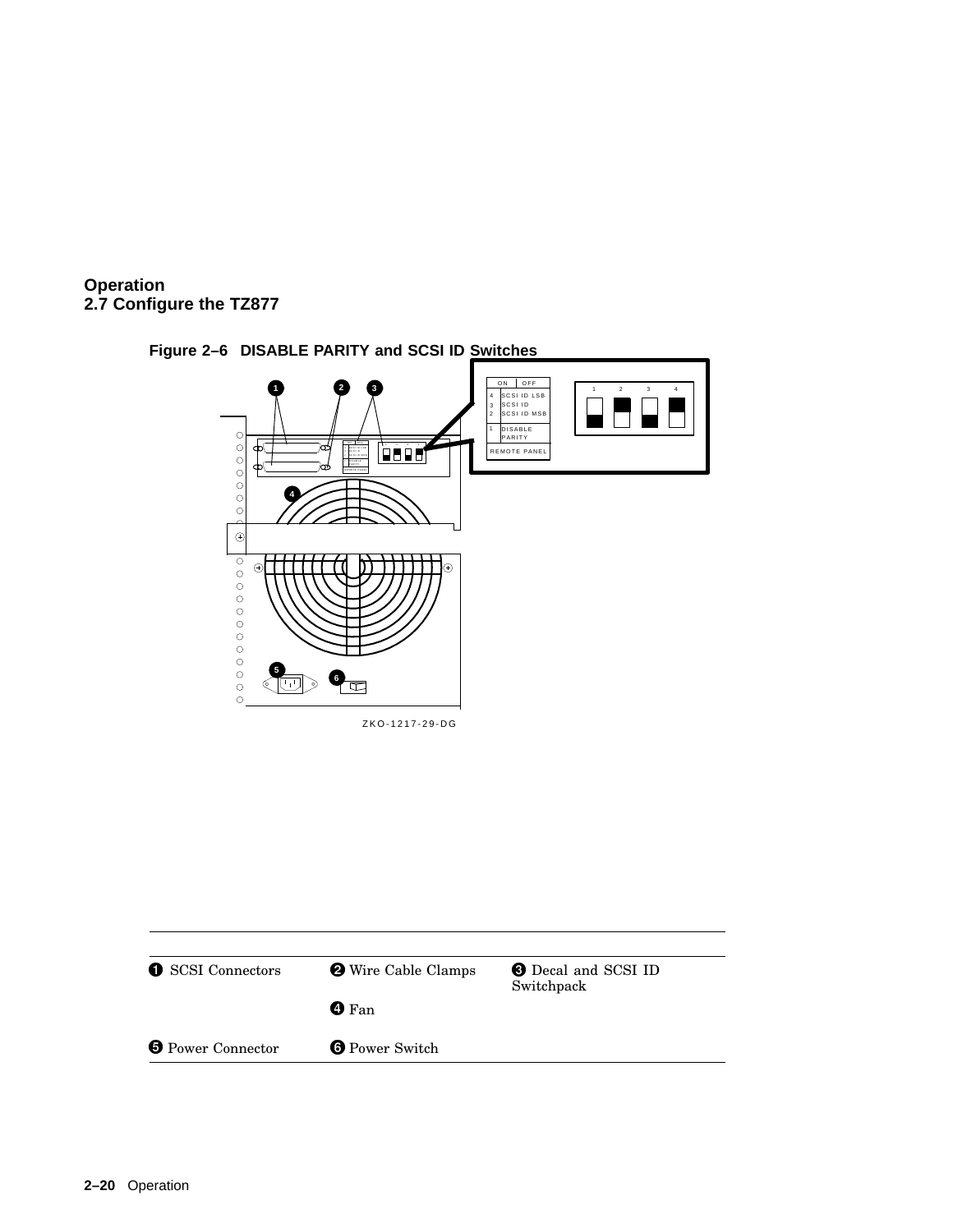# Operation
## 2.7 Configure the TZ877

**Figure 2–6 DISABLE PARITY and SCSI ID Switches**

ZKO-1217-29-DG

| | | |
|---|---|---|
| ❶ SCSI Connectors | ❷ Wire Cable Clamps | ❸ Decal and SCSI ID Switchpack |
| | ❹ Fan | |
| ❺ Power Connector | ❻ Power Switch | |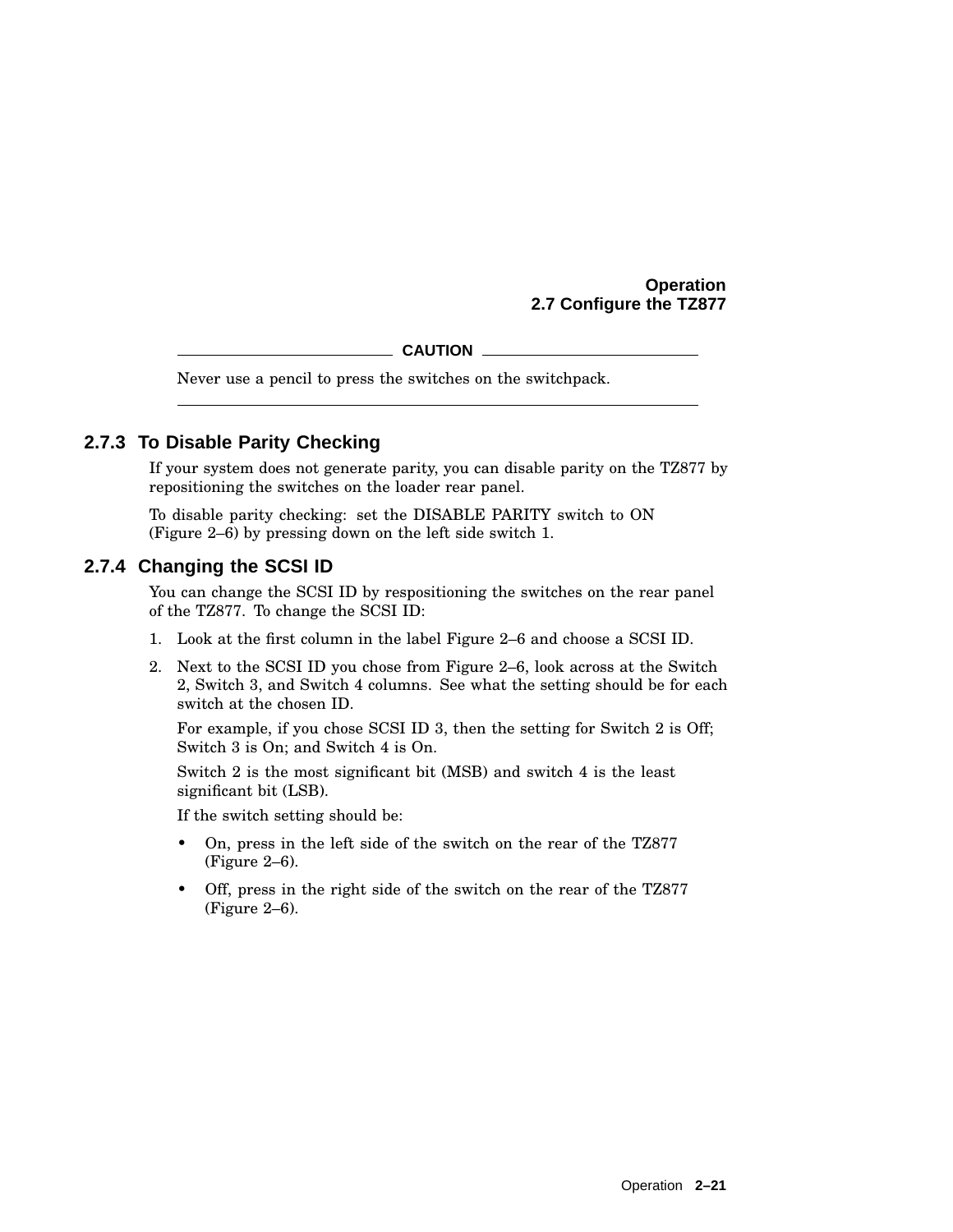**CAUTION**

Never use a pencil to press the switches on the switchpack.

---

### 2.7.3 To Disable Parity Checking

If your system does not generate parity, you can disable parity on the TZ877 by repositioning the switches on the loader rear panel.

To disable parity checking: set the DISABLE PARITY switch to ON (Figure 2–6) by pressing down on the left side switch 1.

### 2.7.4 Changing the SCSI ID

You can change the SCSI ID by respositioning the switches on the rear panel of the TZ877. To change the SCSI ID:

1. Look at the first column in the label Figure 2–6 and choose a SCSI ID.
2. Next to the SCSI ID you chose from Figure 2–6, look across at the Switch 2, Switch 3, and Switch 4 columns. See what the setting should be for each switch at the chosen ID.

   For example, if you chose SCSI ID 3, then the setting for Switch 2 is Off; Switch 3 is On; and Switch 4 is On.

   Switch 2 is the most significant bit (MSB) and switch 4 is the least significant bit (LSB).

   If the switch setting should be:

   - On, press in the left side of the switch on the rear of the TZ877 (Figure 2–6).
   - Off, press in the right side of the switch on the rear of the TZ877 (Figure 2–6).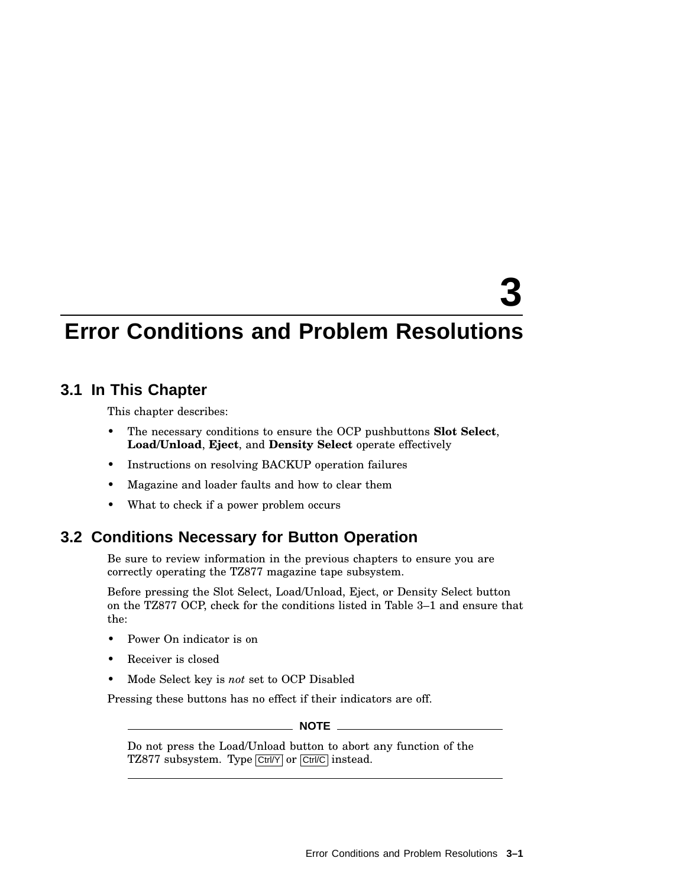# 3 Error Conditions and Problem Resolutions

## 3.1 In This Chapter

This chapter describes:

- The necessary conditions to ensure the OCP pushbuttons **Slot Select**, **Load/Unload**, **Eject**, and **Density Select** operate effectively
- Instructions on resolving BACKUP operation failures
- Magazine and loader faults and how to clear them
- What to check if a power problem occurs

## 3.2 Conditions Necessary for Button Operation

Be sure to review information in the previous chapters to ensure you are correctly operating the TZ877 magazine tape subsystem.

Before pressing the Slot Select, Load/Unload, Eject, or Density Select button on the TZ877 OCP, check for the conditions listed in Table 3–1 and ensure that the:

- Power On indicator is on
- Receiver is closed
- Mode Select key is *not* set to OCP Disabled

Pressing these buttons has no effect if their indicators are off.

---

**NOTE**

Do not press the Load/Unload button to abort any function of the TZ877 subsystem. Type Ctrl/Y or Ctrl/C instead.

---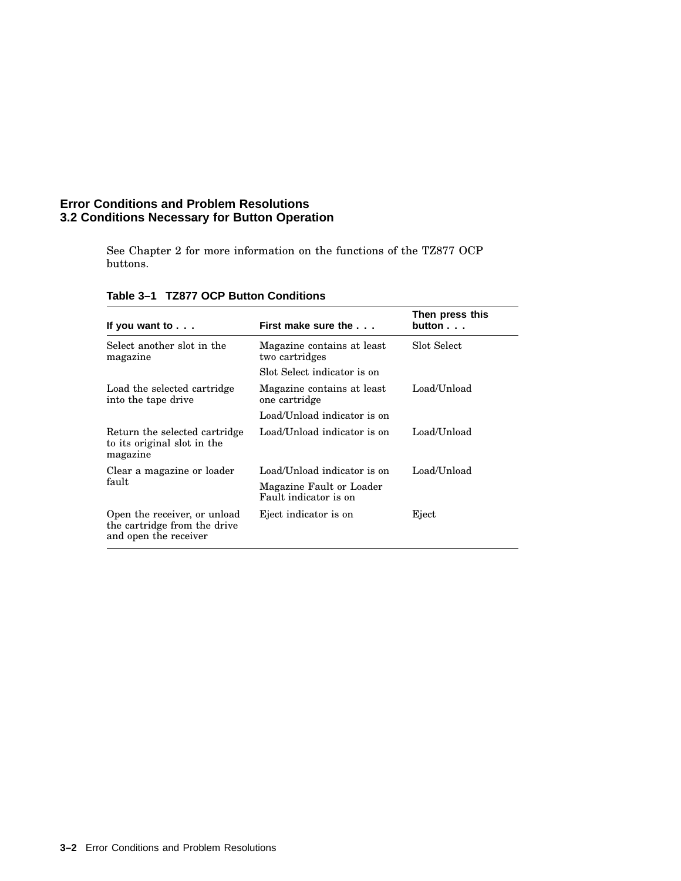## 3.2 Conditions Necessary for Button Operation

See Chapter 2 for more information on the functions of the TZ877 OCP buttons.

**Table 3–1 TZ877 OCP Button Conditions**

| If you want to . . . | First make sure the . . . | Then press this button . . . |
|---|---|---|
| Select another slot in the magazine | Magazine contains at least two cartridges | Slot Select |
| | Slot Select indicator is on | |
| Load the selected cartridge into the tape drive | Magazine contains at least one cartridge | Load/Unload |
| | Load/Unload indicator is on | |
| Return the selected cartridge to its original slot in the magazine | Load/Unload indicator is on | Load/Unload |
| Clear a magazine or loader fault | Load/Unload indicator is on | Load/Unload |
| | Magazine Fault or Loader Fault indicator is on | |
| Open the receiver, or unload the cartridge from the drive and open the receiver | Eject indicator is on | Eject |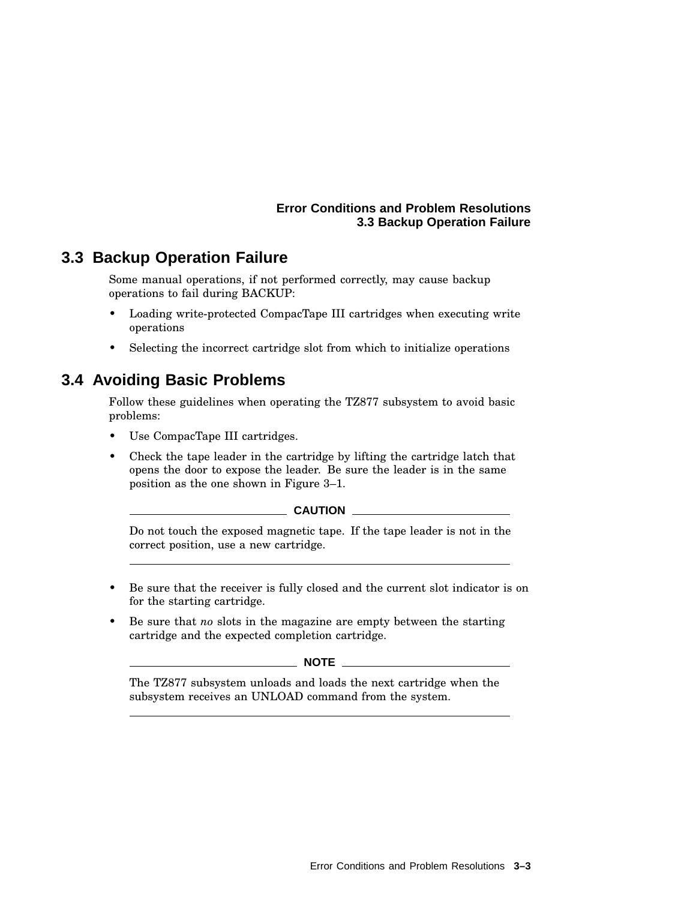## 3.3 Backup Operation Failure

Some manual operations, if not performed correctly, may cause backup operations to fail during BACKUP:

- Loading write-protected CompacTape III cartridges when executing write operations
- Selecting the incorrect cartridge slot from which to initialize operations

## 3.4 Avoiding Basic Problems

Follow these guidelines when operating the TZ877 subsystem to avoid basic problems:

- Use CompacTape III cartridges.
- Check the tape leader in the cartridge by lifting the cartridge latch that opens the door to expose the leader. Be sure the leader is in the same position as the one shown in Figure 3–1.

**CAUTION**

Do not touch the exposed magnetic tape. If the tape leader is not in the correct position, use a new cartridge.

- Be sure that the receiver is fully closed and the current slot indicator is on for the starting cartridge.
- Be sure that *no* slots in the magazine are empty between the starting cartridge and the expected completion cartridge.

**NOTE**

The TZ877 subsystem unloads and loads the next cartridge when the subsystem receives an UNLOAD command from the system.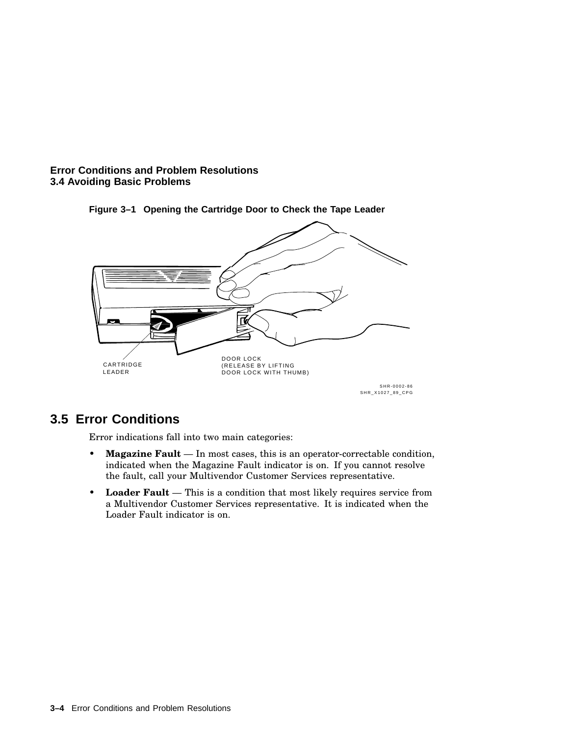**Figure 3–1 Opening the Cartridge Door to Check the Tape Leader**

CARTRIDGE LEADER

DOOR LOCK (RELEASE BY LIFTING DOOR LOCK WITH THUMB)

SHR-0002-86
SHR_X1027_89_CPG

## 3.5 Error Conditions

Error indications fall into two main categories:

- **Magazine Fault** — In most cases, this is an operator-correctable condition, indicated when the Magazine Fault indicator is on. If you cannot resolve the fault, call your Multivendor Customer Services representative.
- **Loader Fault** — This is a condition that most likely requires service from a Multivendor Customer Services representative. It is indicated when the Loader Fault indicator is on.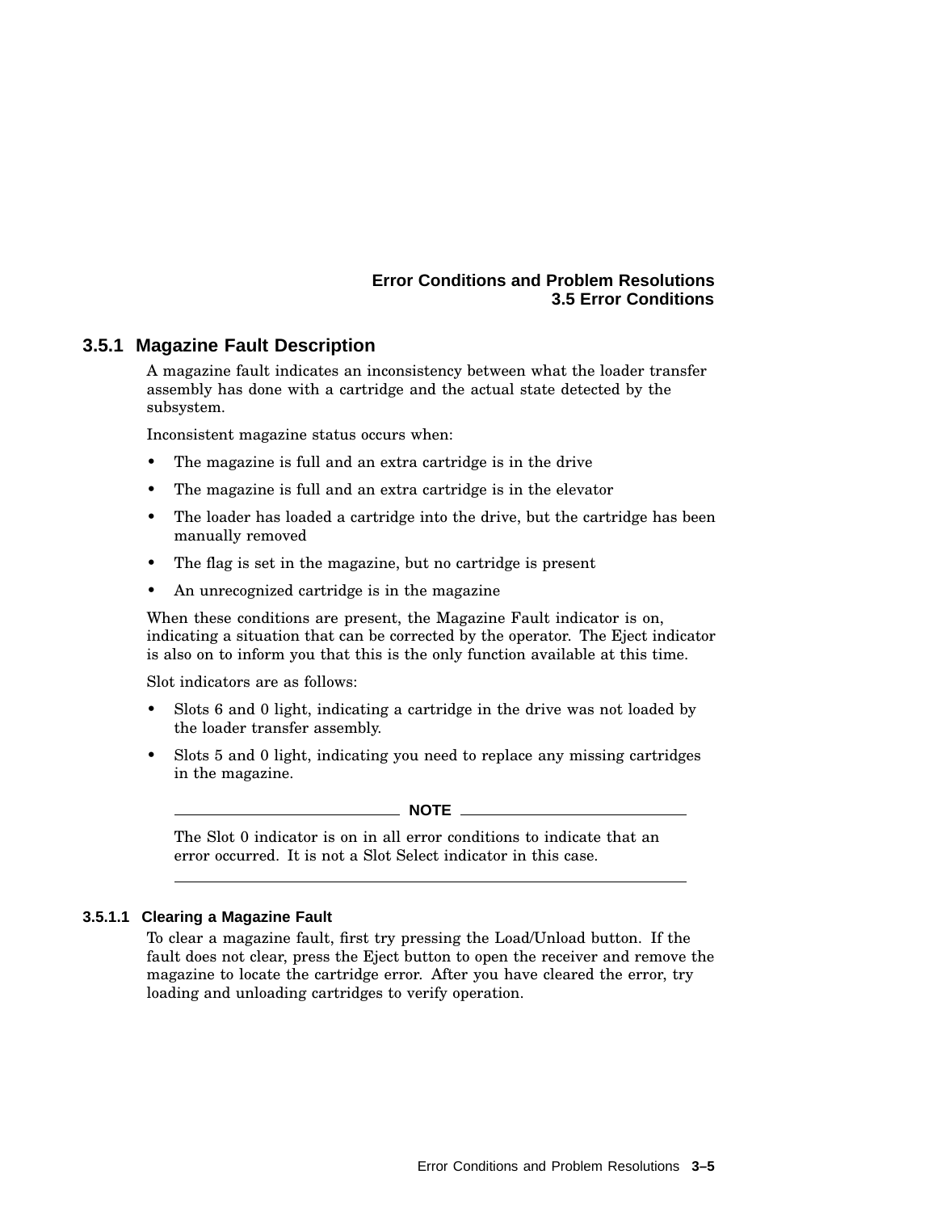### 3.5.1 Magazine Fault Description

A magazine fault indicates an inconsistency between what the loader transfer assembly has done with a cartridge and the actual state detected by the subsystem.

Inconsistent magazine status occurs when:

- The magazine is full and an extra cartridge is in the drive
- The magazine is full and an extra cartridge is in the elevator
- The loader has loaded a cartridge into the drive, but the cartridge has been manually removed
- The flag is set in the magazine, but no cartridge is present
- An unrecognized cartridge is in the magazine

When these conditions are present, the Magazine Fault indicator is on, indicating a situation that can be corrected by the operator. The Eject indicator is also on to inform you that this is the only function available at this time.

Slot indicators are as follows:

- Slots 6 and 0 light, indicating a cartridge in the drive was not loaded by the loader transfer assembly.
- Slots 5 and 0 light, indicating you need to replace any missing cartridges in the magazine.

---

**NOTE**

The Slot 0 indicator is on in all error conditions to indicate that an error occurred. It is not a Slot Select indicator in this case.

---

#### 3.5.1.1 Clearing a Magazine Fault

To clear a magazine fault, first try pressing the Load/Unload button. If the fault does not clear, press the Eject button to open the receiver and remove the magazine to locate the cartridge error. After you have cleared the error, try loading and unloading cartridges to verify operation.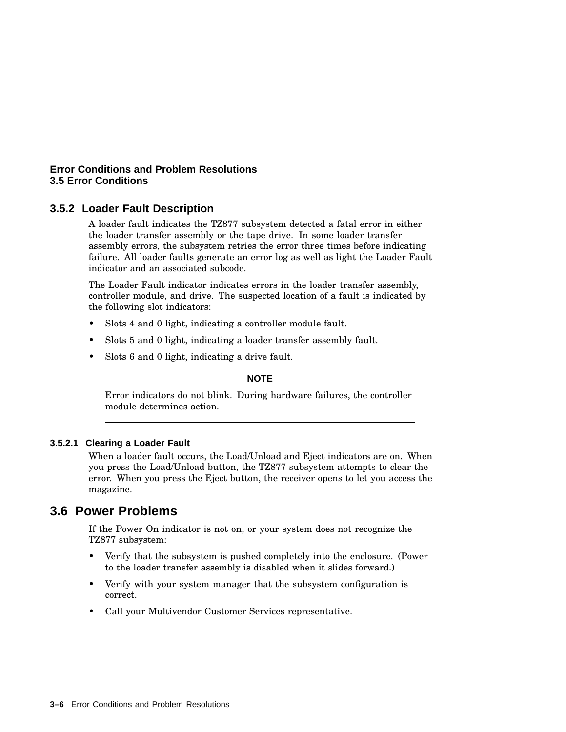### 3.5.2 Loader Fault Description

A loader fault indicates the TZ877 subsystem detected a fatal error in either the loader transfer assembly or the tape drive. In some loader transfer assembly errors, the subsystem retries the error three times before indicating failure. All loader faults generate an error log as well as light the Loader Fault indicator and an associated subcode.

The Loader Fault indicator indicates errors in the loader transfer assembly, controller module, and drive. The suspected location of a fault is indicated by the following slot indicators:

- Slots 4 and 0 light, indicating a controller module fault.
- Slots 5 and 0 light, indicating a loader transfer assembly fault.
- Slots 6 and 0 light, indicating a drive fault.

---

**NOTE**

Error indicators do not blink. During hardware failures, the controller module determines action.

---

#### 3.5.2.1 Clearing a Loader Fault

When a loader fault occurs, the Load/Unload and Eject indicators are on. When you press the Load/Unload button, the TZ877 subsystem attempts to clear the error. When you press the Eject button, the receiver opens to let you access the magazine.

## 3.6 Power Problems

If the Power On indicator is not on, or your system does not recognize the TZ877 subsystem:

- Verify that the subsystem is pushed completely into the enclosure. (Power to the loader transfer assembly is disabled when it slides forward.)
- Verify with your system manager that the subsystem configuration is correct.
- Call your Multivendor Customer Services representative.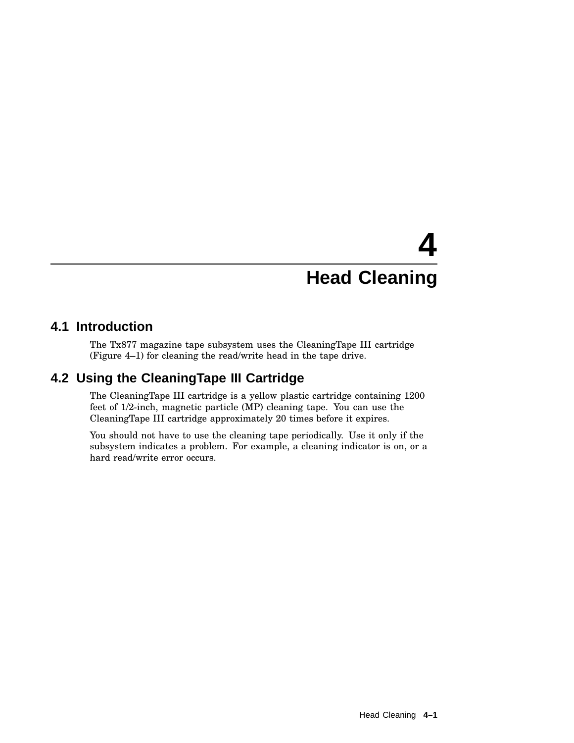# 4 Head Cleaning

## 4.1 Introduction

The Tx877 magazine tape subsystem uses the CleaningTape III cartridge (Figure 4–1) for cleaning the read/write head in the tape drive.

## 4.2 Using the CleaningTape III Cartridge

The CleaningTape III cartridge is a yellow plastic cartridge containing 1200 feet of 1/2-inch, magnetic particle (MP) cleaning tape. You can use the CleaningTape III cartridge approximately 20 times before it expires.

You should not have to use the cleaning tape periodically. Use it only if the subsystem indicates a problem. For example, a cleaning indicator is on, or a hard read/write error occurs.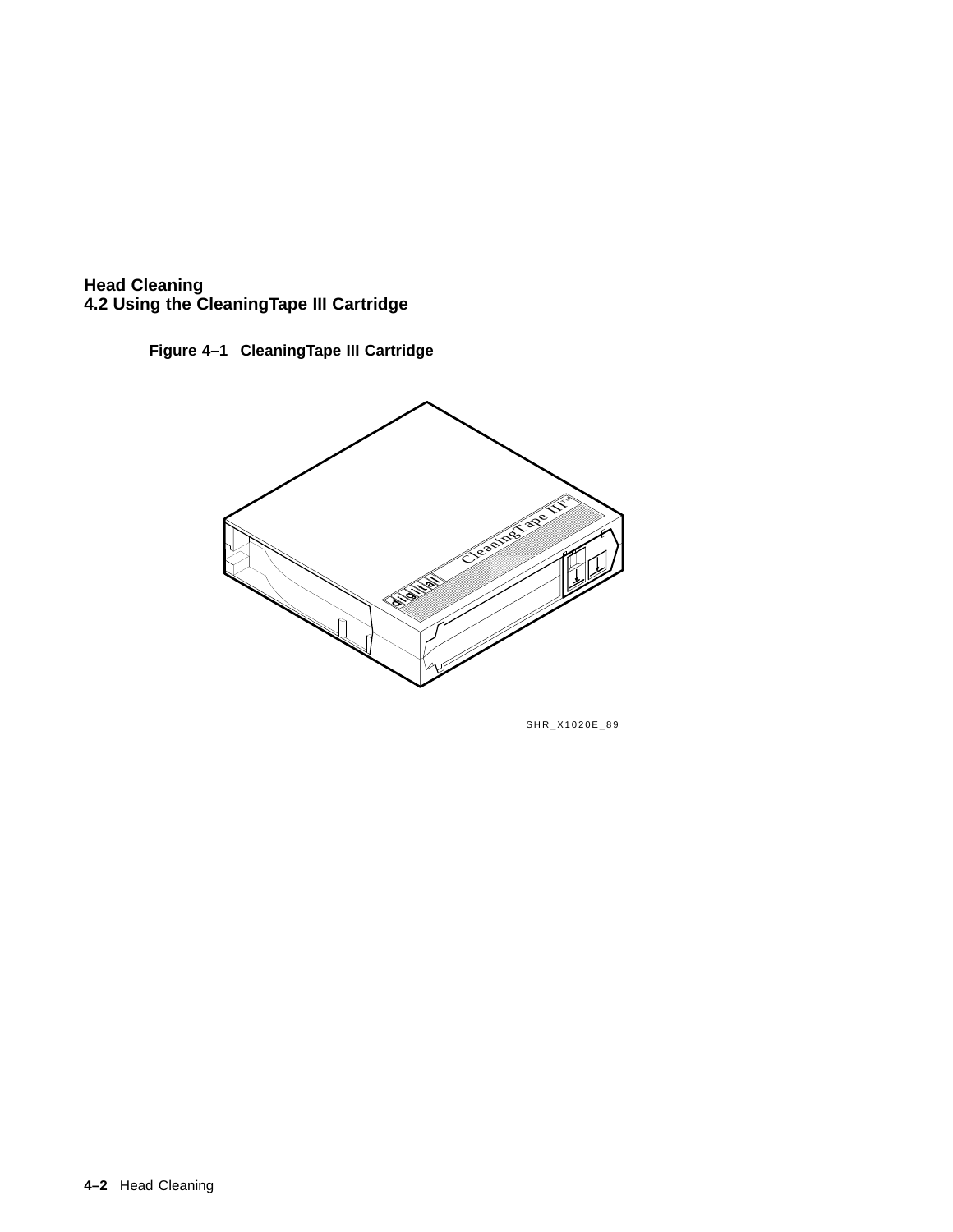## 4.2 Using the CleaningTape III Cartridge

**Figure 4–1 CleaningTape III Cartridge**

SHR_X1020E_89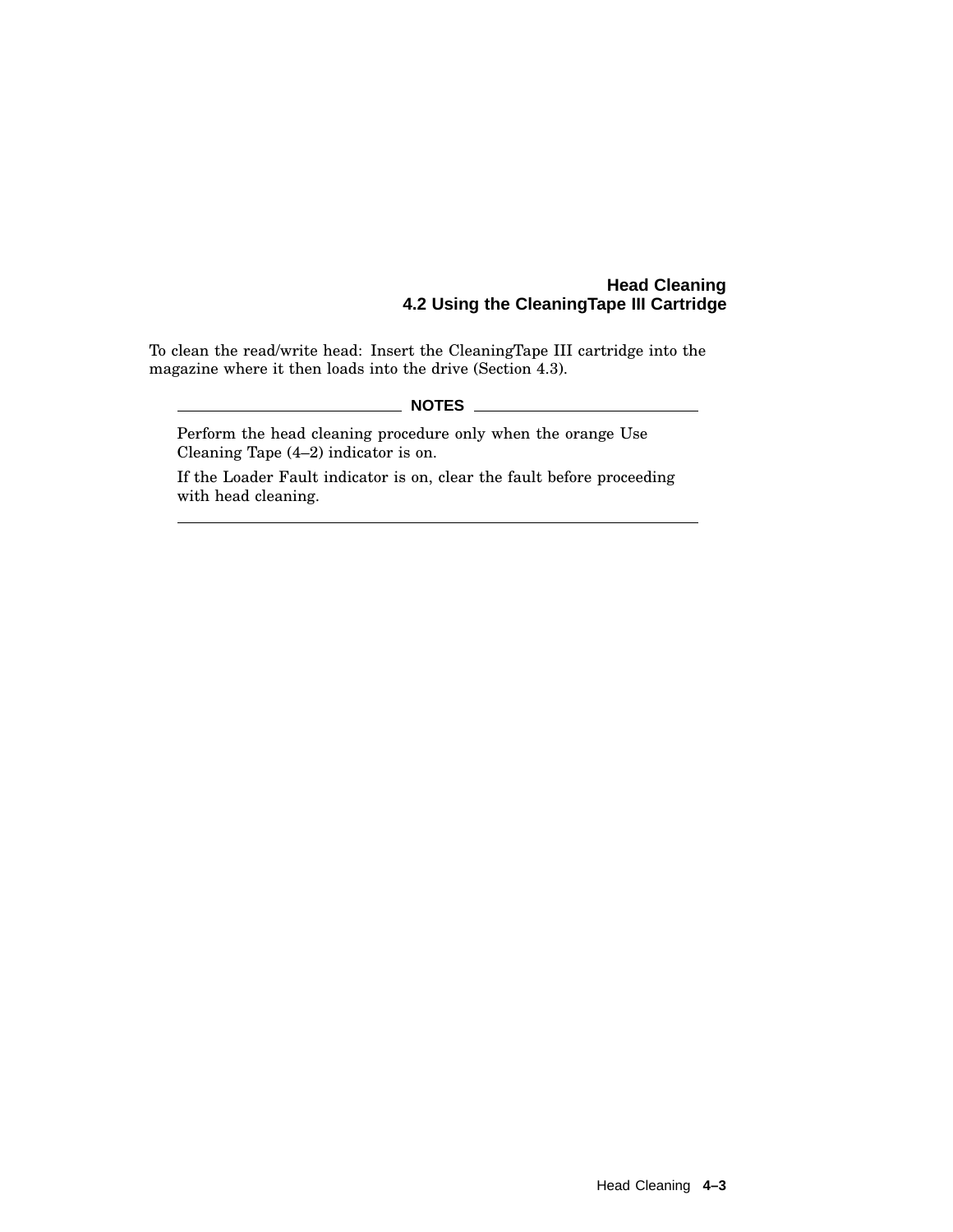## 4.2 Using the CleaningTape III Cartridge

To clean the read/write head: Insert the CleaningTape III cartridge into the magazine where it then loads into the drive (Section 4.3).

**NOTES**

Perform the head cleaning procedure only when the orange Use Cleaning Tape (4–2) indicator is on.

If the Loader Fault indicator is on, clear the fault before proceeding with head cleaning.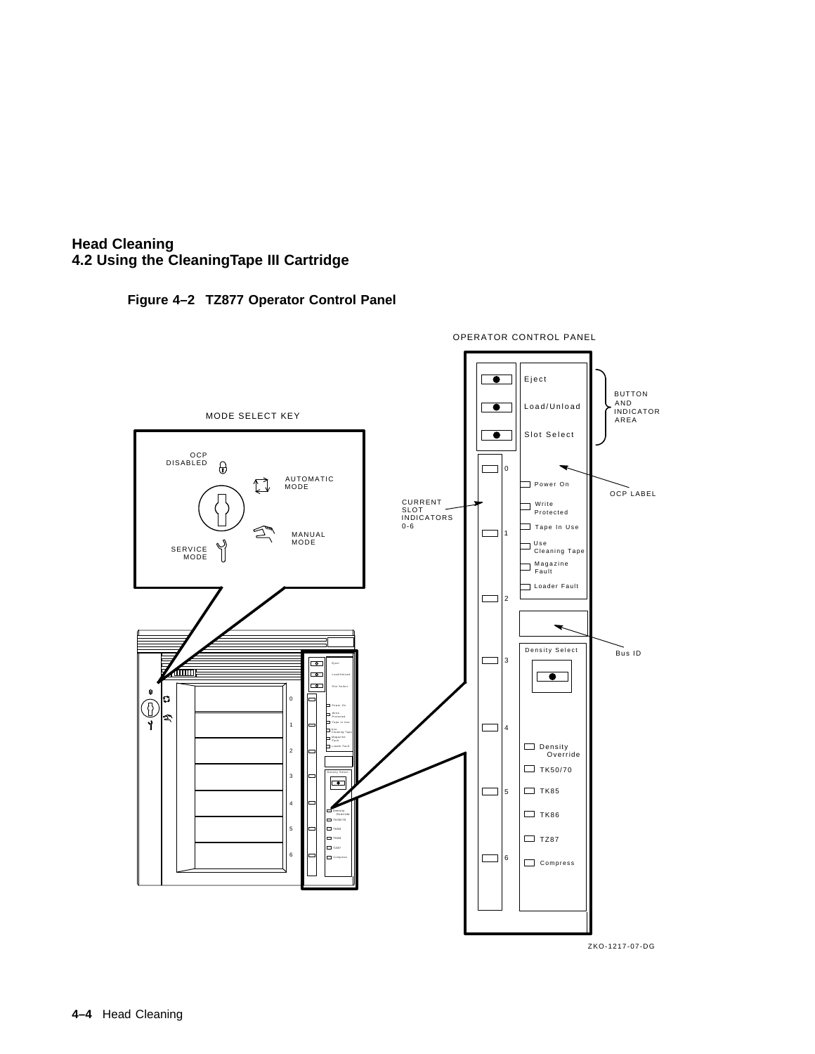## Head Cleaning
## 4.2 Using the CleaningTape III Cartridge

**Figure 4–2 TZ877 Operator Control Panel**

OPERATOR CONTROL PANEL

MODE SELECT KEY

OCP DISABLED

AUTOMATIC MODE

MANUAL MODE

SERVICE MODE

Eject

Load/Unload

Slot Select

BUTTON AND INDICATOR AREA

OCP LABEL

CURRENT SLOT INDICATORS 0-6

0

1

2

3

4

5

6

Power On

Write Protected

Tape In Use

Use Cleaning Tape

Magazine Fault

Loader Fault

Bus ID

Density Select

Density Override

TK50/70

TK85

TK86

TZ87

Compress

ZKO-1217-07-DG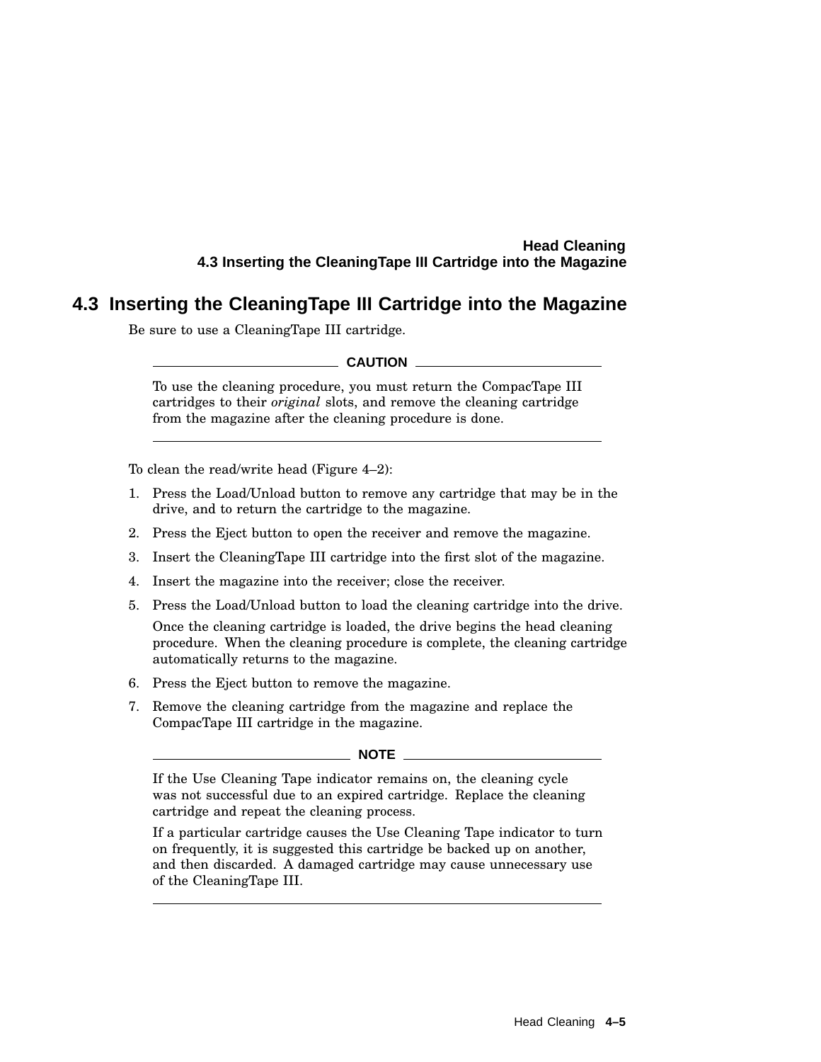## 4.3 Inserting the CleaningTape III Cartridge into the Magazine

Be sure to use a CleaningTape III cartridge.

**CAUTION**

To use the cleaning procedure, you must return the CompacTape III cartridges to their *original* slots, and remove the cleaning cartridge from the magazine after the cleaning procedure is done.

---

To clean the read/write head (Figure 4–2):

1. Press the Load/Unload button to remove any cartridge that may be in the drive, and to return the cartridge to the magazine.
2. Press the Eject button to open the receiver and remove the magazine.
3. Insert the CleaningTape III cartridge into the first slot of the magazine.
4. Insert the magazine into the receiver; close the receiver.
5. Press the Load/Unload button to load the cleaning cartridge into the drive.

   Once the cleaning cartridge is loaded, the drive begins the head cleaning procedure. When the cleaning procedure is complete, the cleaning cartridge automatically returns to the magazine.
6. Press the Eject button to remove the magazine.
7. Remove the cleaning cartridge from the magazine and replace the CompacTape III cartridge in the magazine.

**NOTE**

If the Use Cleaning Tape indicator remains on, the cleaning cycle was not successful due to an expired cartridge. Replace the cleaning cartridge and repeat the cleaning process.

If a particular cartridge causes the Use Cleaning Tape indicator to turn on frequently, it is suggested this cartridge be backed up on another, and then discarded. A damaged cartridge may cause unnecessary use of the CleaningTape III.

---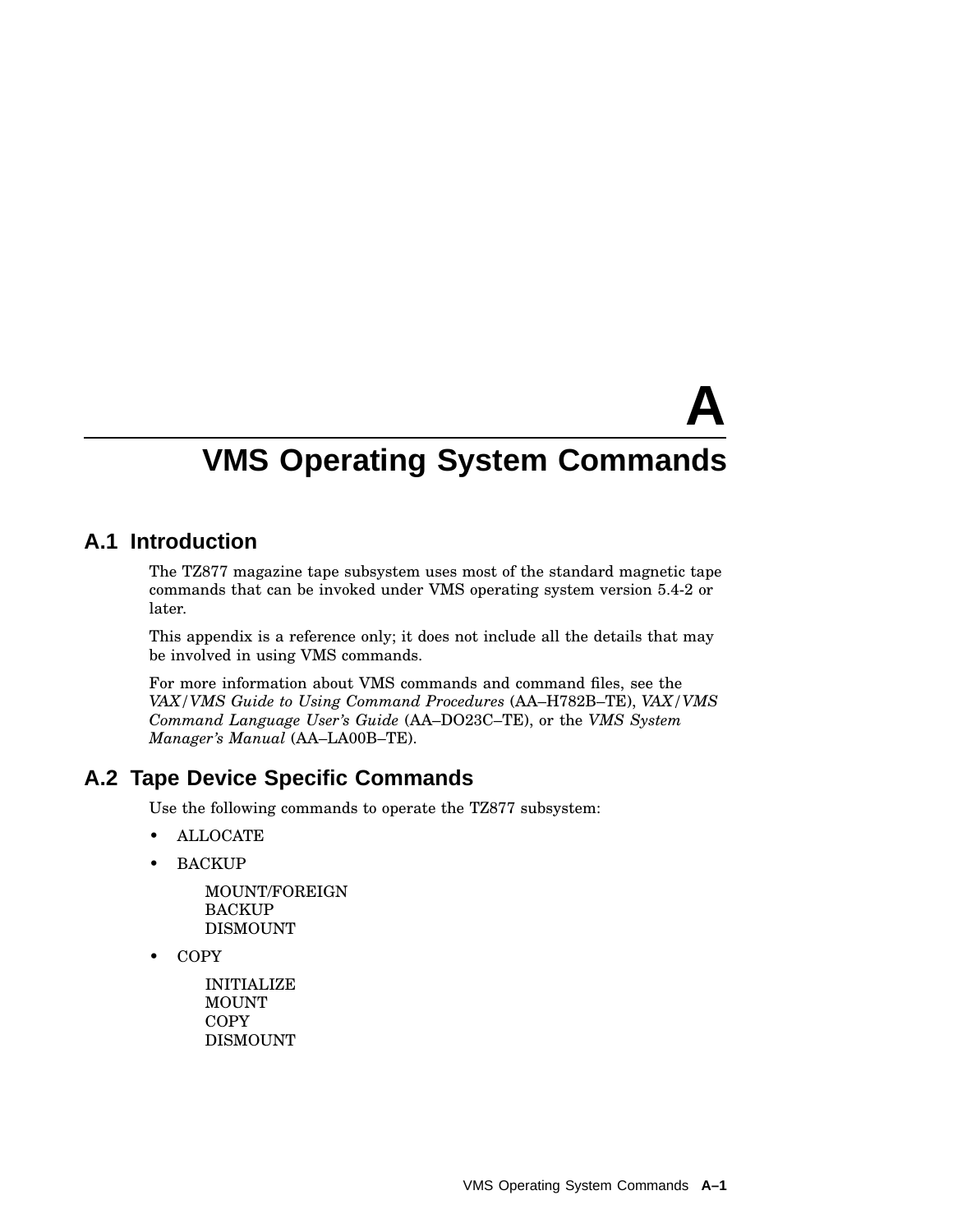# A

# VMS Operating System Commands

## A.1 Introduction

The TZ877 magazine tape subsystem uses most of the standard magnetic tape commands that can be invoked under VMS operating system version 5.4-2 or later.

This appendix is a reference only; it does not include all the details that may be involved in using VMS commands.

For more information about VMS commands and command files, see the *VAX/VMS Guide to Using Command Procedures* (AA–H782B–TE), *VAX/VMS Command Language User's Guide* (AA–DO23C–TE), or the *VMS System Manager's Manual* (AA–LA00B–TE).

## A.2 Tape Device Specific Commands

Use the following commands to operate the TZ877 subsystem:

- ALLOCATE
- BACKUP

  MOUNT/FOREIGN
  BACKUP
  DISMOUNT

- COPY

  INITIALIZE
  MOUNT
  COPY
  DISMOUNT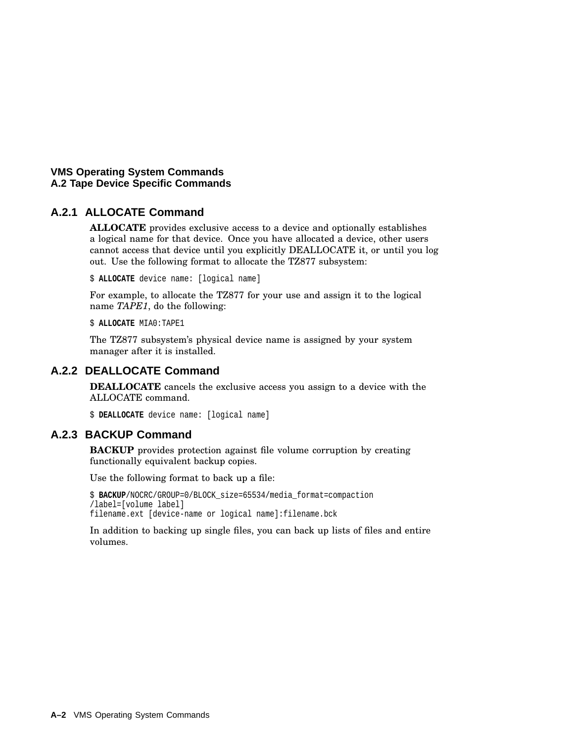### A.2.1 ALLOCATE Command

**ALLOCATE** provides exclusive access to a device and optionally establishes a logical name for that device. Once you have allocated a device, other users cannot access that device until you explicitly DEALLOCATE it, or until you log out. Use the following format to allocate the TZ877 subsystem:

```
$ ALLOCATE device name: [logical name]
```

For example, to allocate the TZ877 for your use and assign it to the logical name *TAPE1*, do the following:

```
$ ALLOCATE MIA0:TAPE1
```

The TZ877 subsystem's physical device name is assigned by your system manager after it is installed.

### A.2.2 DEALLOCATE Command

**DEALLOCATE** cancels the exclusive access you assign to a device with the ALLOCATE command.

```
$ DEALLOCATE device name: [logical name]
```

### A.2.3 BACKUP Command

**BACKUP** provides protection against file volume corruption by creating functionally equivalent backup copies.

Use the following format to back up a file:

```
$ BACKUP/NOCRC/GROUP=0/BLOCK_size=65534/media_format=compaction
/label=[volume label]
filename.ext [device-name or logical name]:filename.bck
```

In addition to backing up single files, you can back up lists of files and entire volumes.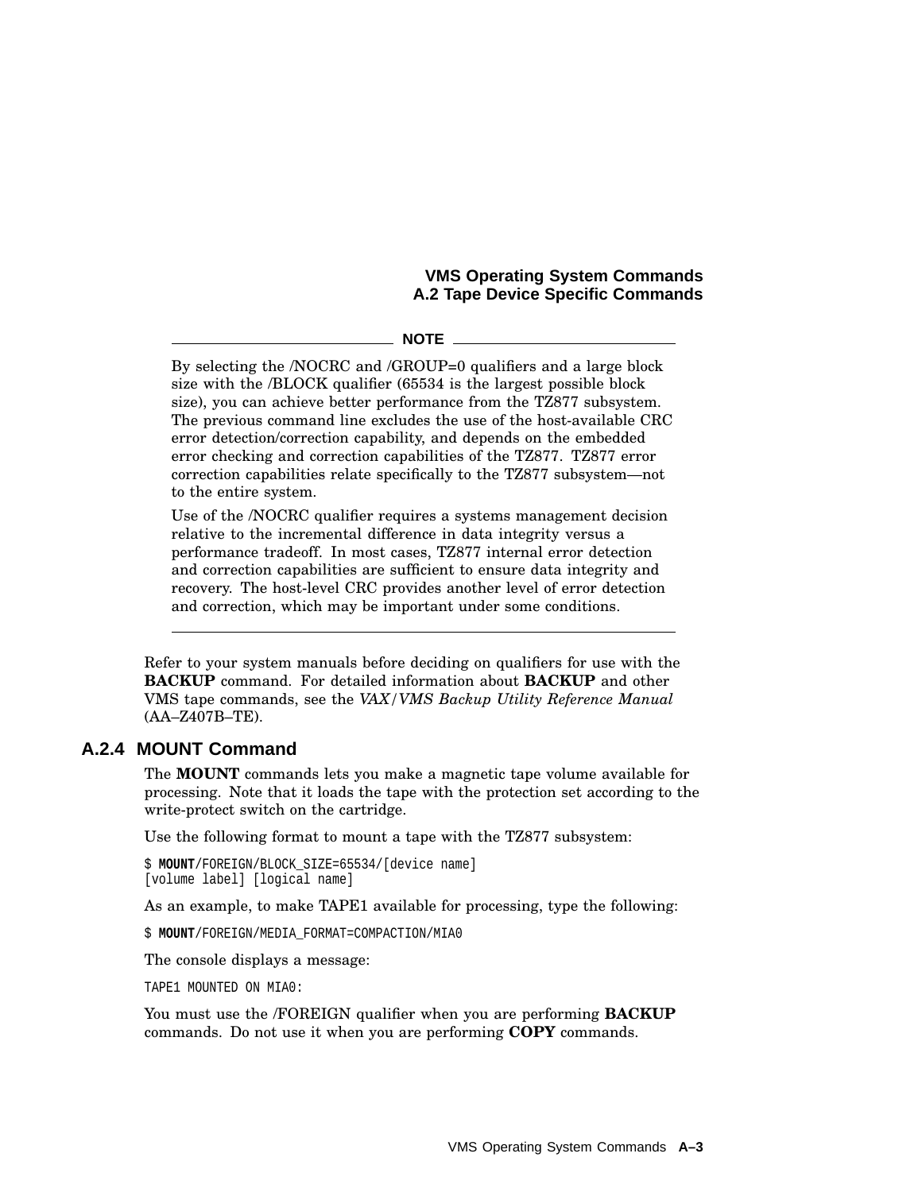**NOTE**

By selecting the /NOCRC and /GROUP=0 qualifiers and a large block size with the /BLOCK qualifier (65534 is the largest possible block size), you can achieve better performance from the TZ877 subsystem. The previous command line excludes the use of the host-available CRC error detection/correction capability, and depends on the embedded error checking and correction capabilities of the TZ877. TZ877 error correction capabilities relate specifically to the TZ877 subsystem—not to the entire system.

Use of the /NOCRC qualifier requires a systems management decision relative to the incremental difference in data integrity versus a performance tradeoff. In most cases, TZ877 internal error detection and correction capabilities are sufficient to ensure data integrity and recovery. The host-level CRC provides another level of error detection and correction, which may be important under some conditions.

---

Refer to your system manuals before deciding on qualifiers for use with the **BACKUP** command. For detailed information about **BACKUP** and other VMS tape commands, see the *VAX/VMS Backup Utility Reference Manual* (AA–Z407B–TE).

### A.2.4 MOUNT Command

The **MOUNT** commands lets you make a magnetic tape volume available for processing. Note that it loads the tape with the protection set according to the write-protect switch on the cartridge.

Use the following format to mount a tape with the TZ877 subsystem:

```
$ MOUNT/FOREIGN/BLOCK_SIZE=65534/[device name]
[volume label] [logical name]
```

As an example, to make TAPE1 available for processing, type the following:

```
$ MOUNT/FOREIGN/MEDIA_FORMAT=COMPACTION/MIA0
```

The console displays a message:

```
TAPE1 MOUNTED ON MIA0:
```

You must use the /FOREIGN qualifier when you are performing **BACKUP** commands. Do not use it when you are performing **COPY** commands.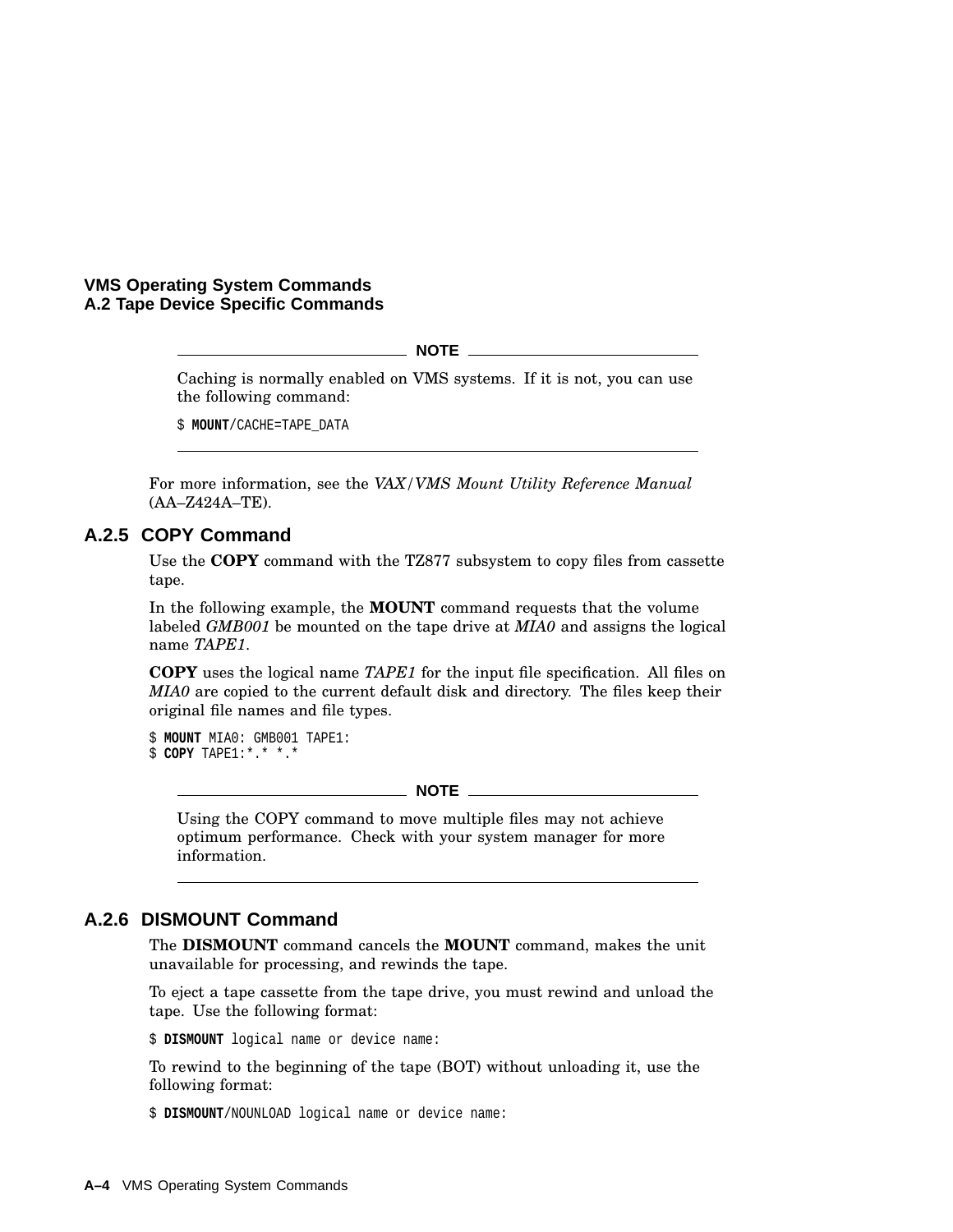---

**NOTE**

Caching is normally enabled on VMS systems. If it is not, you can use the following command:

```
$ MOUNT/CACHE=TAPE_DATA
```

---

For more information, see the *VAX/VMS Mount Utility Reference Manual* (AA–Z424A–TE).

### A.2.5 COPY Command

Use the **COPY** command with the TZ877 subsystem to copy files from cassette tape.

In the following example, the **MOUNT** command requests that the volume labeled *GMB001* be mounted on the tape drive at *MIA0* and assigns the logical name *TAPE1*.

**COPY** uses the logical name *TAPE1* for the input file specification. All files on *MIA0* are copied to the current default disk and directory. The files keep their original file names and file types.

```
$ MOUNT MIA0: GMB001 TAPE1:
$ COPY TAPE1:*.* *.*
```

---

**NOTE**

Using the COPY command to move multiple files may not achieve optimum performance. Check with your system manager for more information.

---

### A.2.6 DISMOUNT Command

The **DISMOUNT** command cancels the **MOUNT** command, makes the unit unavailable for processing, and rewinds the tape.

To eject a tape cassette from the tape drive, you must rewind and unload the tape. Use the following format:

```
$ DISMOUNT logical name or device name:
```

To rewind to the beginning of the tape (BOT) without unloading it, use the following format:

```
$ DISMOUNT/NOUNLOAD logical name or device name:
```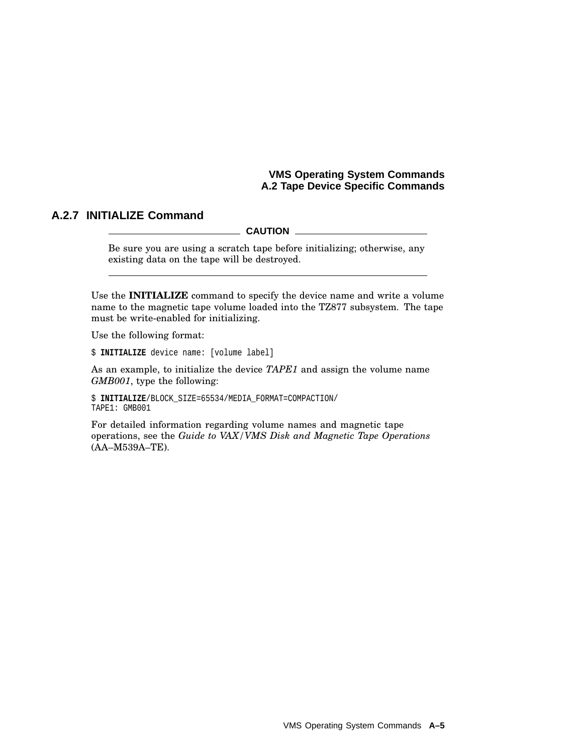### A.2.7 INITIALIZE Command

**CAUTION**

Be sure you are using a scratch tape before initializing; otherwise, any existing data on the tape will be destroyed.

---

Use the **INITIALIZE** command to specify the device name and write a volume name to the magnetic tape volume loaded into the TZ877 subsystem. The tape must be write-enabled for initializing.

Use the following format:

```
$ INITIALIZE device name: [volume label]
```

As an example, to initialize the device *TAPE1* and assign the volume name *GMB001*, type the following:

```
$ INITIALIZE/BLOCK_SIZE=65534/MEDIA_FORMAT=COMPACTION/
TAPE1: GMB001
```

For detailed information regarding volume names and magnetic tape operations, see the *Guide to VAX/VMS Disk and Magnetic Tape Operations* (AA–M539A–TE).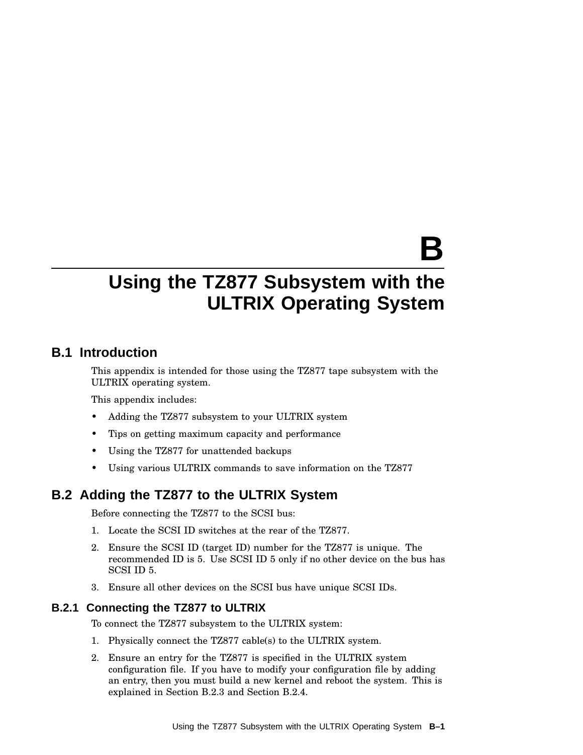# B Using the TZ877 Subsystem with the ULTRIX Operating System

## B.1 Introduction

This appendix is intended for those using the TZ877 tape subsystem with the ULTRIX operating system.

This appendix includes:

- Adding the TZ877 subsystem to your ULTRIX system
- Tips on getting maximum capacity and performance
- Using the TZ877 for unattended backups
- Using various ULTRIX commands to save information on the TZ877

## B.2 Adding the TZ877 to the ULTRIX System

Before connecting the TZ877 to the SCSI bus:

1. Locate the SCSI ID switches at the rear of the TZ877.
2. Ensure the SCSI ID (target ID) number for the TZ877 is unique. The recommended ID is 5. Use SCSI ID 5 only if no other device on the bus has SCSI ID 5.
3. Ensure all other devices on the SCSI bus have unique SCSI IDs.

### B.2.1 Connecting the TZ877 to ULTRIX

To connect the TZ877 subsystem to the ULTRIX system:

1. Physically connect the TZ877 cable(s) to the ULTRIX system.
2. Ensure an entry for the TZ877 is specified in the ULTRIX system configuration file. If you have to modify your configuration file by adding an entry, then you must build a new kernel and reboot the system. This is explained in Section B.2.3 and Section B.2.4.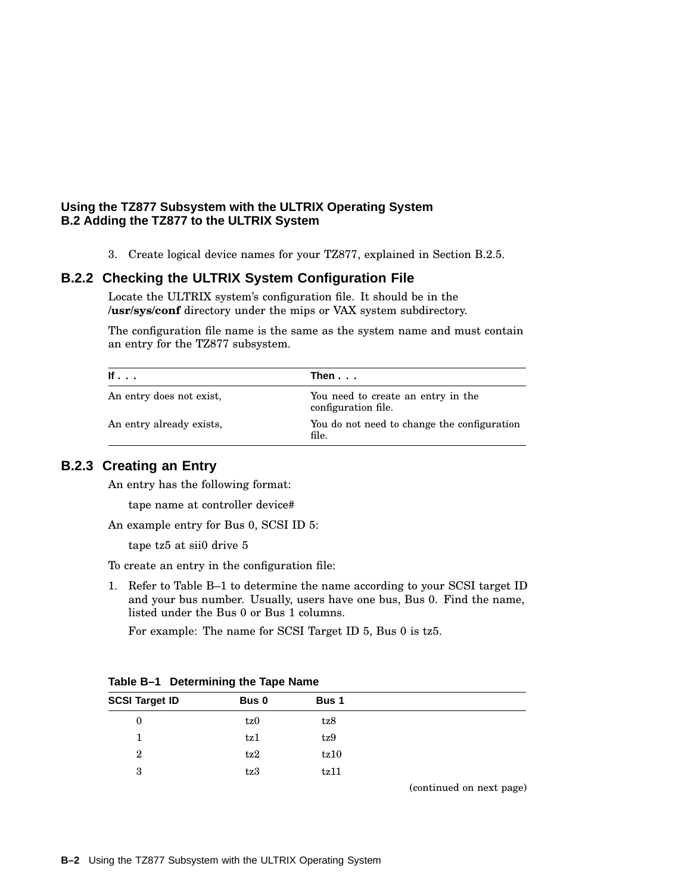3. Create logical device names for your TZ877, explained in Section B.2.5.

### B.2.2 Checking the ULTRIX System Configuration File

Locate the ULTRIX system's configuration file. It should be in the **/usr/sys/conf** directory under the mips or VAX system subdirectory.

The configuration file name is the same as the system name and must contain an entry for the TZ877 subsystem.

| If . . . | Then . . . |
|---|---|
| An entry does not exist, | You need to create an entry in the configuration file. |
| An entry already exists, | You do not need to change the configuration file. |

### B.2.3 Creating an Entry

An entry has the following format:

```
tape name at controller device#
```

An example entry for Bus 0, SCSI ID 5:

```
tape tz5 at sii0 drive 5
```

To create an entry in the configuration file:

1. Refer to Table B–1 to determine the name according to your SCSI target ID and your bus number. Usually, users have one bus, Bus 0. Find the name, listed under the Bus 0 or Bus 1 columns.

   For example: The name for SCSI Target ID 5, Bus 0 is tz5.

**Table B–1 Determining the Tape Name**

| SCSI Target ID | Bus 0 | Bus 1 |
|---|---|---|
| 0 | tz0 | tz8 |
| 1 | tz1 | tz9 |
| 2 | tz2 | tz10 |
| 3 | tz3 | tz11 |

(continued on next page)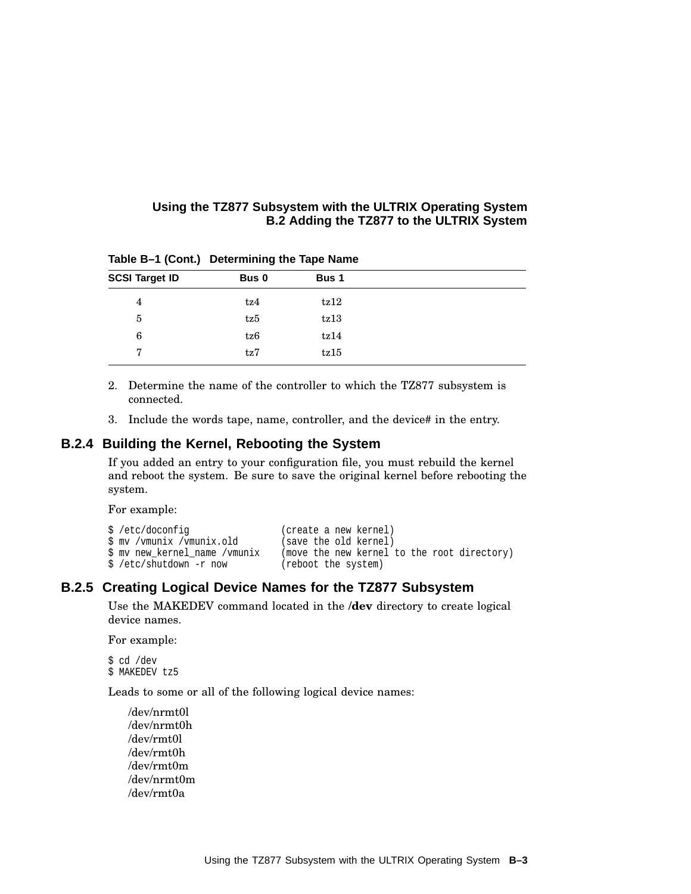**Table B–1 (Cont.) Determining the Tape Name**

| SCSI Target ID | Bus 0 | Bus 1 |
|---|---|---|
| 4 | tz4 | tz12 |
| 5 | tz5 | tz13 |
| 6 | tz6 | tz14 |
| 7 | tz7 | tz15 |

2. Determine the name of the controller to which the TZ877 subsystem is connected.
3. Include the words tape, name, controller, and the device# in the entry.

### B.2.4 Building the Kernel, Rebooting the System

If you added an entry to your configuration file, you must rebuild the kernel and reboot the system. Be sure to save the original kernel before rebooting the system.

For example:

```
$ /etc/doconfig                 (create a new kernel)
$ mv /vmunix /vmunix.old        (save the old kernel)
$ mv new_kernel_name /vmunix    (move the new kernel to the root directory)
$ /etc/shutdown -r now          (reboot the system)
```

### B.2.5 Creating Logical Device Names for the TZ877 Subsystem

Use the MAKEDEV command located in the **/dev** directory to create logical device names.

For example:

```
$ cd /dev
$ MAKEDEV tz5
```

Leads to some or all of the following logical device names:

/dev/nrmt0l
/dev/nrmt0h
/dev/rmt0l
/dev/rmt0h
/dev/rmt0m
/dev/nrmt0m
/dev/rmt0a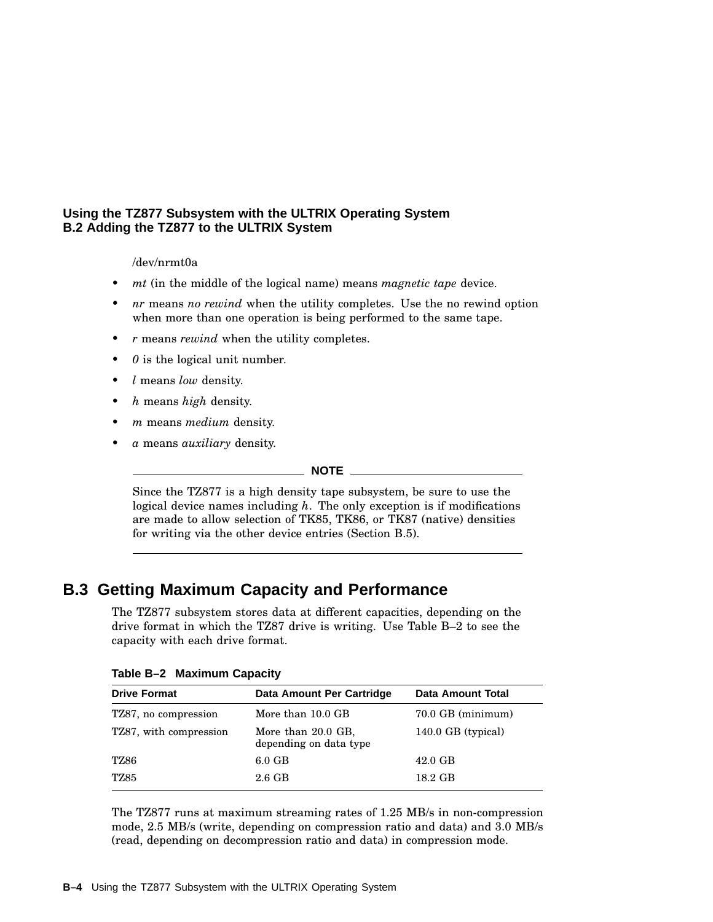/dev/nrmt0a

- *mt* (in the middle of the logical name) means *magnetic tape* device.
- *nr* means *no rewind* when the utility completes. Use the no rewind option when more than one operation is being performed to the same tape.
- *r* means *rewind* when the utility completes.
- *0* is the logical unit number.
- *l* means *low* density.
- *h* means *high* density.
- *m* means *medium* density.
- *a* means *auxiliary* density.

---

**NOTE**

Since the TZ877 is a high density tape subsystem, be sure to use the logical device names including *h*. The only exception is if modifications are made to allow selection of TK85, TK86, or TK87 (native) densities for writing via the other device entries (Section B.5).

---

## B.3 Getting Maximum Capacity and Performance

The TZ877 subsystem stores data at different capacities, depending on the drive format in which the TZ87 drive is writing. Use Table B–2 to see the capacity with each drive format.

**Table B–2 Maximum Capacity**

| Drive Format | Data Amount Per Cartridge | Data Amount Total |
|---|---|---|
| TZ87, no compression | More than 10.0 GB | 70.0 GB (minimum) |
| TZ87, with compression | More than 20.0 GB, depending on data type | 140.0 GB (typical) |
| TZ86 | 6.0 GB | 42.0 GB |
| TZ85 | 2.6 GB | 18.2 GB |

The TZ877 runs at maximum streaming rates of 1.25 MB/s in non-compression mode, 2.5 MB/s (write, depending on compression ratio and data) and 3.0 MB/s (read, depending on decompression ratio and data) in compression mode.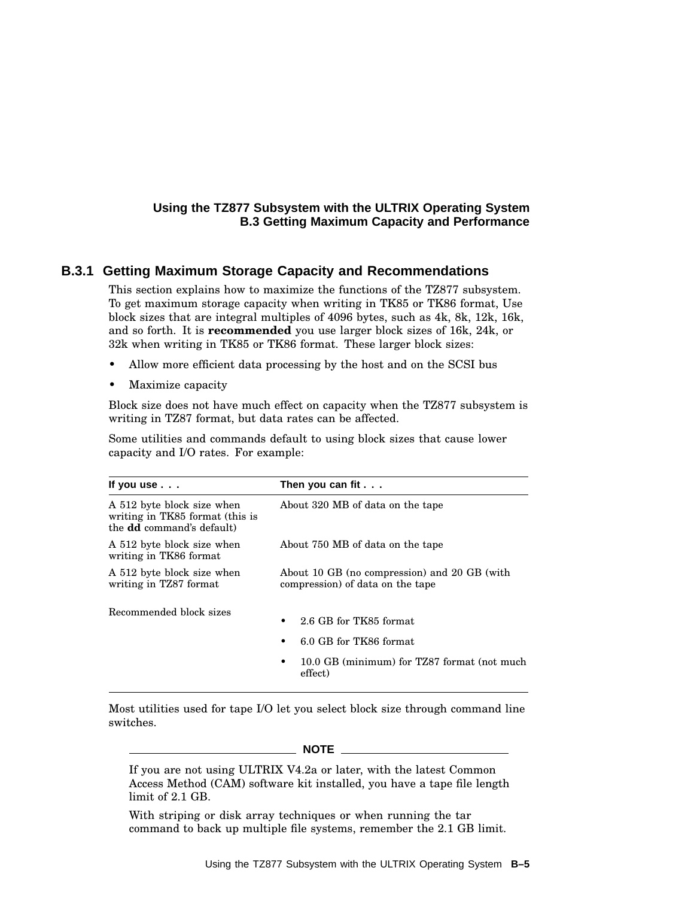### B.3.1 Getting Maximum Storage Capacity and Recommendations

This section explains how to maximize the functions of the TZ877 subsystem. To get maximum storage capacity when writing in TK85 or TK86 format, Use block sizes that are integral multiples of 4096 bytes, such as 4k, 8k, 12k, 16k, and so forth. It is **recommended** you use larger block sizes of 16k, 24k, or 32k when writing in TK85 or TK86 format. These larger block sizes:

- Allow more efficient data processing by the host and on the SCSI bus
- Maximize capacity

Block size does not have much effect on capacity when the TZ877 subsystem is writing in TZ87 format, but data rates can be affected.

Some utilities and commands default to using block sizes that cause lower capacity and I/O rates. For example:

| If you use . . . | Then you can fit . . . |
|---|---|
| A 512 byte block size when writing in TK85 format (this is the **dd** command's default) | About 320 MB of data on the tape |
| A 512 byte block size when writing in TK86 format | About 750 MB of data on the tape |
| A 512 byte block size when writing in TZ87 format | About 10 GB (no compression) and 20 GB (with compression) of data on the tape |
| Recommended block sizes | • 2.6 GB for TK85 format<br>• 6.0 GB for TK86 format<br>• 10.0 GB (minimum) for TZ87 format (not much effect) |

Most utilities used for tape I/O let you select block size through command line switches.

---

**NOTE**

If you are not using ULTRIX V4.2a or later, with the latest Common Access Method (CAM) software kit installed, you have a tape file length limit of 2.1 GB.

With striping or disk array techniques or when running the tar command to back up multiple file systems, remember the 2.1 GB limit.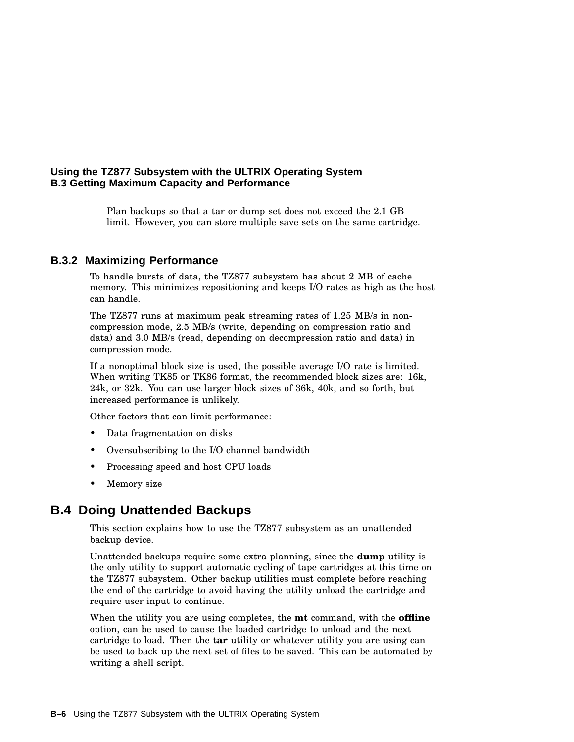Plan backups so that a tar or dump set does not exceed the 2.1 GB limit. However, you can store multiple save sets on the same cartridge.

---

### B.3.2 Maximizing Performance

To handle bursts of data, the TZ877 subsystem has about 2 MB of cache memory. This minimizes repositioning and keeps I/O rates as high as the host can handle.

The TZ877 runs at maximum peak streaming rates of 1.25 MB/s in non-compression mode, 2.5 MB/s (write, depending on compression ratio and data) and 3.0 MB/s (read, depending on decompression ratio and data) in compression mode.

If a nonoptimal block size is used, the possible average I/O rate is limited. When writing TK85 or TK86 format, the recommended block sizes are: 16k, 24k, or 32k. You can use larger block sizes of 36k, 40k, and so forth, but increased performance is unlikely.

Other factors that can limit performance:

- Data fragmentation on disks
- Oversubscribing to the I/O channel bandwidth
- Processing speed and host CPU loads
- Memory size

## B.4 Doing Unattended Backups

This section explains how to use the TZ877 subsystem as an unattended backup device.

Unattended backups require some extra planning, since the **dump** utility is the only utility to support automatic cycling of tape cartridges at this time on the TZ877 subsystem. Other backup utilities must complete before reaching the end of the cartridge to avoid having the utility unload the cartridge and require user input to continue.

When the utility you are using completes, the **mt** command, with the **offline** option, can be used to cause the loaded cartridge to unload and the next cartridge to load. Then the **tar** utility or whatever utility you are using can be used to back up the next set of files to be saved. This can be automated by writing a shell script.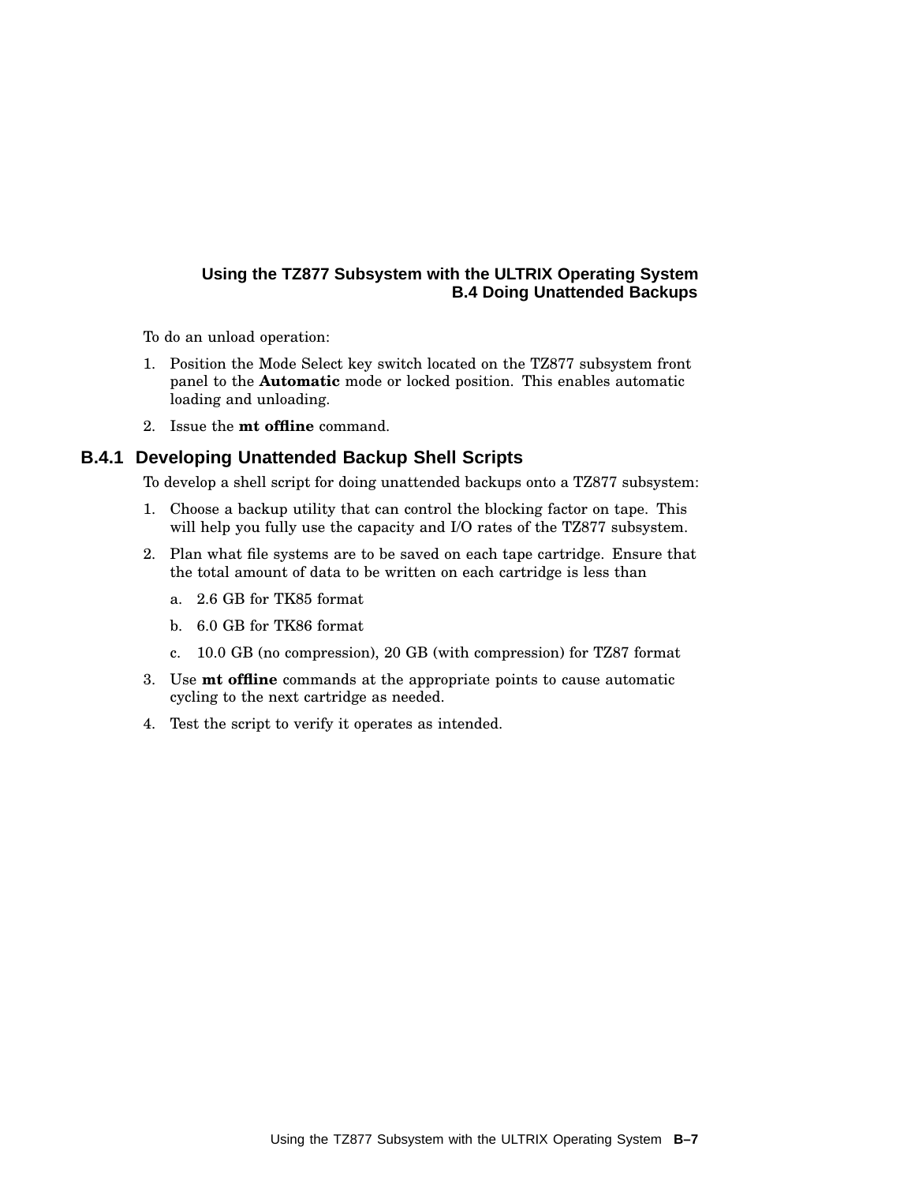To do an unload operation:

1. Position the Mode Select key switch located on the TZ877 subsystem front panel to the **Automatic** mode or locked position. This enables automatic loading and unloading.
2. Issue the **mt offline** command.

### B.4.1 Developing Unattended Backup Shell Scripts

To develop a shell script for doing unattended backups onto a TZ877 subsystem:

1. Choose a backup utility that can control the blocking factor on tape. This will help you fully use the capacity and I/O rates of the TZ877 subsystem.
2. Plan what file systems are to be saved on each tape cartridge. Ensure that the total amount of data to be written on each cartridge is less than
   a. 2.6 GB for TK85 format
   b. 6.0 GB for TK86 format
   c. 10.0 GB (no compression), 20 GB (with compression) for TZ87 format
3. Use **mt offline** commands at the appropriate points to cause automatic cycling to the next cartridge as needed.
4. Test the script to verify it operates as intended.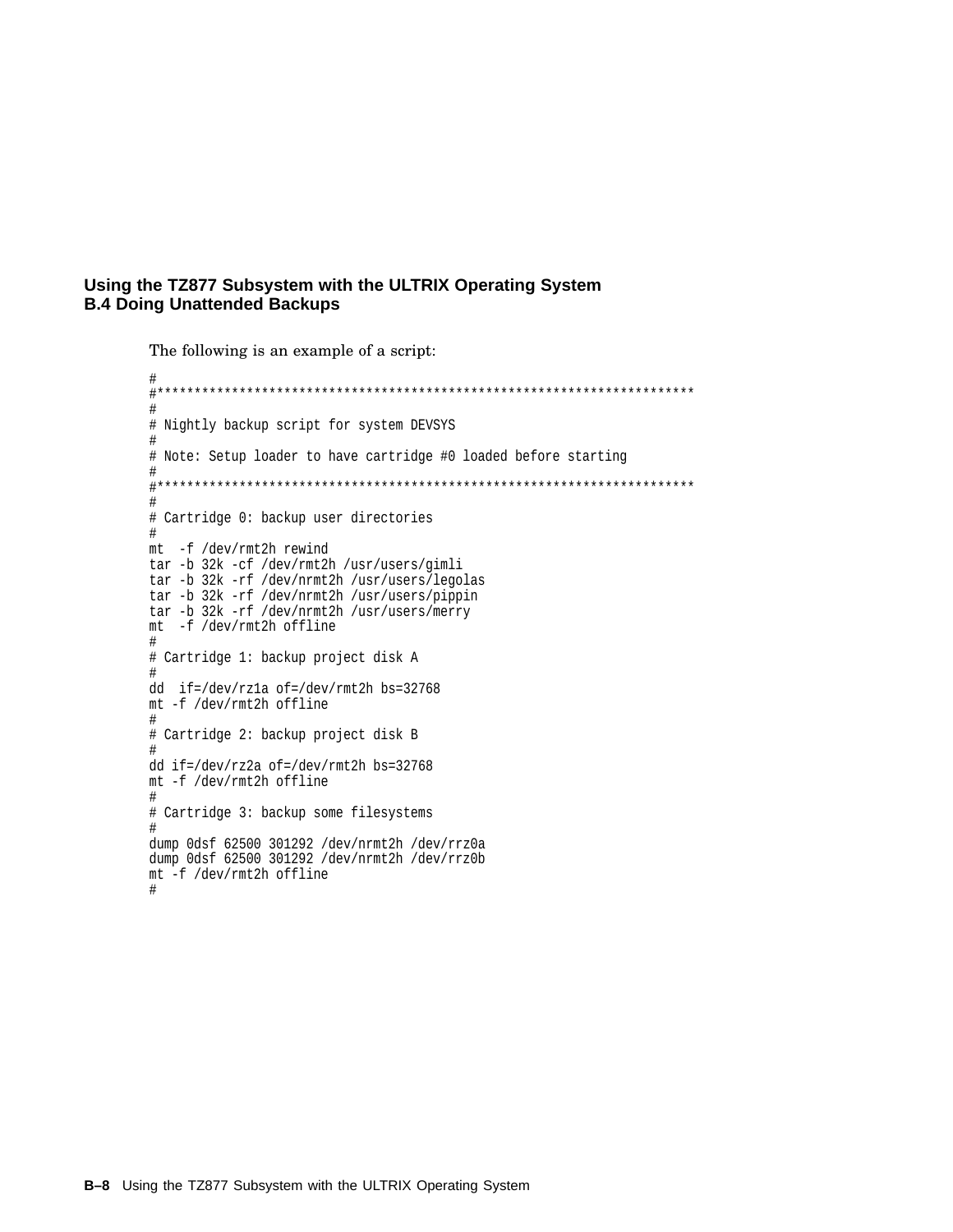## B.4 Doing Unattended Backups

The following is an example of a script:

```
#
#************************************************************************
#
# Nightly backup script for system DEVSYS
#
# Note: Setup loader to have cartridge #0 loaded before starting
#
#************************************************************************
#
# Cartridge 0: backup user directories
#
mt  -f /dev/rmt2h rewind
tar -b 32k -cf /dev/rmt2h /usr/users/gimli
tar -b 32k -rf /dev/nrmt2h /usr/users/legolas
tar -b 32k -rf /dev/nrmt2h /usr/users/pippin
tar -b 32k -rf /dev/nrmt2h /usr/users/merry
mt  -f /dev/rmt2h offline
#
# Cartridge 1: backup project disk A
#
dd  if=/dev/rz1a of=/dev/rmt2h bs=32768
mt -f /dev/rmt2h offline
#
# Cartridge 2: backup project disk B
#
dd if=/dev/rz2a of=/dev/rmt2h bs=32768
mt -f /dev/rmt2h offline
#
# Cartridge 3: backup some filesystems
#
dump 0dsf 62500 301292 /dev/nrmt2h /dev/rrz0a
dump 0dsf 62500 301292 /dev/nrmt2h /dev/rrz0b
mt -f /dev/rmt2h offline
#
```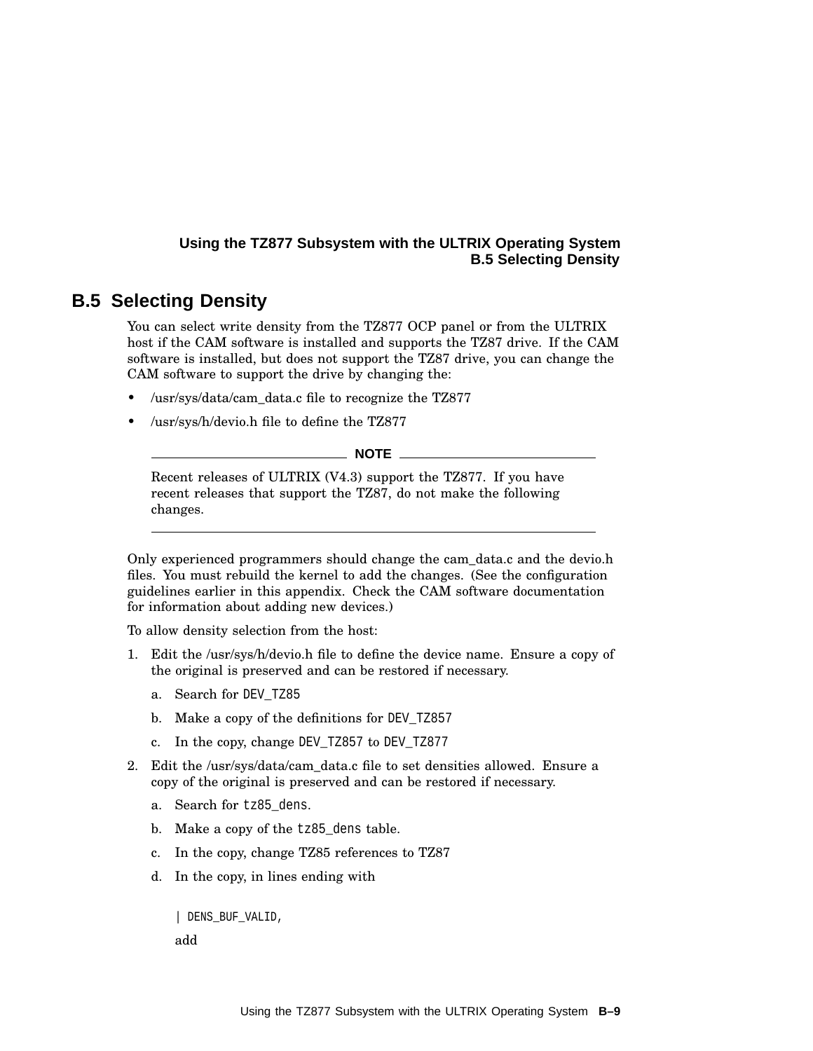## B.5 Selecting Density

You can select write density from the TZ877 OCP panel or from the ULTRIX host if the CAM software is installed and supports the TZ87 drive. If the CAM software is installed, but does not support the TZ87 drive, you can change the CAM software to support the drive by changing the:

- /usr/sys/data/cam_data.c file to recognize the TZ877
- /usr/sys/h/devio.h file to define the TZ877

---

**NOTE**

Recent releases of ULTRIX (V4.3) support the TZ877. If you have recent releases that support the TZ87, do not make the following changes.

---

Only experienced programmers should change the cam_data.c and the devio.h files. You must rebuild the kernel to add the changes. (See the configuration guidelines earlier in this appendix. Check the CAM software documentation for information about adding new devices.)

To allow density selection from the host:

1. Edit the /usr/sys/h/devio.h file to define the device name. Ensure a copy of the original is preserved and can be restored if necessary.
   a. Search for `DEV_TZ85`
   b. Make a copy of the definitions for `DEV_TZ857`
   c. In the copy, change `DEV_TZ857` to `DEV_TZ877`
2. Edit the /usr/sys/data/cam_data.c file to set densities allowed. Ensure a copy of the original is preserved and can be restored if necessary.
   a. Search for `tz85_dens`.
   b. Make a copy of the `tz85_dens` table.
   c. In the copy, change TZ85 references to TZ87
   d. In the copy, in lines ending with

      ```
      | DENS_BUF_VALID,
      ```

      add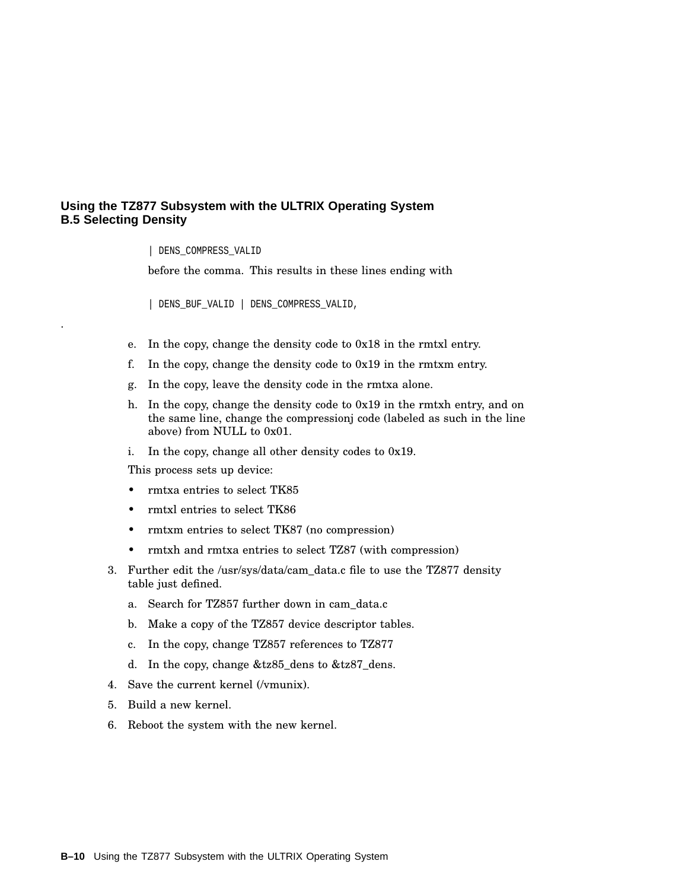```
| DENS_COMPRESS_VALID
```

before the comma. This results in these lines ending with

```
| DENS_BUF_VALID | DENS_COMPRESS_VALID,
```

.

e. In the copy, change the density code to 0x18 in the rmtxl entry.

f. In the copy, change the density code to 0x19 in the rmtxm entry.

g. In the copy, leave the density code in the rmtxa alone.

h. In the copy, change the density code to 0x19 in the rmtxh entry, and on the same line, change the compressionj code (labeled as such in the line above) from NULL to 0x01.

i. In the copy, change all other density codes to 0x19.

This process sets up device:

- rmtxa entries to select TK85
- rmtxl entries to select TK86
- rmtxm entries to select TK87 (no compression)
- rmtxh and rmtxa entries to select TZ87 (with compression)

3. Further edit the /usr/sys/data/cam_data.c file to use the TZ877 density table just defined.

   a. Search for TZ857 further down in cam_data.c

   b. Make a copy of the TZ857 device descriptor tables.

   c. In the copy, change TZ857 references to TZ877

   d. In the copy, change &tz85_dens to &tz87_dens.

4. Save the current kernel (/vmunix).

5. Build a new kernel.

6. Reboot the system with the new kernel.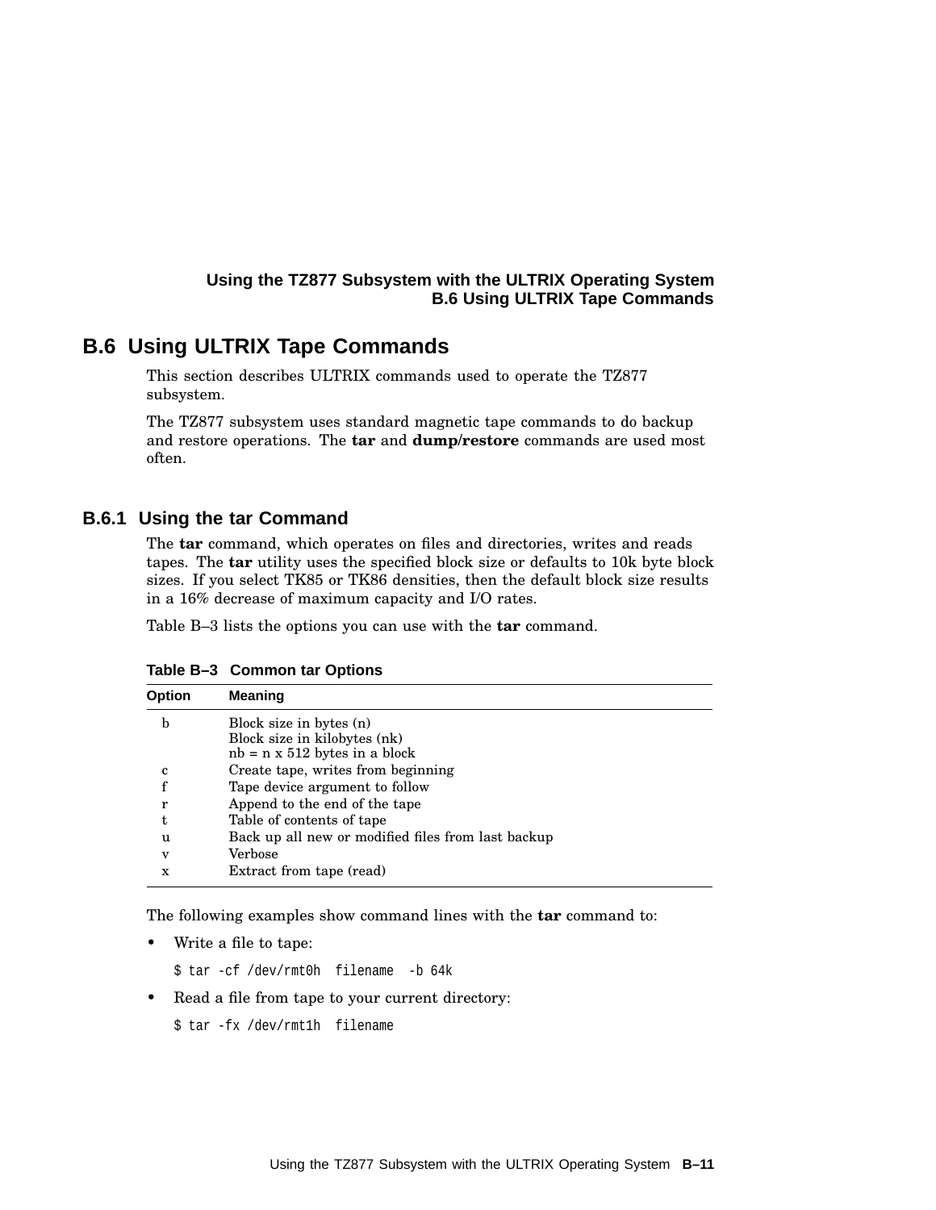## B.6 Using ULTRIX Tape Commands

This section describes ULTRIX commands used to operate the TZ877 subsystem.

The TZ877 subsystem uses standard magnetic tape commands to do backup and restore operations. The **tar** and **dump/restore** commands are used most often.

### B.6.1 Using the tar Command

The **tar** command, which operates on files and directories, writes and reads tapes. The **tar** utility uses the specified block size or defaults to 10k byte block sizes. If you select TK85 or TK86 densities, then the default block size results in a 16% decrease of maximum capacity and I/O rates.

Table B–3 lists the options you can use with the **tar** command.

**Table B–3 Common tar Options**

| Option | Meaning |
|---|---|
| b | Block size in bytes (n)<br>Block size in kilobytes (nk)<br>nb = n x 512 bytes in a block |
| c | Create tape, writes from beginning |
| f | Tape device argument to follow |
| r | Append to the end of the tape |
| t | Table of contents of tape |
| u | Back up all new or modified files from last backup |
| v | Verbose |
| x | Extract from tape (read) |

The following examples show command lines with the **tar** command to:

- Write a file to tape:

```
$ tar -cf /dev/rmt0h  filename  -b 64k
```

- Read a file from tape to your current directory:

```
$ tar -fx /dev/rmt1h  filename
```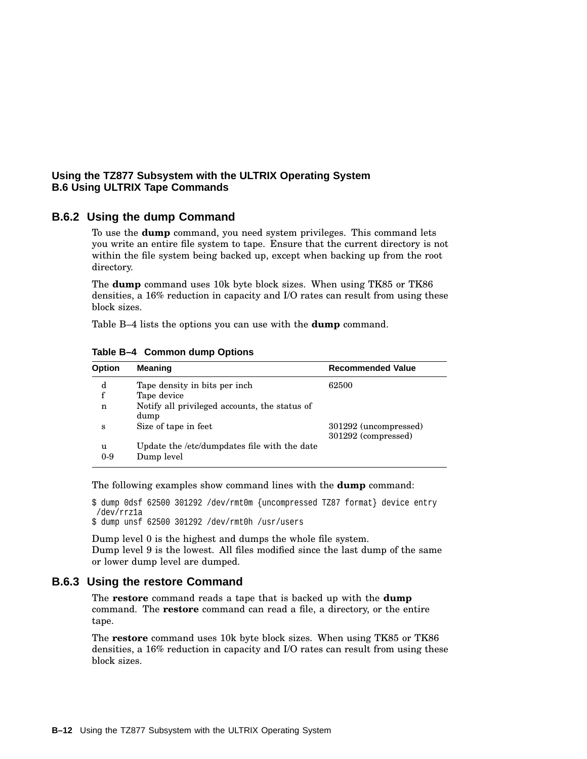### B.6.2 Using the dump Command

To use the **dump** command, you need system privileges. This command lets you write an entire file system to tape. Ensure that the current directory is not within the file system being backed up, except when backing up from the root directory.

The **dump** command uses 10k byte block sizes. When using TK85 or TK86 densities, a 16% reduction in capacity and I/O rates can result from using these block sizes.

Table B–4 lists the options you can use with the **dump** command.

**Table B–4 Common dump Options**

| Option | Meaning | Recommended Value |
|---|---|---|
| d | Tape density in bits per inch | 62500 |
| f | Tape device | |
| n | Notify all privileged accounts, the status of dump | |
| s | Size of tape in feet | 301292 (uncompressed) 301292 (compressed) |
| u | Update the /etc/dumpdates file with the date | |
| 0-9 | Dump level | |

The following examples show command lines with the **dump** command:

```
$ dump 0dsf 62500 301292 /dev/rmt0m {uncompressed TZ87 format} device entry
 /dev/rrz1a
$ dump unsf 62500 301292 /dev/rmt0h /usr/users
```

Dump level 0 is the highest and dumps the whole file system.
Dump level 9 is the lowest. All files modified since the last dump of the same or lower dump level are dumped.

### B.6.3 Using the restore Command

The **restore** command reads a tape that is backed up with the **dump** command. The **restore** command can read a file, a directory, or the entire tape.

The **restore** command uses 10k byte block sizes. When using TK85 or TK86 densities, a 16% reduction in capacity and I/O rates can result from using these block sizes.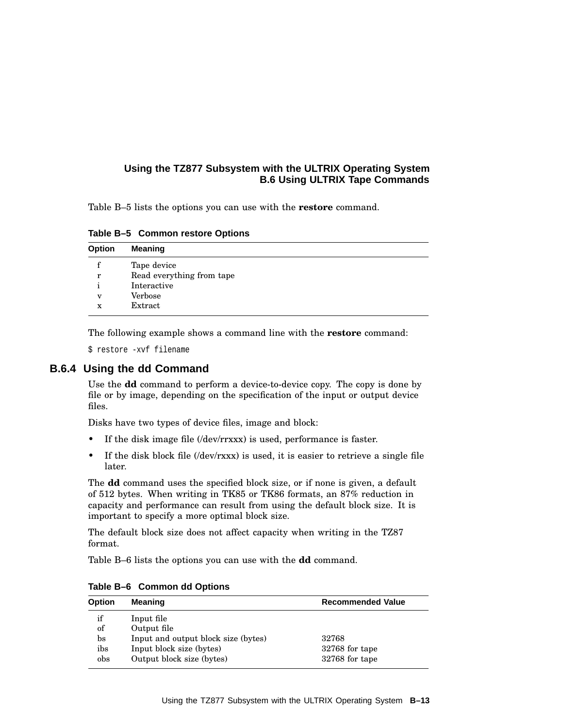Table B–5 lists the options you can use with the **restore** command.

**Table B–5 Common restore Options**

| Option | Meaning |
|---|---|
| f | Tape device |
| r | Read everything from tape |
| i | Interactive |
| v | Verbose |
| x | Extract |

The following example shows a command line with the **restore** command:

```
$ restore -xvf filename
```

### B.6.4 Using the dd Command

Use the **dd** command to perform a device-to-device copy. The copy is done by file or by image, depending on the specification of the input or output device files.

Disks have two types of device files, image and block:

- If the disk image file (/dev/rrxxx) is used, performance is faster.
- If the disk block file (/dev/rxxx) is used, it is easier to retrieve a single file later.

The **dd** command uses the specified block size, or if none is given, a default of 512 bytes. When writing in TK85 or TK86 formats, an 87% reduction in capacity and performance can result from using the default block size. It is important to specify a more optimal block size.

The default block size does not affect capacity when writing in the TZ87 format.

Table B–6 lists the options you can use with the **dd** command.

**Table B–6 Common dd Options**

| Option | Meaning | Recommended Value |
|---|---|---|
| if | Input file | |
| of | Output file | |
| bs | Input and output block size (bytes) | 32768 |
| ibs | Input block size (bytes) | 32768 for tape |
| obs | Output block size (bytes) | 32768 for tape |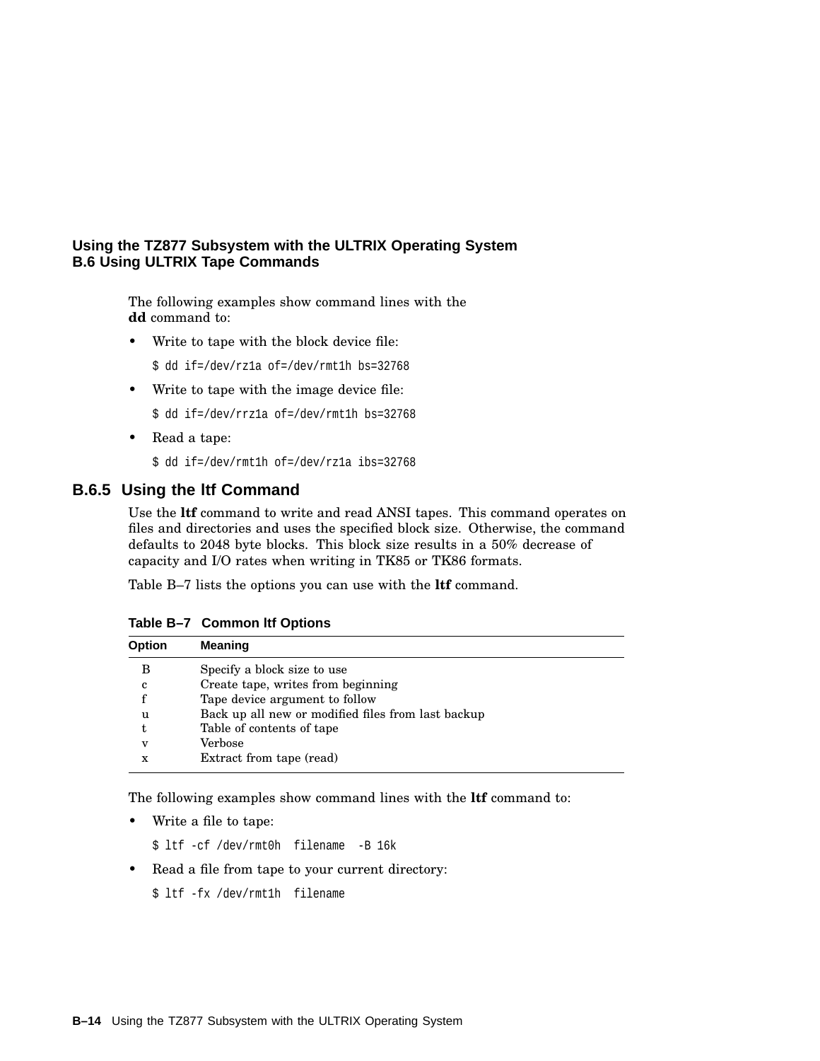The following examples show command lines with the **dd** command to:

- Write to tape with the block device file:

```
$ dd if=/dev/rz1a of=/dev/rmt1h bs=32768
```

- Write to tape with the image device file:

```
$ dd if=/dev/rrz1a of=/dev/rmt1h bs=32768
```

- Read a tape:

```
$ dd if=/dev/rmt1h of=/dev/rz1a ibs=32768
```

### B.6.5 Using the ltf Command

Use the **ltf** command to write and read ANSI tapes. This command operates on files and directories and uses the specified block size. Otherwise, the command defaults to 2048 byte blocks. This block size results in a 50% decrease of capacity and I/O rates when writing in TK85 or TK86 formats.

Table B–7 lists the options you can use with the **ltf** command.

**Table B–7 Common ltf Options**

| Option | Meaning |
|---|---|
| B | Specify a block size to use |
| c | Create tape, writes from beginning |
| f | Tape device argument to follow |
| u | Back up all new or modified files from last backup |
| t | Table of contents of tape |
| v | Verbose |
| x | Extract from tape (read) |

The following examples show command lines with the **ltf** command to:

- Write a file to tape:

```
$ ltf -cf /dev/rmt0h  filename  -B 16k
```

- Read a file from tape to your current directory:

```
$ ltf -fx /dev/rmt1h  filename
```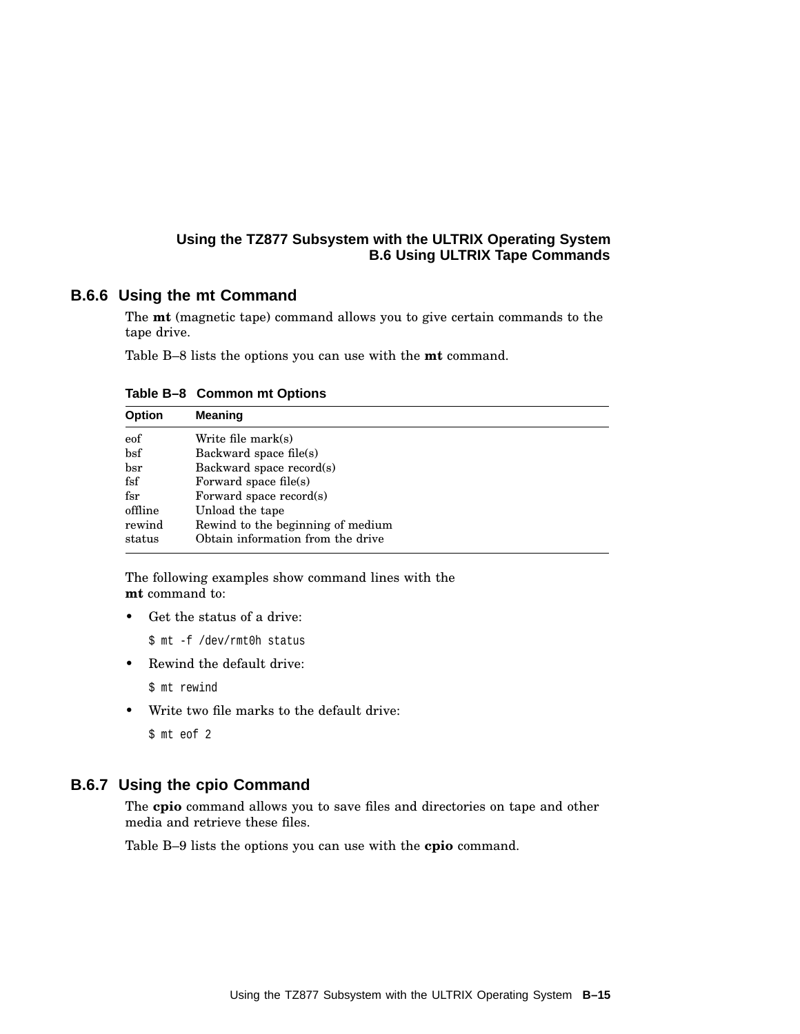### B.6.6 Using the mt Command

The **mt** (magnetic tape) command allows you to give certain commands to the tape drive.

Table B–8 lists the options you can use with the **mt** command.

**Table B–8 Common mt Options**

| Option | Meaning |
|---|---|
| eof | Write file mark(s) |
| bsf | Backward space file(s) |
| bsr | Backward space record(s) |
| fsf | Forward space file(s) |
| fsr | Forward space record(s) |
| offline | Unload the tape |
| rewind | Rewind to the beginning of medium |
| status | Obtain information from the drive |

The following examples show command lines with the **mt** command to:

- Get the status of a drive:

  ```
  $ mt -f /dev/rmt0h status
  ```

- Rewind the default drive:

  ```
  $ mt rewind
  ```

- Write two file marks to the default drive:

  ```
  $ mt eof 2
  ```

### B.6.7 Using the cpio Command

The **cpio** command allows you to save files and directories on tape and other media and retrieve these files.

Table B–9 lists the options you can use with the **cpio** command.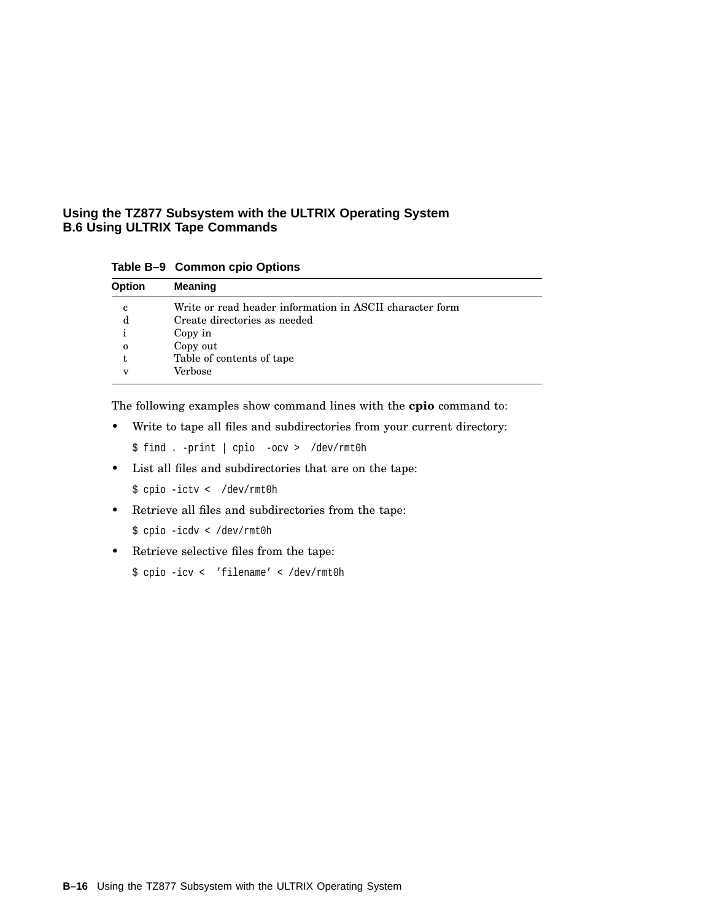**Table B–9 Common cpio Options**

| Option | Meaning |
|---|---|
| c | Write or read header information in ASCII character form |
| d | Create directories as needed |
| i | Copy in |
| o | Copy out |
| t | Table of contents of tape |
| v | Verbose |

The following examples show command lines with the **cpio** command to:

- Write to tape all files and subdirectories from your current directory:

```
$ find . -print | cpio  -ocv >  /dev/rmt0h
```

- List all files and subdirectories that are on the tape:

```
$ cpio -ictv <  /dev/rmt0h
```

- Retrieve all files and subdirectories from the tape:

```
$ cpio -icdv < /dev/rmt0h
```

- Retrieve selective files from the tape:

```
$ cpio -icv <  'filename' < /dev/rmt0h
```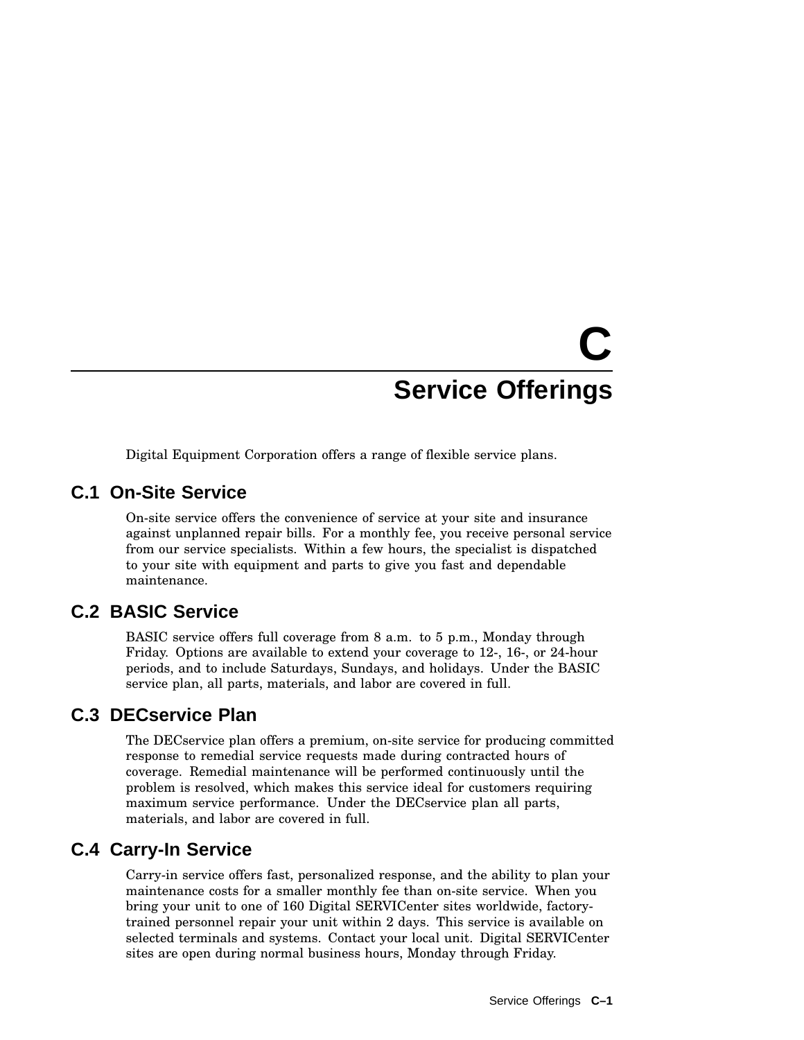# C Service Offerings

Digital Equipment Corporation offers a range of flexible service plans.

## C.1 On-Site Service

On-site service offers the convenience of service at your site and insurance against unplanned repair bills. For a monthly fee, you receive personal service from our service specialists. Within a few hours, the specialist is dispatched to your site with equipment and parts to give you fast and dependable maintenance.

## C.2 BASIC Service

BASIC service offers full coverage from 8 a.m. to 5 p.m., Monday through Friday. Options are available to extend your coverage to 12-, 16-, or 24-hour periods, and to include Saturdays, Sundays, and holidays. Under the BASIC service plan, all parts, materials, and labor are covered in full.

## C.3 DECservice Plan

The DECservice plan offers a premium, on-site service for producing committed response to remedial service requests made during contracted hours of coverage. Remedial maintenance will be performed continuously until the problem is resolved, which makes this service ideal for customers requiring maximum service performance. Under the DECservice plan all parts, materials, and labor are covered in full.

## C.4 Carry-In Service

Carry-in service offers fast, personalized response, and the ability to plan your maintenance costs for a smaller monthly fee than on-site service. When you bring your unit to one of 160 Digital SERVICenter sites worldwide, factory-trained personnel repair your unit within 2 days. This service is available on selected terminals and systems. Contact your local unit. Digital SERVICenter sites are open during normal business hours, Monday through Friday.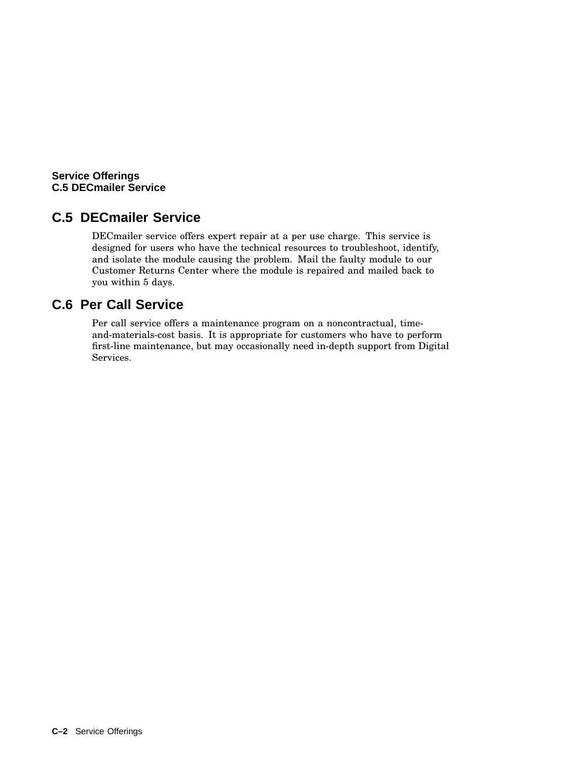## C.5 DECmailer Service

DECmailer service offers expert repair at a per use charge. This service is designed for users who have the technical resources to troubleshoot, identify, and isolate the module causing the problem. Mail the faulty module to our Customer Returns Center where the module is repaired and mailed back to you within 5 days.

## C.6 Per Call Service

Per call service offers a maintenance program on a noncontractual, time-and-materials-cost basis. It is appropriate for customers who have to perform first-line maintenance, but may occasionally need in-depth support from Digital Services.